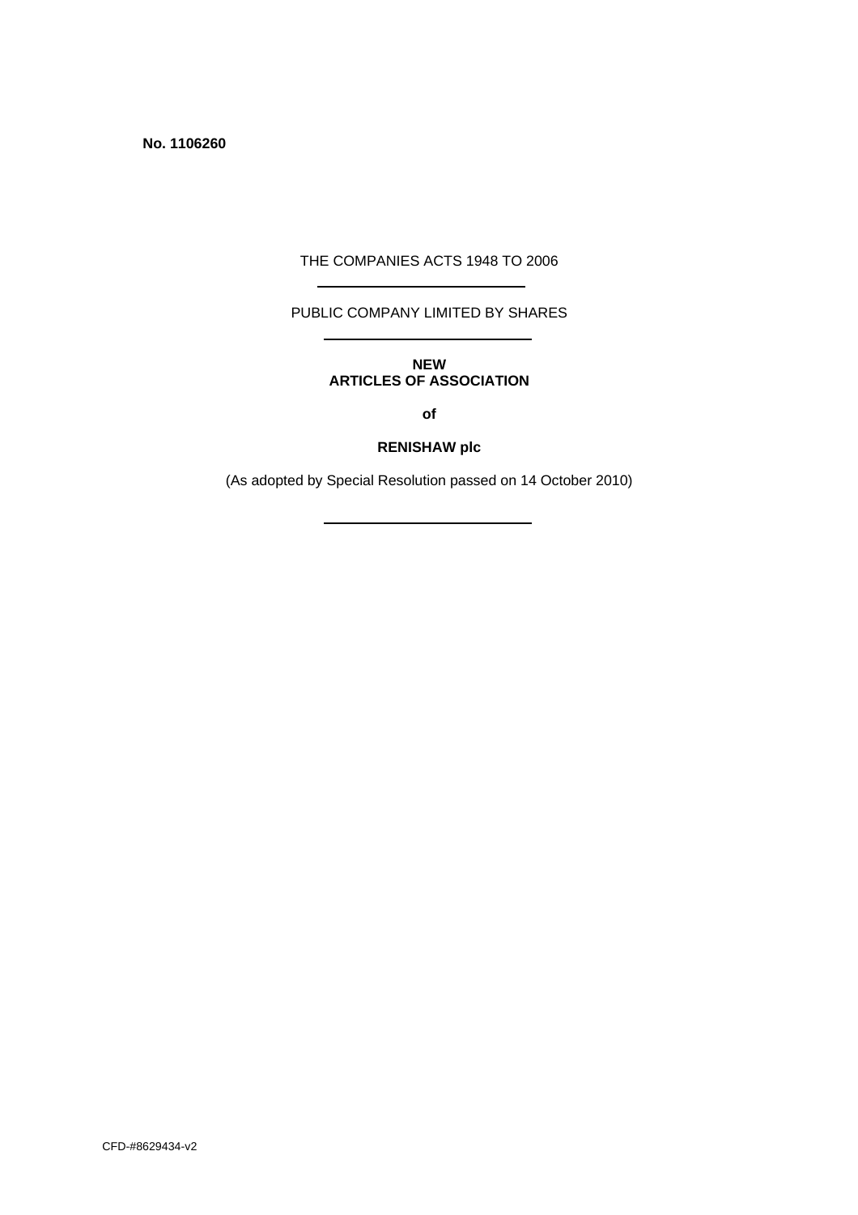**No. 1106260**

THE COMPANIES ACTS 1948 TO 2006

---

PUBLIC COMPANY LIMITED BY SHARES

---

**NEW**
**ARTICLES OF ASSOCIATION**

**of**

**RENISHAW plc**

(As adopted by Special Resolution passed on 14 October 2010)

---

CFD-#8629434-v2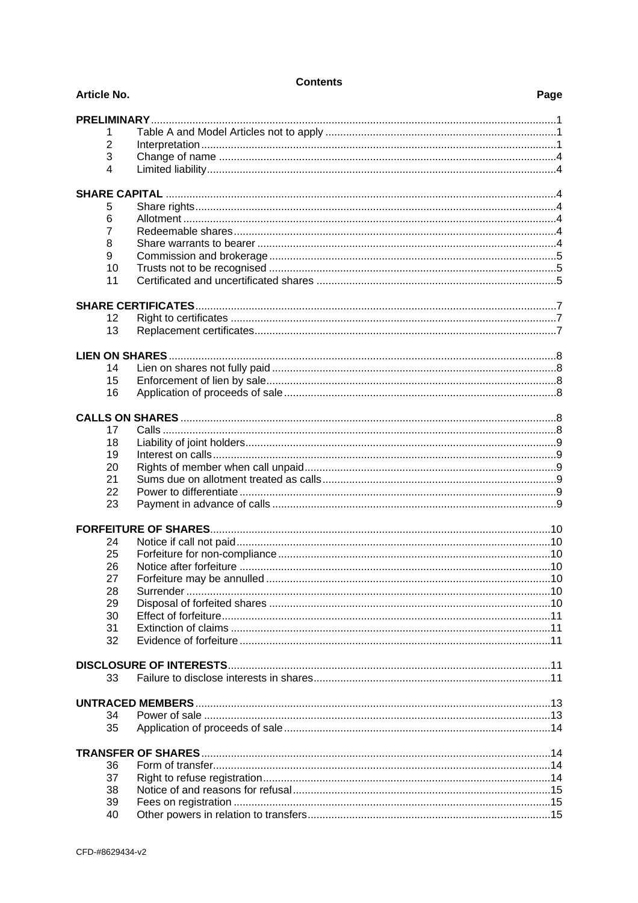# Contents

| Article No. | | Page |
|---|---|---|
| **PRELIMINARY** | | 1 |
| 1 | Table A and Model Articles not to apply | 1 |
| 2 | Interpretation | 1 |
| 3 | Change of name | 4 |
| 4 | Limited liability | 4 |
| **SHARE CAPITAL** | | 4 |
| 5 | Share rights | 4 |
| 6 | Allotment | 4 |
| 7 | Redeemable shares | 4 |
| 8 | Share warrants to bearer | 4 |
| 9 | Commission and brokerage | 5 |
| 10 | Trusts not to be recognised | 5 |
| 11 | Certificated and uncertificated shares | 5 |
| **SHARE CERTIFICATES** | | 7 |
| 12 | Right to certificates | 7 |
| 13 | Replacement certificates | 7 |
| **LIEN ON SHARES** | | 8 |
| 14 | Lien on shares not fully paid | 8 |
| 15 | Enforcement of lien by sale | 8 |
| 16 | Application of proceeds of sale | 8 |
| **CALLS ON SHARES** | | 8 |
| 17 | Calls | 8 |
| 18 | Liability of joint holders | 9 |
| 19 | Interest on calls | 9 |
| 20 | Rights of member when call unpaid | 9 |
| 21 | Sums due on allotment treated as calls | 9 |
| 22 | Power to differentiate | 9 |
| 23 | Payment in advance of calls | 9 |
| **FORFEITURE OF SHARES** | | 10 |
| 24 | Notice if call not paid | 10 |
| 25 | Forfeiture for non-compliance | 10 |
| 26 | Notice after forfeiture | 10 |
| 27 | Forfeiture may be annulled | 10 |
| 28 | Surrender | 10 |
| 29 | Disposal of forfeited shares | 10 |
| 30 | Effect of forfeiture | 11 |
| 31 | Extinction of claims | 11 |
| 32 | Evidence of forfeiture | 11 |
| **DISCLOSURE OF INTERESTS** | | 11 |
| 33 | Failure to disclose interests in shares | 11 |
| **UNTRACED MEMBERS** | | 13 |
| 34 | Power of sale | 13 |
| 35 | Application of proceeds of sale | 14 |
| **TRANSFER OF SHARES** | | 14 |
| 36 | Form of transfer | 14 |
| 37 | Right to refuse registration | 14 |
| 38 | Notice of and reasons for refusal | 15 |
| 39 | Fees on registration | 15 |
| 40 | Other powers in relation to transfers | 15 |

CFD-#8629434-v2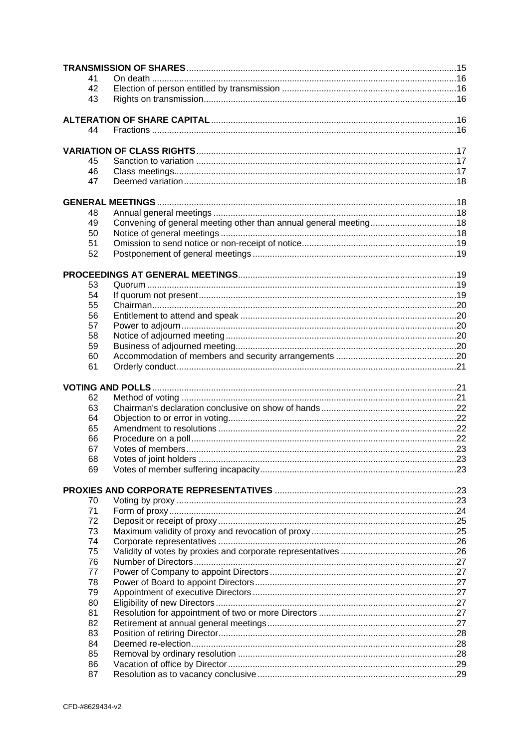| | | |
|---|---|---|
| **TRANSMISSION OF SHARES** | | 15 |
| 41 | On death | 16 |
| 42 | Election of person entitled by transmission | 16 |
| 43 | Rights on transmission | 16 |
| **ALTERATION OF SHARE CAPITAL** | | 16 |
| 44 | Fractions | 16 |
| **VARIATION OF CLASS RIGHTS** | | 17 |
| 45 | Sanction to variation | 17 |
| 46 | Class meetings | 17 |
| 47 | Deemed variation | 18 |
| **GENERAL MEETINGS** | | 18 |
| 48 | Annual general meetings | 18 |
| 49 | Convening of general meeting other than annual general meeting | 18 |
| 50 | Notice of general meetings | 18 |
| 51 | Omission to send notice or non-receipt of notice | 19 |
| 52 | Postponement of general meetings | 19 |
| **PROCEEDINGS AT GENERAL MEETINGS** | | 19 |
| 53 | Quorum | 19 |
| 54 | If quorum not present | 19 |
| 55 | Chairman | 20 |
| 56 | Entitlement to attend and speak | 20 |
| 57 | Power to adjourn | 20 |
| 58 | Notice of adjourned meeting | 20 |
| 59 | Business of adjourned meeting | 20 |
| 60 | Accommodation of members and security arrangements | 20 |
| 61 | Orderly conduct | 21 |
| **VOTING AND POLLS** | | 21 |
| 62 | Method of voting | 21 |
| 63 | Chairman's declaration conclusive on show of hands | 22 |
| 64 | Objection to or error in voting | 22 |
| 65 | Amendment to resolutions | 22 |
| 66 | Procedure on a poll | 22 |
| 67 | Votes of members | 23 |
| 68 | Votes of joint holders | 23 |
| 69 | Votes of member suffering incapacity | 23 |
| **PROXIES AND CORPORATE REPRESENTATIVES** | | 23 |
| 70 | Voting by proxy | 23 |
| 71 | Form of proxy | 24 |
| 72 | Deposit or receipt of proxy | 25 |
| 73 | Maximum validity of proxy and revocation of proxy | 25 |
| 74 | Corporate representatives | 26 |
| 75 | Validity of votes by proxies and corporate representatives | 26 |
| 76 | Number of Directors | 27 |
| 77 | Power of Company to appoint Directors | 27 |
| 78 | Power of Board to appoint Directors | 27 |
| 79 | Appointment of executive Directors | 27 |
| 80 | Eligibility of new Directors | 27 |
| 81 | Resolution for appointment of two or more Directors | 27 |
| 82 | Retirement at annual general meetings | 27 |
| 83 | Position of retiring Director | 28 |
| 84 | Deemed re-election | 28 |
| 85 | Removal by ordinary resolution | 28 |
| 86 | Vacation of office by Director | 29 |
| 87 | Resolution as to vacancy conclusive | 29 |

CFD-#8629434-v2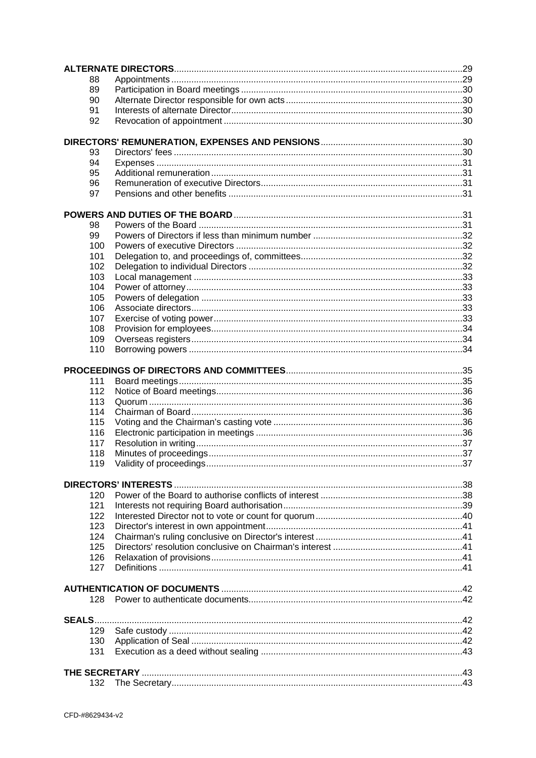| | | |
|---|---|---|
| **ALTERNATE DIRECTORS** | | 29 |
| 88 | Appointments | 29 |
| 89 | Participation in Board meetings | 30 |
| 90 | Alternate Director responsible for own acts | 30 |
| 91 | Interests of alternate Director | 30 |
| 92 | Revocation of appointment | 30 |
| **DIRECTORS' REMUNERATION, EXPENSES AND PENSIONS** | | 30 |
| 93 | Directors' fees | 30 |
| 94 | Expenses | 31 |
| 95 | Additional remuneration | 31 |
| 96 | Remuneration of executive Directors | 31 |
| 97 | Pensions and other benefits | 31 |
| **POWERS AND DUTIES OF THE BOARD** | | 31 |
| 98 | Powers of the Board | 31 |
| 99 | Powers of Directors if less than minimum number | 32 |
| 100 | Powers of executive Directors | 32 |
| 101 | Delegation to, and proceedings of, committees | 32 |
| 102 | Delegation to individual Directors | 32 |
| 103 | Local management | 33 |
| 104 | Power of attorney | 33 |
| 105 | Powers of delegation | 33 |
| 106 | Associate directors | 33 |
| 107 | Exercise of voting power | 33 |
| 108 | Provision for employees | 34 |
| 109 | Overseas registers | 34 |
| 110 | Borrowing powers | 34 |
| **PROCEEDINGS OF DIRECTORS AND COMMITTEES** | | 35 |
| 111 | Board meetings | 35 |
| 112 | Notice of Board meetings | 36 |
| 113 | Quorum | 36 |
| 114 | Chairman of Board | 36 |
| 115 | Voting and the Chairman's casting vote | 36 |
| 116 | Electronic participation in meetings | 36 |
| 117 | Resolution in writing | 37 |
| 118 | Minutes of proceedings | 37 |
| 119 | Validity of proceedings | 37 |
| **DIRECTORS' INTERESTS** | | 38 |
| 120 | Power of the Board to authorise conflicts of interest | 38 |
| 121 | Interests not requiring Board authorisation | 39 |
| 122 | Interested Director not to vote or count for quorum | 40 |
| 123 | Director's interest in own appointment | 41 |
| 124 | Chairman's ruling conclusive on Director's interest | 41 |
| 125 | Directors' resolution conclusive on Chairman's interest | 41 |
| 126 | Relaxation of provisions | 41 |
| 127 | Definitions | 41 |
| **AUTHENTICATION OF DOCUMENTS** | | 42 |
| 128 | Power to authenticate documents | 42 |
| **SEALS** | | 42 |
| 129 | Safe custody | 42 |
| 130 | Application of Seal | 42 |
| 131 | Execution as a deed without sealing | 43 |
| **THE SECRETARY** | | 43 |
| 132 | The Secretary | 43 |

CFD-#8629434-v2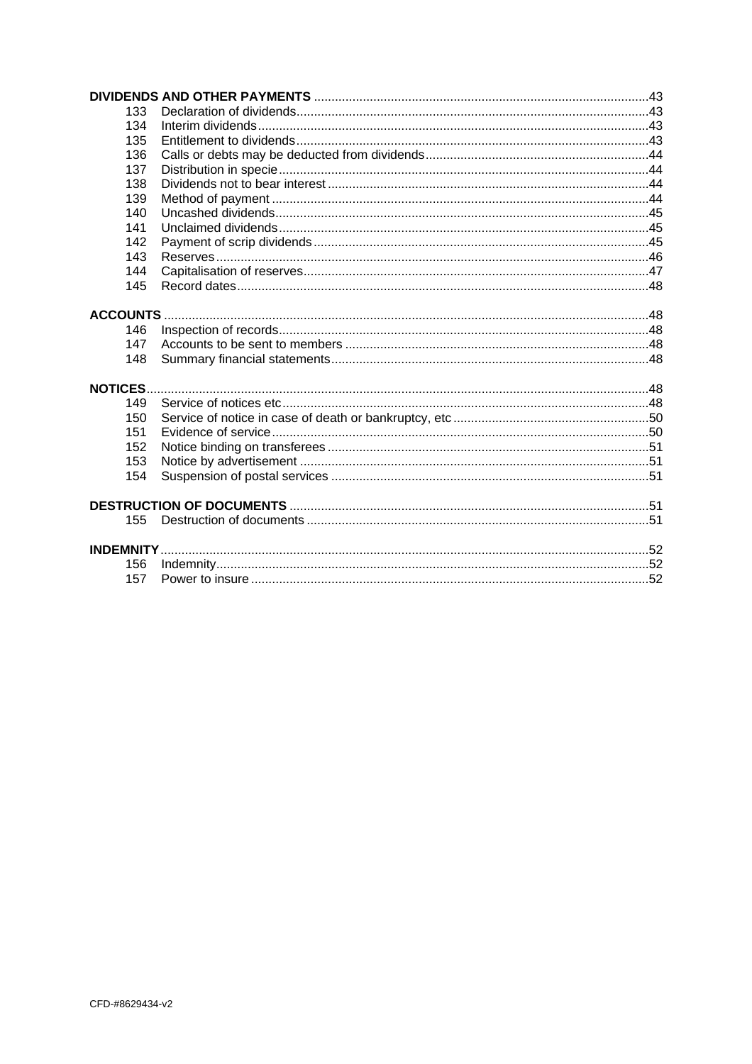**DIVIDENDS AND OTHER PAYMENTS** ....43

| | | |
|---|---|---|
| 133 | Declaration of dividends | 43 |
| 134 | Interim dividends | 43 |
| 135 | Entitlement to dividends | 43 |
| 136 | Calls or debts may be deducted from dividends | 44 |
| 137 | Distribution in specie | 44 |
| 138 | Dividends not to bear interest | 44 |
| 139 | Method of payment | 44 |
| 140 | Uncashed dividends | 45 |
| 141 | Unclaimed dividends | 45 |
| 142 | Payment of scrip dividends | 45 |
| 143 | Reserves | 46 |
| 144 | Capitalisation of reserves | 47 |
| 145 | Record dates | 48 |

**ACCOUNTS** ....48

| | | |
|---|---|---|
| 146 | Inspection of records | 48 |
| 147 | Accounts to be sent to members | 48 |
| 148 | Summary financial statements | 48 |

**NOTICES** ....48

| | | |
|---|---|---|
| 149 | Service of notices etc | 48 |
| 150 | Service of notice in case of death or bankruptcy, etc | 50 |
| 151 | Evidence of service | 50 |
| 152 | Notice binding on transferees | 51 |
| 153 | Notice by advertisement | 51 |
| 154 | Suspension of postal services | 51 |

**DESTRUCTION OF DOCUMENTS** ....51

| | | |
|---|---|---|
| 155 | Destruction of documents | 51 |

**INDEMNITY** ....52

| | | |
|---|---|---|
| 156 | Indemnity | 52 |
| 157 | Power to insure | 52 |

CFD-#8629434-v2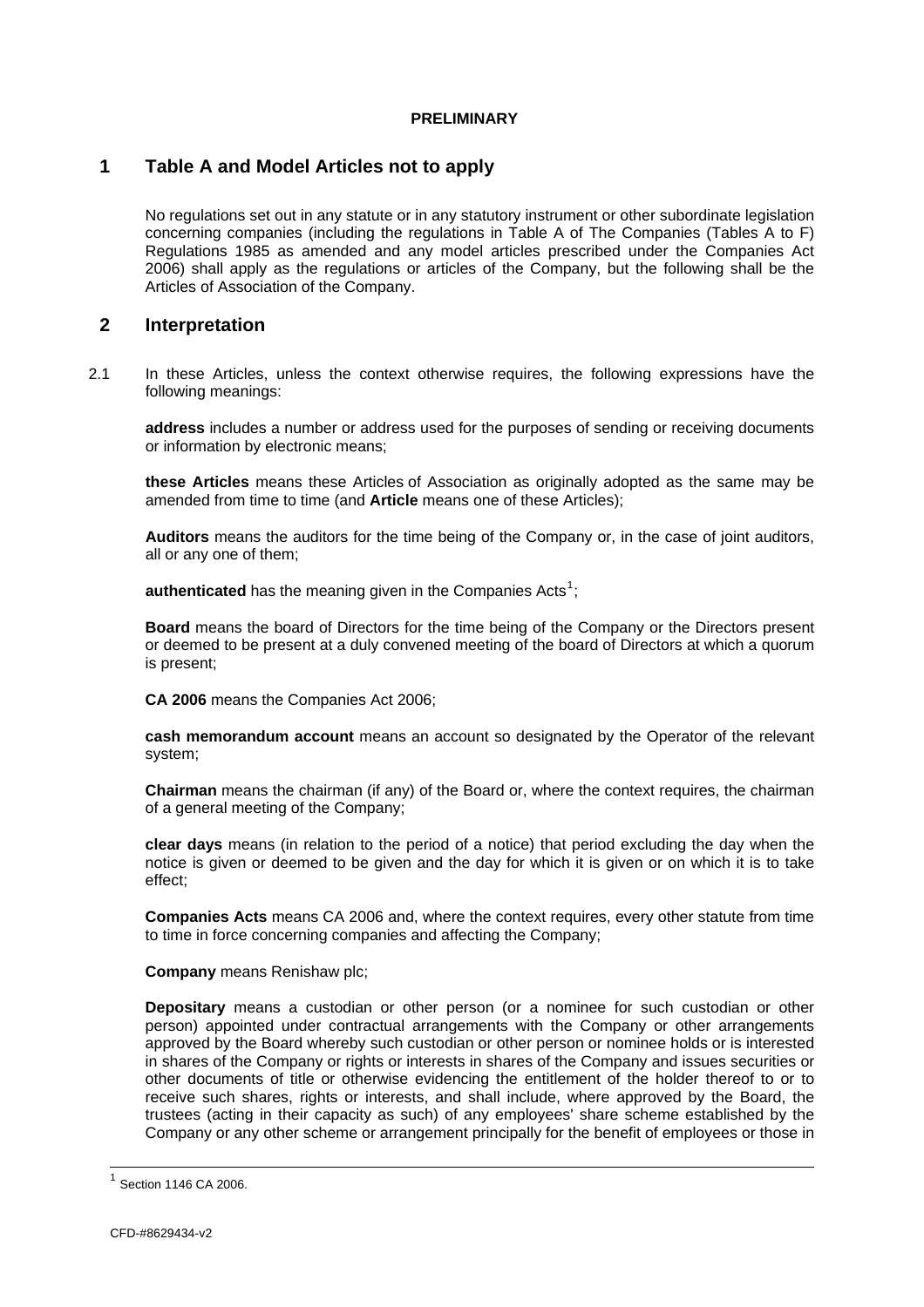**PRELIMINARY**

## 1 Table A and Model Articles not to apply

No regulations set out in any statute or in any statutory instrument or other subordinate legislation concerning companies (including the regulations in Table A of The Companies (Tables A to F) Regulations 1985 as amended and any model articles prescribed under the Companies Act 2006) shall apply as the regulations or articles of the Company, but the following shall be the Articles of Association of the Company.

## 2 Interpretation

2.1 In these Articles, unless the context otherwise requires, the following expressions have the following meanings:

**address** includes a number or address used for the purposes of sending or receiving documents or information by electronic means;

**these Articles** means these Articles of Association as originally adopted as the same may be amended from time to time (and **Article** means one of these Articles);

**Auditors** means the auditors for the time being of the Company or, in the case of joint auditors, all or any one of them;

**authenticated** has the meaning given in the Companies Acts[1];

**Board** means the board of Directors for the time being of the Company or the Directors present or deemed to be present at a duly convened meeting of the board of Directors at which a quorum is present;

**CA 2006** means the Companies Act 2006;

**cash memorandum account** means an account so designated by the Operator of the relevant system;

**Chairman** means the chairman (if any) of the Board or, where the context requires, the chairman of a general meeting of the Company;

**clear days** means (in relation to the period of a notice) that period excluding the day when the notice is given or deemed to be given and the day for which it is given or on which it is to take effect;

**Companies Acts** means CA 2006 and, where the context requires, every other statute from time to time in force concerning companies and affecting the Company;

**Company** means Renishaw plc;

**Depositary** means a custodian or other person (or a nominee for such custodian or other person) appointed under contractual arrangements with the Company or other arrangements approved by the Board whereby such custodian or other person or nominee holds or is interested in shares of the Company or rights or interests in shares of the Company and issues securities or other documents of title or otherwise evidencing the entitlement of the holder thereof to or to receive such shares, rights or interests, and shall include, where approved by the Board, the trustees (acting in their capacity as such) of any employees' share scheme established by the Company or any other scheme or arrangement principally for the benefit of employees or those in

[1] Section 1146 CA 2006.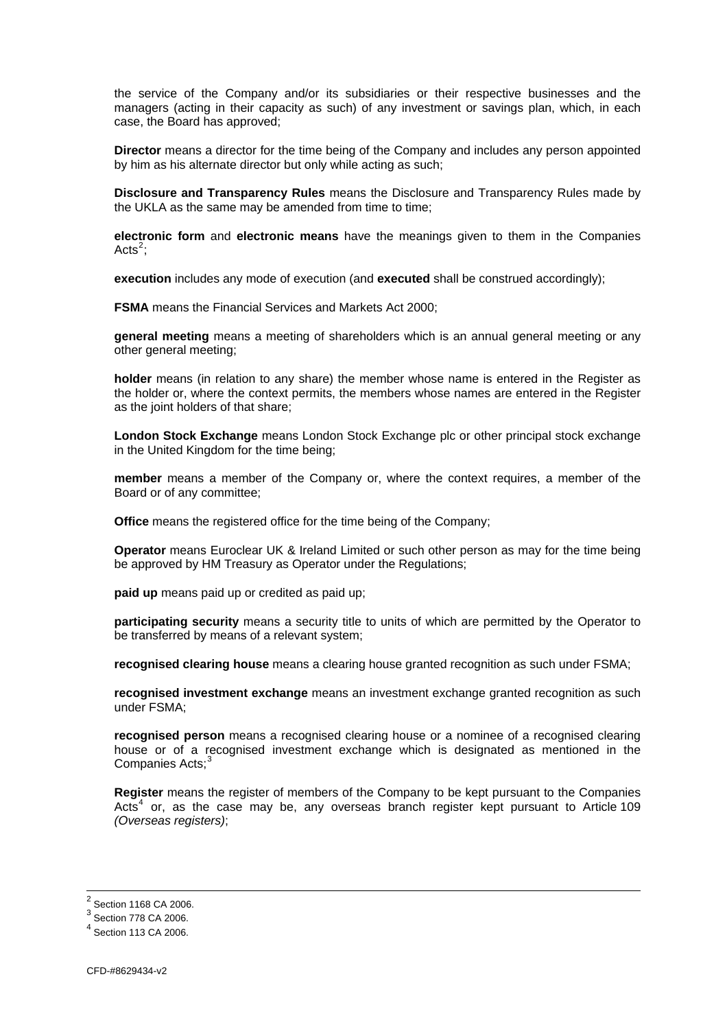the service of the Company and/or its subsidiaries or their respective businesses and the managers (acting in their capacity as such) of any investment or savings plan, which, in each case, the Board has approved;

**Director** means a director for the time being of the Company and includes any person appointed by him as his alternate director but only while acting as such;

**Disclosure and Transparency Rules** means the Disclosure and Transparency Rules made by the UKLA as the same may be amended from time to time;

**electronic form** and **electronic means** have the meanings given to them in the Companies Acts[2];

**execution** includes any mode of execution (and **executed** shall be construed accordingly);

**FSMA** means the Financial Services and Markets Act 2000;

**general meeting** means a meeting of shareholders which is an annual general meeting or any other general meeting;

**holder** means (in relation to any share) the member whose name is entered in the Register as the holder or, where the context permits, the members whose names are entered in the Register as the joint holders of that share;

**London Stock Exchange** means London Stock Exchange plc or other principal stock exchange in the United Kingdom for the time being;

**member** means a member of the Company or, where the context requires, a member of the Board or of any committee;

**Office** means the registered office for the time being of the Company;

**Operator** means Euroclear UK & Ireland Limited or such other person as may for the time being be approved by HM Treasury as Operator under the Regulations;

**paid up** means paid up or credited as paid up;

**participating security** means a security title to units of which are permitted by the Operator to be transferred by means of a relevant system;

**recognised clearing house** means a clearing house granted recognition as such under FSMA;

**recognised investment exchange** means an investment exchange granted recognition as such under FSMA;

**recognised person** means a recognised clearing house or a nominee of a recognised clearing house or of a recognised investment exchange which is designated as mentioned in the Companies Acts;[3]

**Register** means the register of members of the Company to be kept pursuant to the Companies Acts[4] or, as the case may be, any overseas branch register kept pursuant to Article 109 *(Overseas registers)*;

---

[2] Section 1168 CA 2006.

[3] Section 778 CA 2006.

[4] Section 113 CA 2006.

CFD-#8629434-v2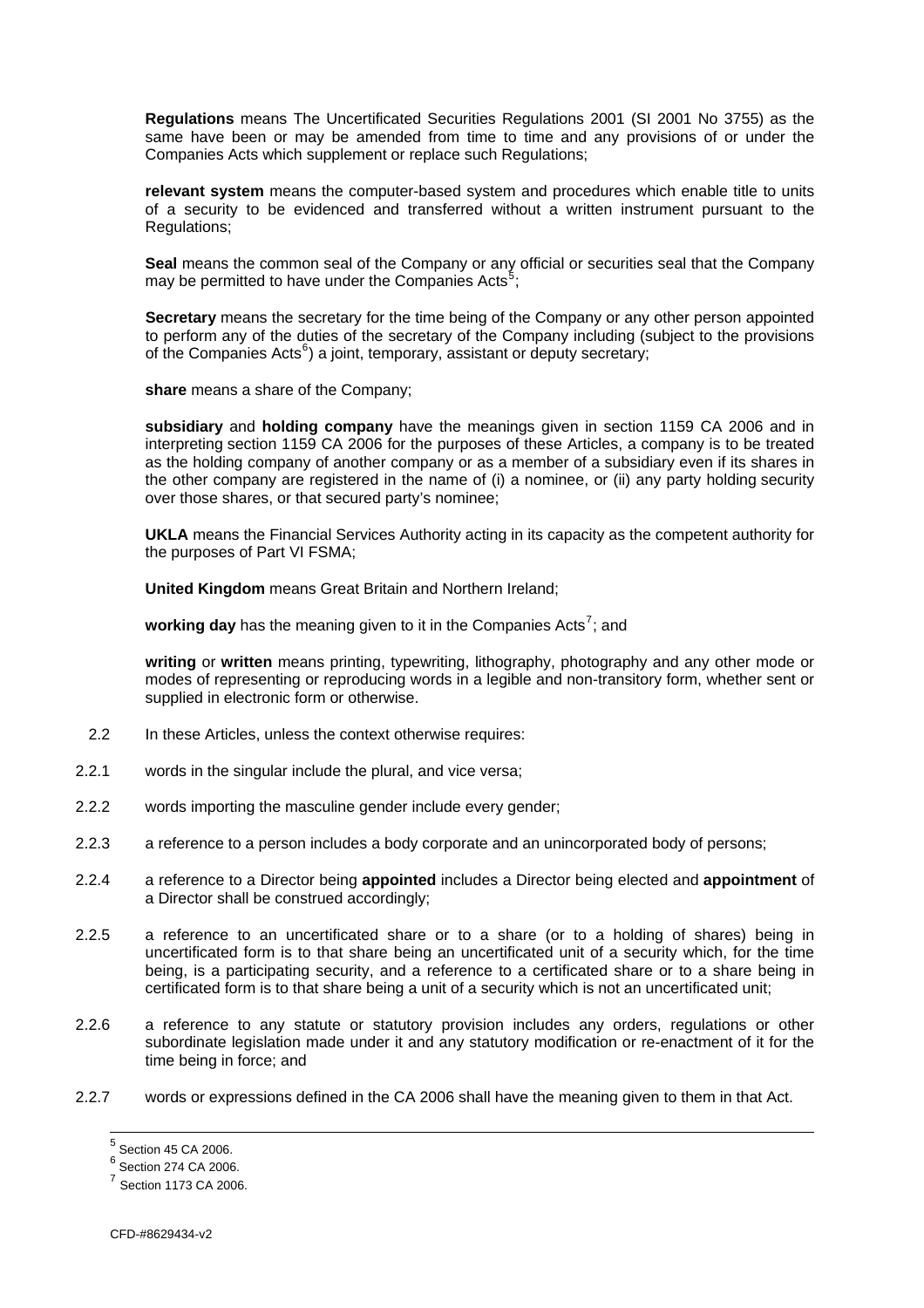**Regulations** means The Uncertificated Securities Regulations 2001 (SI 2001 No 3755) as the same have been or may be amended from time to time and any provisions of or under the Companies Acts which supplement or replace such Regulations;

**relevant system** means the computer-based system and procedures which enable title to units of a security to be evidenced and transferred without a written instrument pursuant to the Regulations;

**Seal** means the common seal of the Company or any official or securities seal that the Company may be permitted to have under the Companies Acts[5];

**Secretary** means the secretary for the time being of the Company or any other person appointed to perform any of the duties of the secretary of the Company including (subject to the provisions of the Companies Acts[6]) a joint, temporary, assistant or deputy secretary;

**share** means a share of the Company;

**subsidiary** and **holding company** have the meanings given in section 1159 CA 2006 and in interpreting section 1159 CA 2006 for the purposes of these Articles, a company is to be treated as the holding company of another company or as a member of a subsidiary even if its shares in the other company are registered in the name of (i) a nominee, or (ii) any party holding security over those shares, or that secured party's nominee;

**UKLA** means the Financial Services Authority acting in its capacity as the competent authority for the purposes of Part VI FSMA;

**United Kingdom** means Great Britain and Northern Ireland;

**working day** has the meaning given to it in the Companies Acts[7]; and

**writing** or **written** means printing, typewriting, lithography, photography and any other mode or modes of representing or reproducing words in a legible and non-transitory form, whether sent or supplied in electronic form or otherwise.

2.2 In these Articles, unless the context otherwise requires:

2.2.1 words in the singular include the plural, and vice versa;

2.2.2 words importing the masculine gender include every gender;

2.2.3 a reference to a person includes a body corporate and an unincorporated body of persons;

2.2.4 a reference to a Director being **appointed** includes a Director being elected and **appointment** of a Director shall be construed accordingly;

2.2.5 a reference to an uncertificated share or to a share (or to a holding of shares) being in uncertificated form is to that share being an uncertificated unit of a security which, for the time being, is a participating security, and a reference to a certificated share or to a share being in certificated form is to that share being a unit of a security which is not an uncertificated unit;

2.2.6 a reference to any statute or statutory provision includes any orders, regulations or other subordinate legislation made under it and any statutory modification or re-enactment of it for the time being in force; and

2.2.7 words or expressions defined in the CA 2006 shall have the meaning given to them in that Act.

---

[5] Section 45 CA 2006.

[6] Section 274 CA 2006.

[7] Section 1173 CA 2006.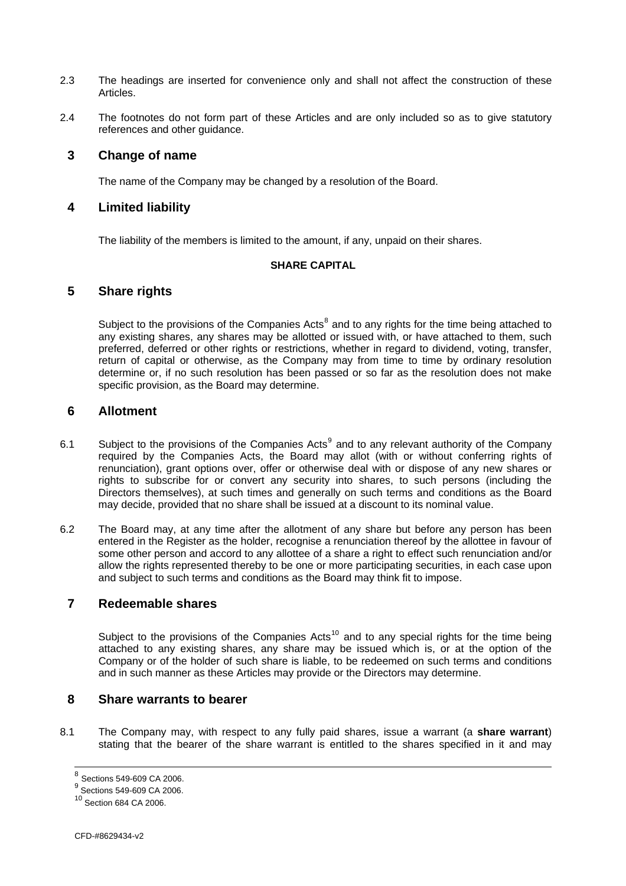2.3 The headings are inserted for convenience only and shall not affect the construction of these Articles.

2.4 The footnotes do not form part of these Articles and are only included so as to give statutory references and other guidance.

## 3 Change of name

The name of the Company may be changed by a resolution of the Board.

## 4 Limited liability

The liability of the members is limited to the amount, if any, unpaid on their shares.

**SHARE CAPITAL**

## 5 Share rights

Subject to the provisions of the Companies Acts[8] and to any rights for the time being attached to any existing shares, any shares may be allotted or issued with, or have attached to them, such preferred, deferred or other rights or restrictions, whether in regard to dividend, voting, transfer, return of capital or otherwise, as the Company may from time to time by ordinary resolution determine or, if no such resolution has been passed or so far as the resolution does not make specific provision, as the Board may determine.

## 6 Allotment

6.1 Subject to the provisions of the Companies Acts[9] and to any relevant authority of the Company required by the Companies Acts, the Board may allot (with or without conferring rights of renunciation), grant options over, offer or otherwise deal with or dispose of any new shares or rights to subscribe for or convert any security into shares, to such persons (including the Directors themselves), at such times and generally on such terms and conditions as the Board may decide, provided that no share shall be issued at a discount to its nominal value.

6.2 The Board may, at any time after the allotment of any share but before any person has been entered in the Register as the holder, recognise a renunciation thereof by the allottee in favour of some other person and accord to any allottee of a share a right to effect such renunciation and/or allow the rights represented thereby to be one or more participating securities, in each case upon and subject to such terms and conditions as the Board may think fit to impose.

## 7 Redeemable shares

Subject to the provisions of the Companies Acts[10] and to any special rights for the time being attached to any existing shares, any share may be issued which is, or at the option of the Company or of the holder of such share is liable, to be redeemed on such terms and conditions and in such manner as these Articles may provide or the Directors may determine.

## 8 Share warrants to bearer

8.1 The Company may, with respect to any fully paid shares, issue a warrant (a **share warrant**) stating that the bearer of the share warrant is entitled to the shares specified in it and may

---

[8] Sections 549-609 CA 2006.
[9] Sections 549-609 CA 2006.
[10] Section 684 CA 2006.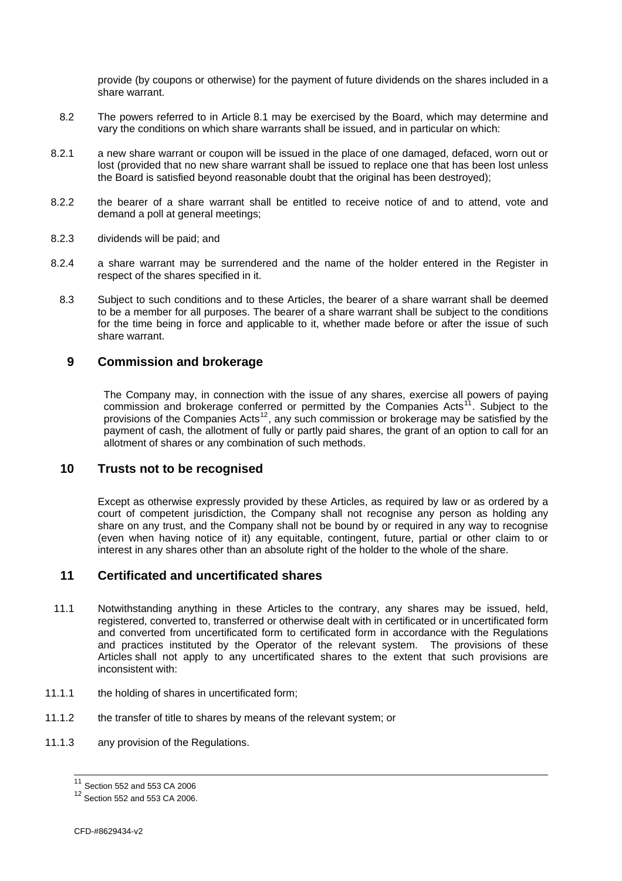provide (by coupons or otherwise) for the payment of future dividends on the shares included in a share warrant.

8.2 The powers referred to in Article 8.1 may be exercised by the Board, which may determine and vary the conditions on which share warrants shall be issued, and in particular on which:

8.2.1 a new share warrant or coupon will be issued in the place of one damaged, defaced, worn out or lost (provided that no new share warrant shall be issued to replace one that has been lost unless the Board is satisfied beyond reasonable doubt that the original has been destroyed);

8.2.2 the bearer of a share warrant shall be entitled to receive notice of and to attend, vote and demand a poll at general meetings;

8.2.3 dividends will be paid; and

8.2.4 a share warrant may be surrendered and the name of the holder entered in the Register in respect of the shares specified in it.

8.3 Subject to such conditions and to these Articles, the bearer of a share warrant shall be deemed to be a member for all purposes. The bearer of a share warrant shall be subject to the conditions for the time being in force and applicable to it, whether made before or after the issue of such share warrant.

## 9 Commission and brokerage

The Company may, in connection with the issue of any shares, exercise all powers of paying commission and brokerage conferred or permitted by the Companies Acts[11]. Subject to the provisions of the Companies Acts[12], any such commission or brokerage may be satisfied by the payment of cash, the allotment of fully or partly paid shares, the grant of an option to call for an allotment of shares or any combination of such methods.

## 10 Trusts not to be recognised

Except as otherwise expressly provided by these Articles, as required by law or as ordered by a court of competent jurisdiction, the Company shall not recognise any person as holding any share on any trust, and the Company shall not be bound by or required in any way to recognise (even when having notice of it) any equitable, contingent, future, partial or other claim to or interest in any shares other than an absolute right of the holder to the whole of the share.

## 11 Certificated and uncertificated shares

11.1 Notwithstanding anything in these Articles to the contrary, any shares may be issued, held, registered, converted to, transferred or otherwise dealt with in certificated or in uncertificated form and converted from uncertificated form to certificated form in accordance with the Regulations and practices instituted by the Operator of the relevant system. The provisions of these Articles shall not apply to any uncertificated shares to the extent that such provisions are inconsistent with:

11.1.1 the holding of shares in uncertificated form;

11.1.2 the transfer of title to shares by means of the relevant system; or

11.1.3 any provision of the Regulations.

---

[11] Section 552 and 553 CA 2006

[12] Section 552 and 553 CA 2006.

CFD-#8629434-v2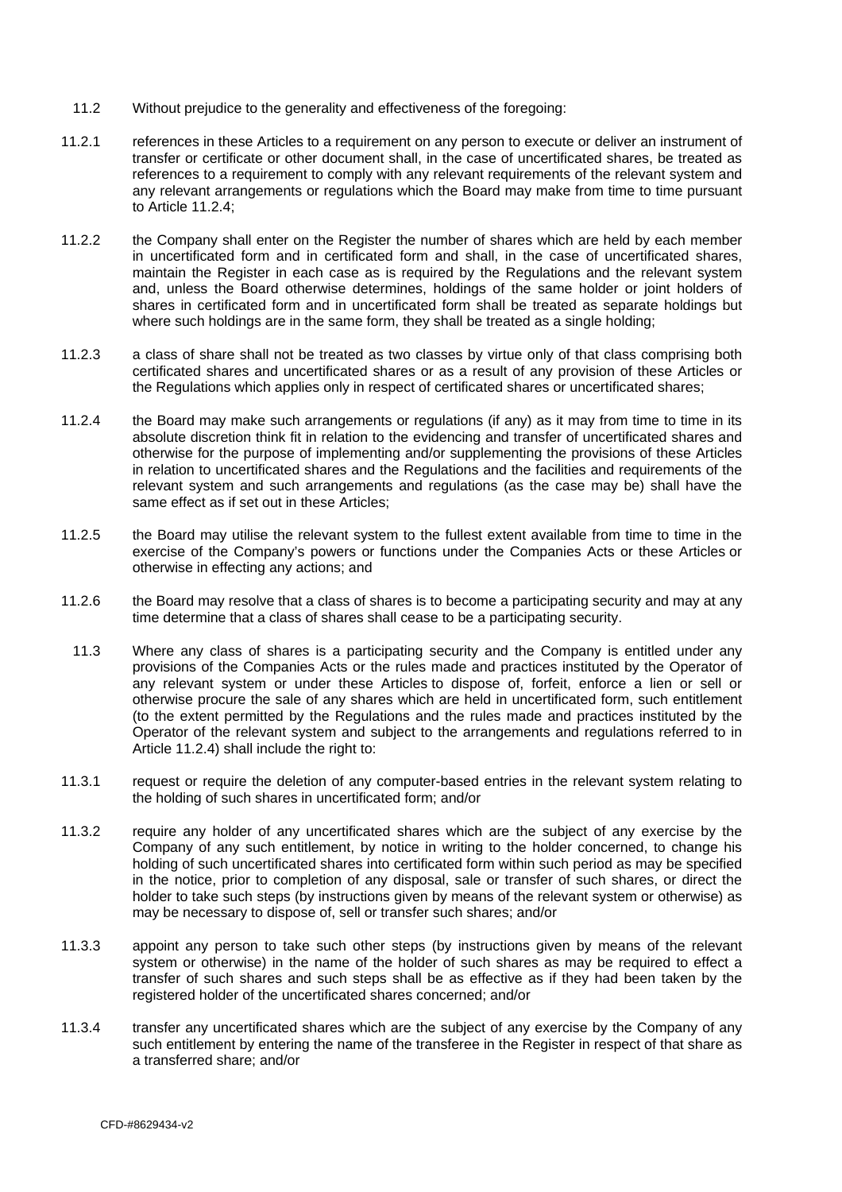11.2 Without prejudice to the generality and effectiveness of the foregoing:

11.2.1 references in these Articles to a requirement on any person to execute or deliver an instrument of transfer or certificate or other document shall, in the case of uncertificated shares, be treated as references to a requirement to comply with any relevant requirements of the relevant system and any relevant arrangements or regulations which the Board may make from time to time pursuant to Article 11.2.4;

11.2.2 the Company shall enter on the Register the number of shares which are held by each member in uncertificated form and in certificated form and shall, in the case of uncertificated shares, maintain the Register in each case as is required by the Regulations and the relevant system and, unless the Board otherwise determines, holdings of the same holder or joint holders of shares in certificated form and in uncertificated form shall be treated as separate holdings but where such holdings are in the same form, they shall be treated as a single holding;

11.2.3 a class of share shall not be treated as two classes by virtue only of that class comprising both certificated shares and uncertificated shares or as a result of any provision of these Articles or the Regulations which applies only in respect of certificated shares or uncertificated shares;

11.2.4 the Board may make such arrangements or regulations (if any) as it may from time to time in its absolute discretion think fit in relation to the evidencing and transfer of uncertificated shares and otherwise for the purpose of implementing and/or supplementing the provisions of these Articles in relation to uncertificated shares and the Regulations and the facilities and requirements of the relevant system and such arrangements and regulations (as the case may be) shall have the same effect as if set out in these Articles;

11.2.5 the Board may utilise the relevant system to the fullest extent available from time to time in the exercise of the Company's powers or functions under the Companies Acts or these Articles or otherwise in effecting any actions; and

11.2.6 the Board may resolve that a class of shares is to become a participating security and may at any time determine that a class of shares shall cease to be a participating security.

11.3 Where any class of shares is a participating security and the Company is entitled under any provisions of the Companies Acts or the rules made and practices instituted by the Operator of any relevant system or under these Articles to dispose of, forfeit, enforce a lien or sell or otherwise procure the sale of any shares which are held in uncertificated form, such entitlement (to the extent permitted by the Regulations and the rules made and practices instituted by the Operator of the relevant system and subject to the arrangements and regulations referred to in Article 11.2.4) shall include the right to:

11.3.1 request or require the deletion of any computer-based entries in the relevant system relating to the holding of such shares in uncertificated form; and/or

11.3.2 require any holder of any uncertificated shares which are the subject of any exercise by the Company of any such entitlement, by notice in writing to the holder concerned, to change his holding of such uncertificated shares into certificated form within such period as may be specified in the notice, prior to completion of any disposal, sale or transfer of such shares, or direct the holder to take such steps (by instructions given by means of the relevant system or otherwise) as may be necessary to dispose of, sell or transfer such shares; and/or

11.3.3 appoint any person to take such other steps (by instructions given by means of the relevant system or otherwise) in the name of the holder of such shares as may be required to effect a transfer of such shares and such steps shall be as effective as if they had been taken by the registered holder of the uncertificated shares concerned; and/or

11.3.4 transfer any uncertificated shares which are the subject of any exercise by the Company of any such entitlement by entering the name of the transferee in the Register in respect of that share as a transferred share; and/or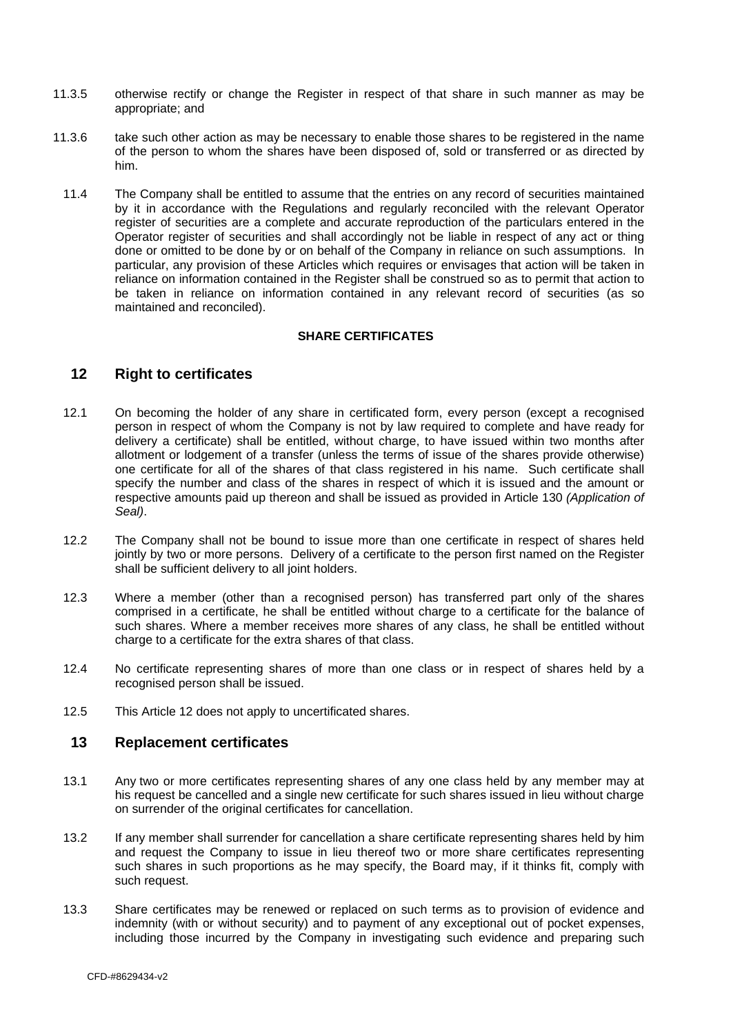11.3.5 otherwise rectify or change the Register in respect of that share in such manner as may be appropriate; and

11.3.6 take such other action as may be necessary to enable those shares to be registered in the name of the person to whom the shares have been disposed of, sold or transferred or as directed by him.

11.4 The Company shall be entitled to assume that the entries on any record of securities maintained by it in accordance with the Regulations and regularly reconciled with the relevant Operator register of securities are a complete and accurate reproduction of the particulars entered in the Operator register of securities and shall accordingly not be liable in respect of any act or thing done or omitted to be done by or on behalf of the Company in reliance on such assumptions. In particular, any provision of these Articles which requires or envisages that action will be taken in reliance on information contained in the Register shall be construed so as to permit that action to be taken in reliance on information contained in any relevant record of securities (as so maintained and reconciled).

**SHARE CERTIFICATES**

## 12 Right to certificates

12.1 On becoming the holder of any share in certificated form, every person (except a recognised person in respect of whom the Company is not by law required to complete and have ready for delivery a certificate) shall be entitled, without charge, to have issued within two months after allotment or lodgement of a transfer (unless the terms of issue of the shares provide otherwise) one certificate for all of the shares of that class registered in his name. Such certificate shall specify the number and class of the shares in respect of which it is issued and the amount or respective amounts paid up thereon and shall be issued as provided in Article 130 *(Application of Seal)*.

12.2 The Company shall not be bound to issue more than one certificate in respect of shares held jointly by two or more persons. Delivery of a certificate to the person first named on the Register shall be sufficient delivery to all joint holders.

12.3 Where a member (other than a recognised person) has transferred part only of the shares comprised in a certificate, he shall be entitled without charge to a certificate for the balance of such shares. Where a member receives more shares of any class, he shall be entitled without charge to a certificate for the extra shares of that class.

12.4 No certificate representing shares of more than one class or in respect of shares held by a recognised person shall be issued.

12.5 This Article 12 does not apply to uncertificated shares.

## 13 Replacement certificates

13.1 Any two or more certificates representing shares of any one class held by any member may at his request be cancelled and a single new certificate for such shares issued in lieu without charge on surrender of the original certificates for cancellation.

13.2 If any member shall surrender for cancellation a share certificate representing shares held by him and request the Company to issue in lieu thereof two or more share certificates representing such shares in such proportions as he may specify, the Board may, if it thinks fit, comply with such request.

13.3 Share certificates may be renewed or replaced on such terms as to provision of evidence and indemnity (with or without security) and to payment of any exceptional out of pocket expenses, including those incurred by the Company in investigating such evidence and preparing such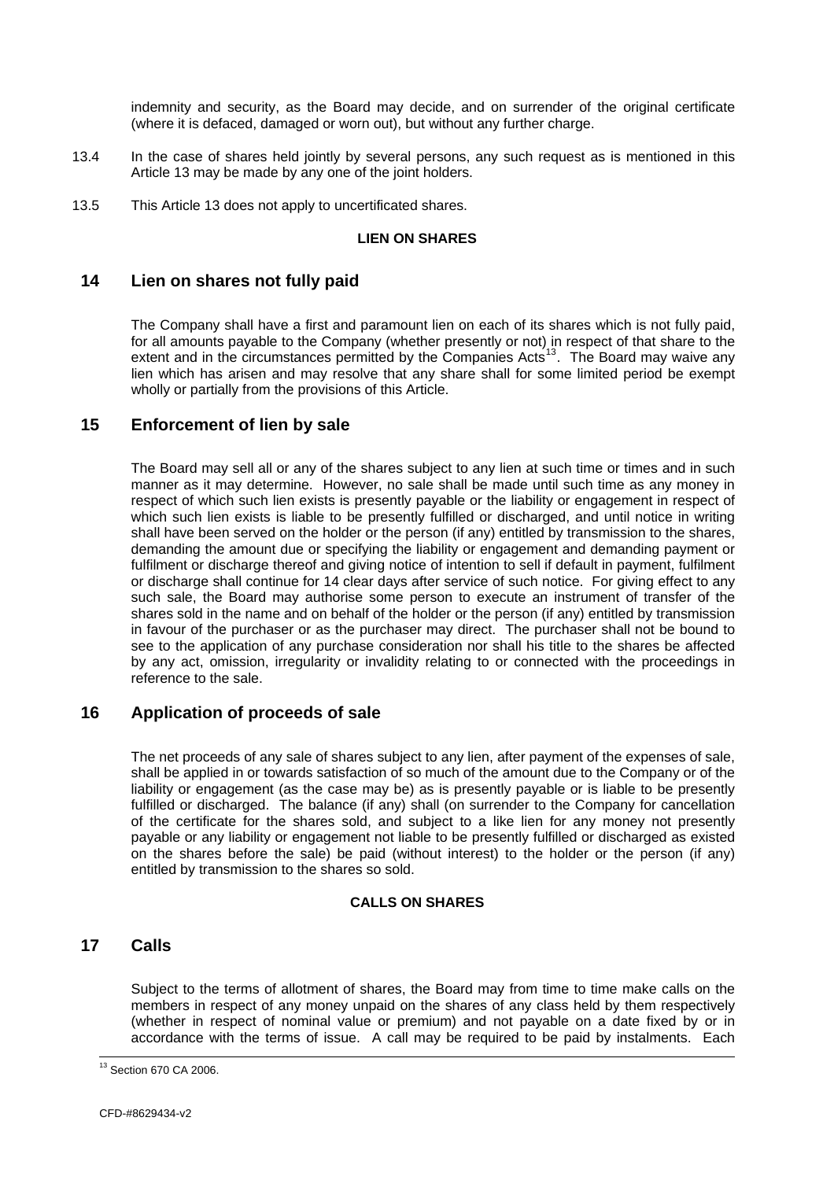indemnity and security, as the Board may decide, and on surrender of the original certificate (where it is defaced, damaged or worn out), but without any further charge.

13.4 In the case of shares held jointly by several persons, any such request as is mentioned in this Article 13 may be made by any one of the joint holders.

13.5 This Article 13 does not apply to uncertificated shares.

**LIEN ON SHARES**

## 14 Lien on shares not fully paid

The Company shall have a first and paramount lien on each of its shares which is not fully paid, for all amounts payable to the Company (whether presently or not) in respect of that share to the extent and in the circumstances permitted by the Companies Acts[13]. The Board may waive any lien which has arisen and may resolve that any share shall for some limited period be exempt wholly or partially from the provisions of this Article.

## 15 Enforcement of lien by sale

The Board may sell all or any of the shares subject to any lien at such time or times and in such manner as it may determine. However, no sale shall be made until such time as any money in respect of which such lien exists is presently payable or the liability or engagement in respect of which such lien exists is liable to be presently fulfilled or discharged, and until notice in writing shall have been served on the holder or the person (if any) entitled by transmission to the shares, demanding the amount due or specifying the liability or engagement and demanding payment or fulfilment or discharge thereof and giving notice of intention to sell if default in payment, fulfilment or discharge shall continue for 14 clear days after service of such notice. For giving effect to any such sale, the Board may authorise some person to execute an instrument of transfer of the shares sold in the name and on behalf of the holder or the person (if any) entitled by transmission in favour of the purchaser or as the purchaser may direct. The purchaser shall not be bound to see to the application of any purchase consideration nor shall his title to the shares be affected by any act, omission, irregularity or invalidity relating to or connected with the proceedings in reference to the sale.

## 16 Application of proceeds of sale

The net proceeds of any sale of shares subject to any lien, after payment of the expenses of sale, shall be applied in or towards satisfaction of so much of the amount due to the Company or of the liability or engagement (as the case may be) as is presently payable or is liable to be presently fulfilled or discharged. The balance (if any) shall (on surrender to the Company for cancellation of the certificate for the shares sold, and subject to a like lien for any money not presently payable or any liability or engagement not liable to be presently fulfilled or discharged as existed on the shares before the sale) be paid (without interest) to the holder or the person (if any) entitled by transmission to the shares so sold.

**CALLS ON SHARES**

## 17 Calls

Subject to the terms of allotment of shares, the Board may from time to time make calls on the members in respect of any money unpaid on the shares of any class held by them respectively (whether in respect of nominal value or premium) and not payable on a date fixed by or in accordance with the terms of issue. A call may be required to be paid by instalments. Each

[13] Section 670 CA 2006.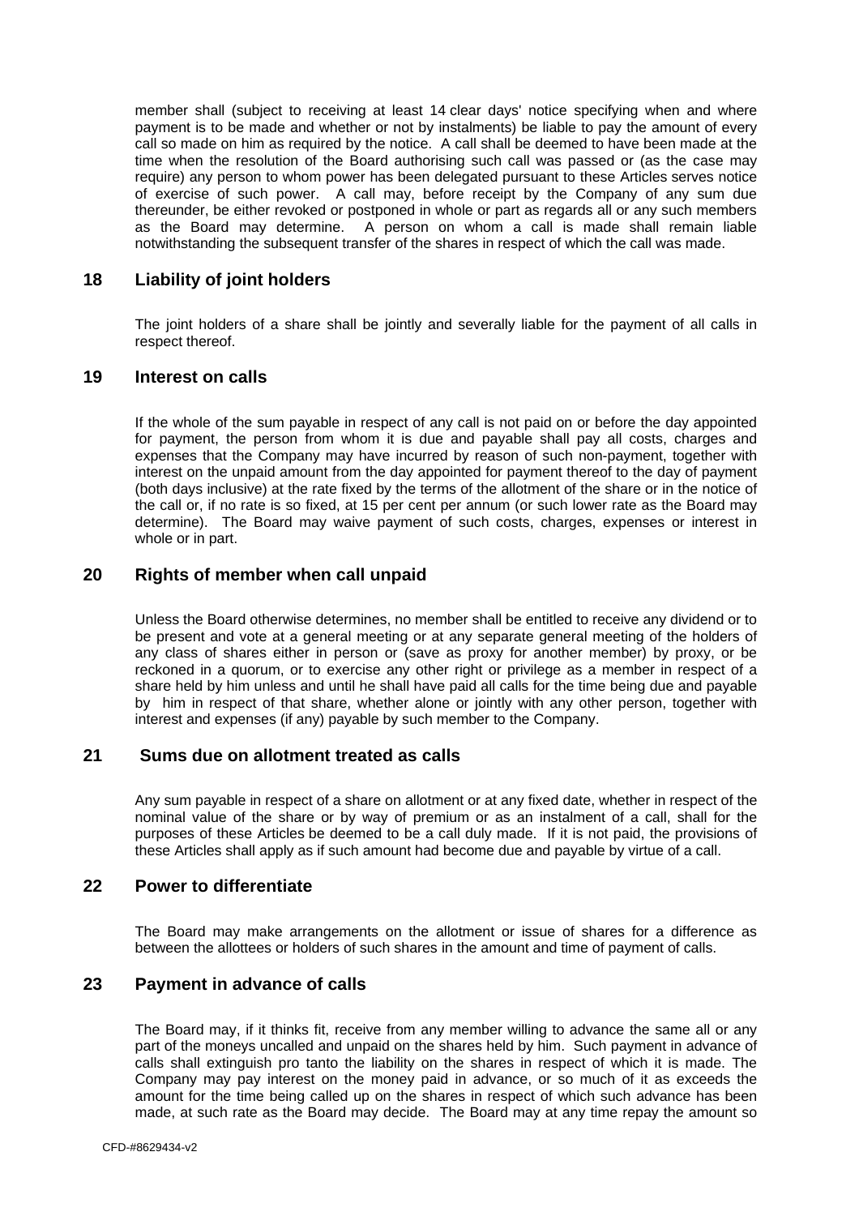member shall (subject to receiving at least 14 clear days' notice specifying when and where payment is to be made and whether or not by instalments) be liable to pay the amount of every call so made on him as required by the notice. A call shall be deemed to have been made at the time when the resolution of the Board authorising such call was passed or (as the case may require) any person to whom power has been delegated pursuant to these Articles serves notice of exercise of such power. A call may, before receipt by the Company of any sum due thereunder, be either revoked or postponed in whole or part as regards all or any such members as the Board may determine. A person on whom a call is made shall remain liable notwithstanding the subsequent transfer of the shares in respect of which the call was made.

## 18 Liability of joint holders

The joint holders of a share shall be jointly and severally liable for the payment of all calls in respect thereof.

## 19 Interest on calls

If the whole of the sum payable in respect of any call is not paid on or before the day appointed for payment, the person from whom it is due and payable shall pay all costs, charges and expenses that the Company may have incurred by reason of such non-payment, together with interest on the unpaid amount from the day appointed for payment thereof to the day of payment (both days inclusive) at the rate fixed by the terms of the allotment of the share or in the notice of the call or, if no rate is so fixed, at 15 per cent per annum (or such lower rate as the Board may determine). The Board may waive payment of such costs, charges, expenses or interest in whole or in part.

## 20 Rights of member when call unpaid

Unless the Board otherwise determines, no member shall be entitled to receive any dividend or to be present and vote at a general meeting or at any separate general meeting of the holders of any class of shares either in person or (save as proxy for another member) by proxy, or be reckoned in a quorum, or to exercise any other right or privilege as a member in respect of a share held by him unless and until he shall have paid all calls for the time being due and payable by him in respect of that share, whether alone or jointly with any other person, together with interest and expenses (if any) payable by such member to the Company.

## 21 Sums due on allotment treated as calls

Any sum payable in respect of a share on allotment or at any fixed date, whether in respect of the nominal value of the share or by way of premium or as an instalment of a call, shall for the purposes of these Articles be deemed to be a call duly made. If it is not paid, the provisions of these Articles shall apply as if such amount had become due and payable by virtue of a call.

## 22 Power to differentiate

The Board may make arrangements on the allotment or issue of shares for a difference as between the allottees or holders of such shares in the amount and time of payment of calls.

## 23 Payment in advance of calls

The Board may, if it thinks fit, receive from any member willing to advance the same all or any part of the moneys uncalled and unpaid on the shares held by him. Such payment in advance of calls shall extinguish pro tanto the liability on the shares in respect of which it is made. The Company may pay interest on the money paid in advance, or so much of it as exceeds the amount for the time being called up on the shares in respect of which such advance has been made, at such rate as the Board may decide. The Board may at any time repay the amount so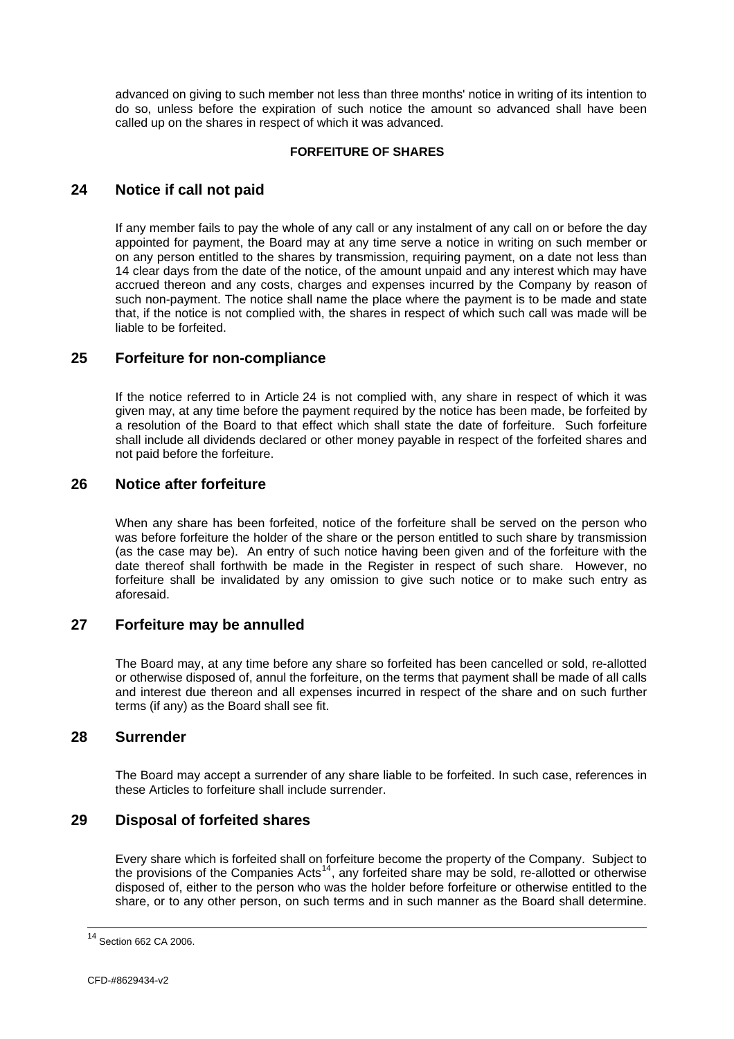advanced on giving to such member not less than three months' notice in writing of its intention to do so, unless before the expiration of such notice the amount so advanced shall have been called up on the shares in respect of which it was advanced.

**FORFEITURE OF SHARES**

## 24 Notice if call not paid

If any member fails to pay the whole of any call or any instalment of any call on or before the day appointed for payment, the Board may at any time serve a notice in writing on such member or on any person entitled to the shares by transmission, requiring payment, on a date not less than 14 clear days from the date of the notice, of the amount unpaid and any interest which may have accrued thereon and any costs, charges and expenses incurred by the Company by reason of such non-payment. The notice shall name the place where the payment is to be made and state that, if the notice is not complied with, the shares in respect of which such call was made will be liable to be forfeited.

## 25 Forfeiture for non-compliance

If the notice referred to in Article 24 is not complied with, any share in respect of which it was given may, at any time before the payment required by the notice has been made, be forfeited by a resolution of the Board to that effect which shall state the date of forfeiture. Such forfeiture shall include all dividends declared or other money payable in respect of the forfeited shares and not paid before the forfeiture.

## 26 Notice after forfeiture

When any share has been forfeited, notice of the forfeiture shall be served on the person who was before forfeiture the holder of the share or the person entitled to such share by transmission (as the case may be). An entry of such notice having been given and of the forfeiture with the date thereof shall forthwith be made in the Register in respect of such share. However, no forfeiture shall be invalidated by any omission to give such notice or to make such entry as aforesaid.

## 27 Forfeiture may be annulled

The Board may, at any time before any share so forfeited has been cancelled or sold, re-allotted or otherwise disposed of, annul the forfeiture, on the terms that payment shall be made of all calls and interest due thereon and all expenses incurred in respect of the share and on such further terms (if any) as the Board shall see fit.

## 28 Surrender

The Board may accept a surrender of any share liable to be forfeited. In such case, references in these Articles to forfeiture shall include surrender.

## 29 Disposal of forfeited shares

Every share which is forfeited shall on forfeiture become the property of the Company. Subject to the provisions of the Companies Acts[14], any forfeited share may be sold, re-allotted or otherwise disposed of, either to the person who was the holder before forfeiture or otherwise entitled to the share, or to any other person, on such terms and in such manner as the Board shall determine.

---

[14] Section 662 CA 2006.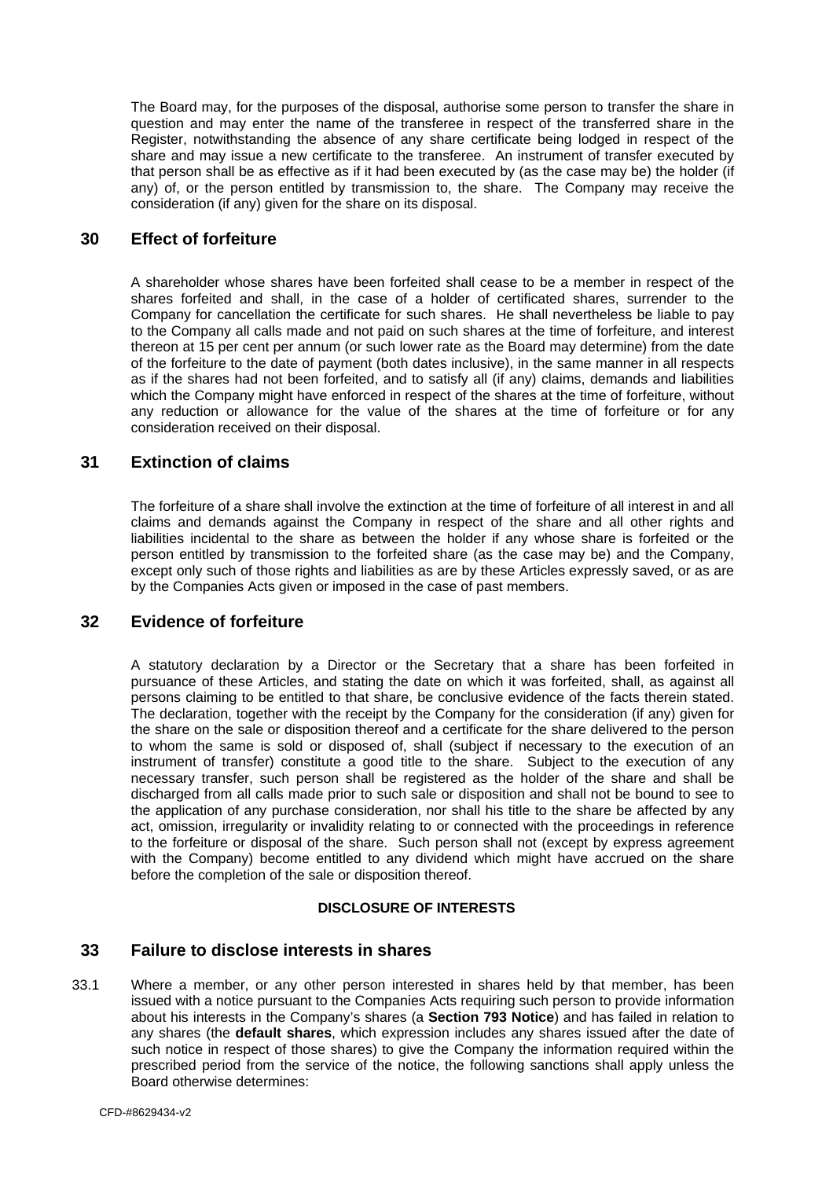The Board may, for the purposes of the disposal, authorise some person to transfer the share in question and may enter the name of the transferee in respect of the transferred share in the Register, notwithstanding the absence of any share certificate being lodged in respect of the share and may issue a new certificate to the transferee. An instrument of transfer executed by that person shall be as effective as if it had been executed by (as the case may be) the holder (if any) of, or the person entitled by transmission to, the share. The Company may receive the consideration (if any) given for the share on its disposal.

## 30 Effect of forfeiture

A shareholder whose shares have been forfeited shall cease to be a member in respect of the shares forfeited and shall, in the case of a holder of certificated shares, surrender to the Company for cancellation the certificate for such shares. He shall nevertheless be liable to pay to the Company all calls made and not paid on such shares at the time of forfeiture, and interest thereon at 15 per cent per annum (or such lower rate as the Board may determine) from the date of the forfeiture to the date of payment (both dates inclusive), in the same manner in all respects as if the shares had not been forfeited, and to satisfy all (if any) claims, demands and liabilities which the Company might have enforced in respect of the shares at the time of forfeiture, without any reduction or allowance for the value of the shares at the time of forfeiture or for any consideration received on their disposal.

## 31 Extinction of claims

The forfeiture of a share shall involve the extinction at the time of forfeiture of all interest in and all claims and demands against the Company in respect of the share and all other rights and liabilities incidental to the share as between the holder if any whose share is forfeited or the person entitled by transmission to the forfeited share (as the case may be) and the Company, except only such of those rights and liabilities as are by these Articles expressly saved, or as are by the Companies Acts given or imposed in the case of past members.

## 32 Evidence of forfeiture

A statutory declaration by a Director or the Secretary that a share has been forfeited in pursuance of these Articles, and stating the date on which it was forfeited, shall, as against all persons claiming to be entitled to that share, be conclusive evidence of the facts therein stated. The declaration, together with the receipt by the Company for the consideration (if any) given for the share on the sale or disposition thereof and a certificate for the share delivered to the person to whom the same is sold or disposed of, shall (subject if necessary to the execution of an instrument of transfer) constitute a good title to the share. Subject to the execution of any necessary transfer, such person shall be registered as the holder of the share and shall be discharged from all calls made prior to such sale or disposition and shall not be bound to see to the application of any purchase consideration, nor shall his title to the share be affected by any act, omission, irregularity or invalidity relating to or connected with the proceedings in reference to the forfeiture or disposal of the share. Such person shall not (except by express agreement with the Company) become entitled to any dividend which might have accrued on the share before the completion of the sale or disposition thereof.

**DISCLOSURE OF INTERESTS**

## 33 Failure to disclose interests in shares

33.1 Where a member, or any other person interested in shares held by that member, has been issued with a notice pursuant to the Companies Acts requiring such person to provide information about his interests in the Company's shares (a **Section 793 Notice**) and has failed in relation to any shares (the **default shares**, which expression includes any shares issued after the date of such notice in respect of those shares) to give the Company the information required within the prescribed period from the service of the notice, the following sanctions shall apply unless the Board otherwise determines: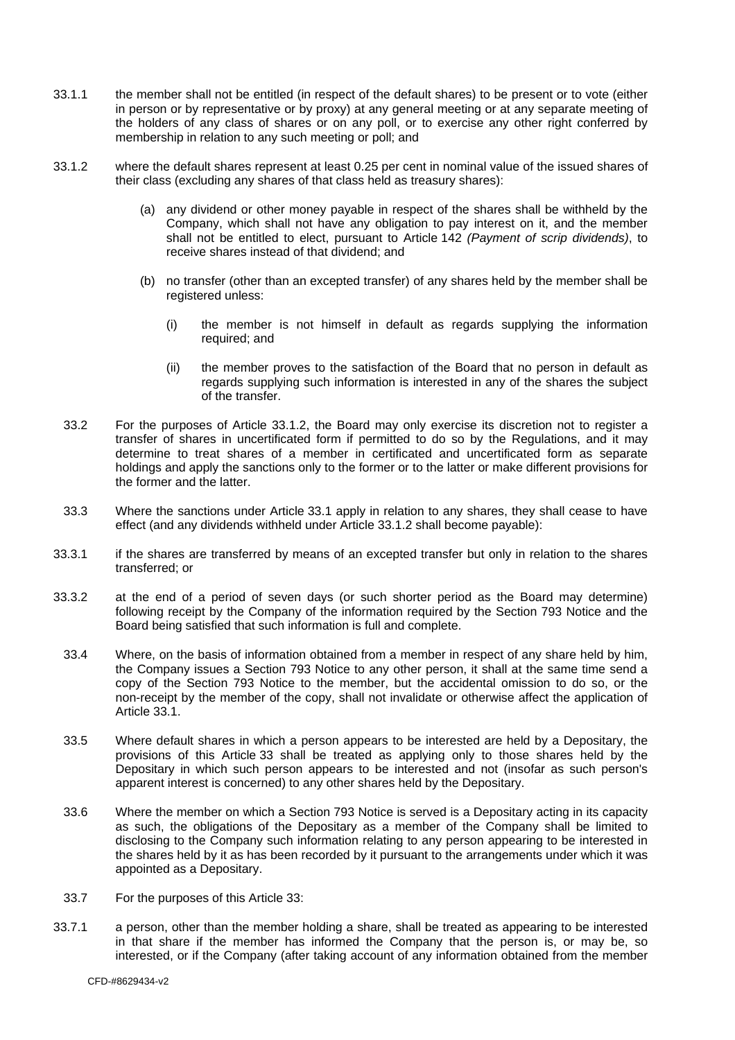33.1.1 the member shall not be entitled (in respect of the default shares) to be present or to vote (either in person or by representative or by proxy) at any general meeting or at any separate meeting of the holders of any class of shares or on any poll, or to exercise any other right conferred by membership in relation to any such meeting or poll; and

33.1.2 where the default shares represent at least 0.25 per cent in nominal value of the issued shares of their class (excluding any shares of that class held as treasury shares):

(a) any dividend or other money payable in respect of the shares shall be withheld by the Company, which shall not have any obligation to pay interest on it, and the member shall not be entitled to elect, pursuant to Article 142 *(Payment of scrip dividends)*, to receive shares instead of that dividend; and

(b) no transfer (other than an excepted transfer) of any shares held by the member shall be registered unless:

(i) the member is not himself in default as regards supplying the information required; and

(ii) the member proves to the satisfaction of the Board that no person in default as regards supplying such information is interested in any of the shares the subject of the transfer.

33.2 For the purposes of Article 33.1.2, the Board may only exercise its discretion not to register a transfer of shares in uncertificated form if permitted to do so by the Regulations, and it may determine to treat shares of a member in certificated and uncertificated form as separate holdings and apply the sanctions only to the former or to the latter or make different provisions for the former and the latter.

33.3 Where the sanctions under Article 33.1 apply in relation to any shares, they shall cease to have effect (and any dividends withheld under Article 33.1.2 shall become payable):

33.3.1 if the shares are transferred by means of an excepted transfer but only in relation to the shares transferred; or

33.3.2 at the end of a period of seven days (or such shorter period as the Board may determine) following receipt by the Company of the information required by the Section 793 Notice and the Board being satisfied that such information is full and complete.

33.4 Where, on the basis of information obtained from a member in respect of any share held by him, the Company issues a Section 793 Notice to any other person, it shall at the same time send a copy of the Section 793 Notice to the member, but the accidental omission to do so, or the non-receipt by the member of the copy, shall not invalidate or otherwise affect the application of Article 33.1.

33.5 Where default shares in which a person appears to be interested are held by a Depositary, the provisions of this Article 33 shall be treated as applying only to those shares held by the Depositary in which such person appears to be interested and not (insofar as such person's apparent interest is concerned) to any other shares held by the Depositary.

33.6 Where the member on which a Section 793 Notice is served is a Depositary acting in its capacity as such, the obligations of the Depositary as a member of the Company shall be limited to disclosing to the Company such information relating to any person appearing to be interested in the shares held by it as has been recorded by it pursuant to the arrangements under which it was appointed as a Depositary.

33.7 For the purposes of this Article 33:

33.7.1 a person, other than the member holding a share, shall be treated as appearing to be interested in that share if the member has informed the Company that the person is, or may be, so interested, or if the Company (after taking account of any information obtained from the member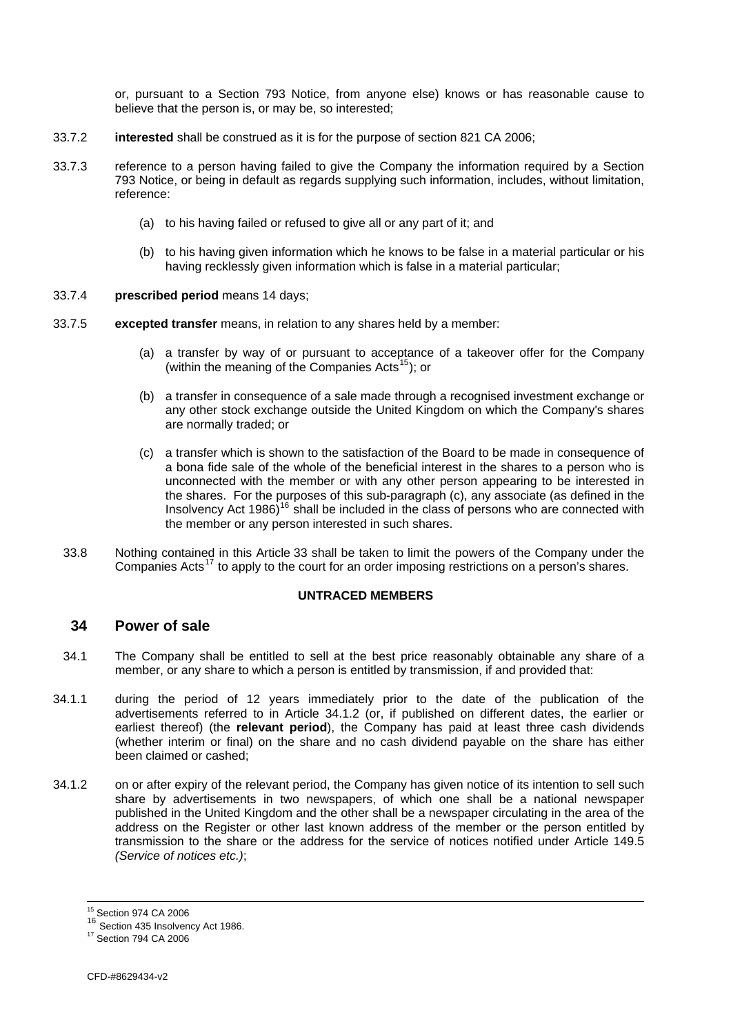or, pursuant to a Section 793 Notice, from anyone else) knows or has reasonable cause to believe that the person is, or may be, so interested;

33.7.2 **interested** shall be construed as it is for the purpose of section 821 CA 2006;

33.7.3 reference to a person having failed to give the Company the information required by a Section 793 Notice, or being in default as regards supplying such information, includes, without limitation, reference:

(a) to his having failed or refused to give all or any part of it; and

(b) to his having given information which he knows to be false in a material particular or his having recklessly given information which is false in a material particular;

33.7.4 **prescribed period** means 14 days;

33.7.5 **excepted transfer** means, in relation to any shares held by a member:

(a) a transfer by way of or pursuant to acceptance of a takeover offer for the Company (within the meaning of the Companies Acts[15]); or

(b) a transfer in consequence of a sale made through a recognised investment exchange or any other stock exchange outside the United Kingdom on which the Company's shares are normally traded; or

(c) a transfer which is shown to the satisfaction of the Board to be made in consequence of a bona fide sale of the whole of the beneficial interest in the shares to a person who is unconnected with the member or with any other person appearing to be interested in the shares. For the purposes of this sub-paragraph (c), any associate (as defined in the Insolvency Act 1986)[16] shall be included in the class of persons who are connected with the member or any person interested in such shares.

33.8 Nothing contained in this Article 33 shall be taken to limit the powers of the Company under the Companies Acts[17] to apply to the court for an order imposing restrictions on a person's shares.

**UNTRACED MEMBERS**

## 34 Power of sale

34.1 The Company shall be entitled to sell at the best price reasonably obtainable any share of a member, or any share to which a person is entitled by transmission, if and provided that:

34.1.1 during the period of 12 years immediately prior to the date of the publication of the advertisements referred to in Article 34.1.2 (or, if published on different dates, the earlier or earliest thereof) (the **relevant period**), the Company has paid at least three cash dividends (whether interim or final) on the share and no cash dividend payable on the share has either been claimed or cashed;

34.1.2 on or after expiry of the relevant period, the Company has given notice of its intention to sell such share by advertisements in two newspapers, of which one shall be a national newspaper published in the United Kingdom and the other shall be a newspaper circulating in the area of the address on the Register or other last known address of the member or the person entitled by transmission to the share or the address for the service of notices notified under Article 149.5 *(Service of notices etc.)*;

[15] Section 974 CA 2006
[16] Section 435 Insolvency Act 1986.
[17] Section 794 CA 2006

CFD-#8629434-v2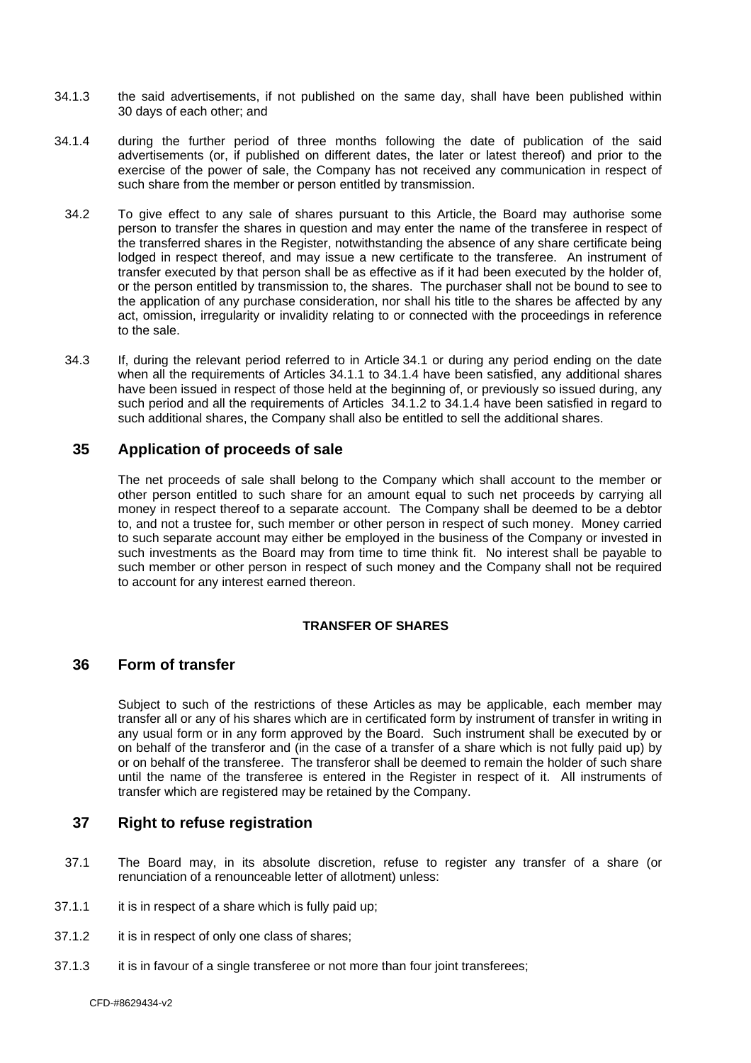34.1.3 the said advertisements, if not published on the same day, shall have been published within 30 days of each other; and

34.1.4 during the further period of three months following the date of publication of the said advertisements (or, if published on different dates, the later or latest thereof) and prior to the exercise of the power of sale, the Company has not received any communication in respect of such share from the member or person entitled by transmission.

34.2 To give effect to any sale of shares pursuant to this Article, the Board may authorise some person to transfer the shares in question and may enter the name of the transferee in respect of the transferred shares in the Register, notwithstanding the absence of any share certificate being lodged in respect thereof, and may issue a new certificate to the transferee. An instrument of transfer executed by that person shall be as effective as if it had been executed by the holder of, or the person entitled by transmission to, the shares. The purchaser shall not be bound to see to the application of any purchase consideration, nor shall his title to the shares be affected by any act, omission, irregularity or invalidity relating to or connected with the proceedings in reference to the sale.

34.3 If, during the relevant period referred to in Article 34.1 or during any period ending on the date when all the requirements of Articles 34.1.1 to 34.1.4 have been satisfied, any additional shares have been issued in respect of those held at the beginning of, or previously so issued during, any such period and all the requirements of Articles 34.1.2 to 34.1.4 have been satisfied in regard to such additional shares, the Company shall also be entitled to sell the additional shares.

## 35 Application of proceeds of sale

The net proceeds of sale shall belong to the Company which shall account to the member or other person entitled to such share for an amount equal to such net proceeds by carrying all money in respect thereof to a separate account. The Company shall be deemed to be a debtor to, and not a trustee for, such member or other person in respect of such money. Money carried to such separate account may either be employed in the business of the Company or invested in such investments as the Board may from time to time think fit. No interest shall be payable to such member or other person in respect of such money and the Company shall not be required to account for any interest earned thereon.

**TRANSFER OF SHARES**

## 36 Form of transfer

Subject to such of the restrictions of these Articles as may be applicable, each member may transfer all or any of his shares which are in certificated form by instrument of transfer in writing in any usual form or in any form approved by the Board. Such instrument shall be executed by or on behalf of the transferor and (in the case of a transfer of a share which is not fully paid up) by or on behalf of the transferee. The transferor shall be deemed to remain the holder of such share until the name of the transferee is entered in the Register in respect of it. All instruments of transfer which are registered may be retained by the Company.

## 37 Right to refuse registration

37.1 The Board may, in its absolute discretion, refuse to register any transfer of a share (or renunciation of a renounceable letter of allotment) unless:

37.1.1 it is in respect of a share which is fully paid up;

37.1.2 it is in respect of only one class of shares;

37.1.3 it is in favour of a single transferee or not more than four joint transferees;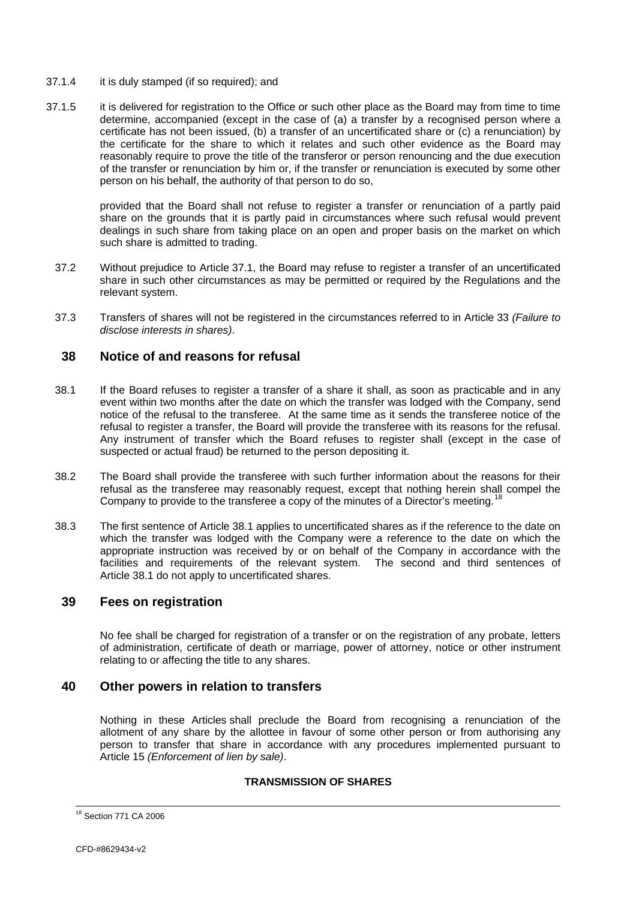37.1.4 it is duly stamped (if so required); and

37.1.5 it is delivered for registration to the Office or such other place as the Board may from time to time determine, accompanied (except in the case of (a) a transfer by a recognised person where a certificate has not been issued, (b) a transfer of an uncertificated share or (c) a renunciation) by the certificate for the share to which it relates and such other evidence as the Board may reasonably require to prove the title of the transferor or person renouncing and the due execution of the transfer or renunciation by him or, if the transfer or renunciation is executed by some other person on his behalf, the authority of that person to do so,

provided that the Board shall not refuse to register a transfer or renunciation of a partly paid share on the grounds that it is partly paid in circumstances where such refusal would prevent dealings in such share from taking place on an open and proper basis on the market on which such share is admitted to trading.

37.2 Without prejudice to Article 37.1, the Board may refuse to register a transfer of an uncertificated share in such other circumstances as may be permitted or required by the Regulations and the relevant system.

37.3 Transfers of shares will not be registered in the circumstances referred to in Article 33 *(Failure to disclose interests in shares)*.

## 38 Notice of and reasons for refusal

38.1 If the Board refuses to register a transfer of a share it shall, as soon as practicable and in any event within two months after the date on which the transfer was lodged with the Company, send notice of the refusal to the transferee. At the same time as it sends the transferee notice of the refusal to register a transfer, the Board will provide the transferee with its reasons for the refusal. Any instrument of transfer which the Board refuses to register shall (except in the case of suspected or actual fraud) be returned to the person depositing it.

38.2 The Board shall provide the transferee with such further information about the reasons for their refusal as the transferee may reasonably request, except that nothing herein shall compel the Company to provide to the transferee a copy of the minutes of a Director's meeting.[18]

38.3 The first sentence of Article 38.1 applies to uncertificated shares as if the reference to the date on which the transfer was lodged with the Company were a reference to the date on which the appropriate instruction was received by or on behalf of the Company in accordance with the facilities and requirements of the relevant system. The second and third sentences of Article 38.1 do not apply to uncertificated shares.

## 39 Fees on registration

No fee shall be charged for registration of a transfer or on the registration of any probate, letters of administration, certificate of death or marriage, power of attorney, notice or other instrument relating to or affecting the title to any shares.

## 40 Other powers in relation to transfers

Nothing in these Articles shall preclude the Board from recognising a renunciation of the allotment of any share by the allottee in favour of some other person or from authorising any person to transfer that share in accordance with any procedures implemented pursuant to Article 15 *(Enforcement of lien by sale)*.

**TRANSMISSION OF SHARES**

---

[18] Section 771 CA 2006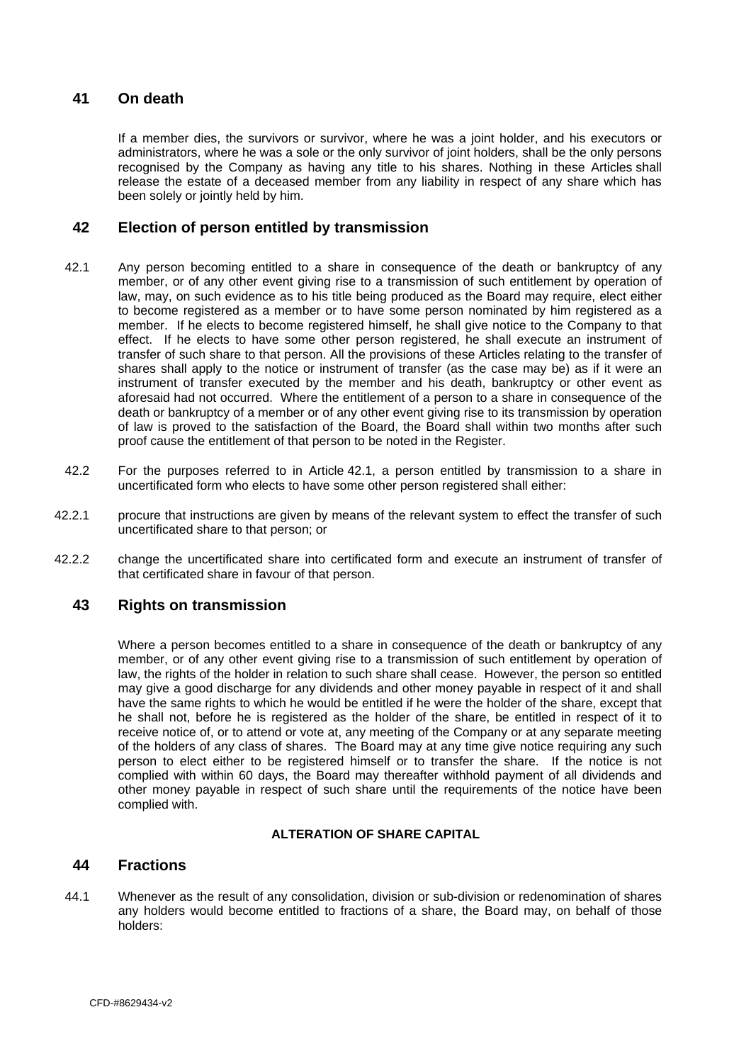## 41 On death

If a member dies, the survivors or survivor, where he was a joint holder, and his executors or administrators, where he was a sole or the only survivor of joint holders, shall be the only persons recognised by the Company as having any title to his shares. Nothing in these Articles shall release the estate of a deceased member from any liability in respect of any share which has been solely or jointly held by him.

## 42 Election of person entitled by transmission

42.1 Any person becoming entitled to a share in consequence of the death or bankruptcy of any member, or of any other event giving rise to a transmission of such entitlement by operation of law, may, on such evidence as to his title being produced as the Board may require, elect either to become registered as a member or to have some person nominated by him registered as a member. If he elects to become registered himself, he shall give notice to the Company to that effect. If he elects to have some other person registered, he shall execute an instrument of transfer of such share to that person. All the provisions of these Articles relating to the transfer of shares shall apply to the notice or instrument of transfer (as the case may be) as if it were an instrument of transfer executed by the member and his death, bankruptcy or other event as aforesaid had not occurred. Where the entitlement of a person to a share in consequence of the death or bankruptcy of a member or of any other event giving rise to its transmission by operation of law is proved to the satisfaction of the Board, the Board shall within two months after such proof cause the entitlement of that person to be noted in the Register.

42.2 For the purposes referred to in Article 42.1, a person entitled by transmission to a share in uncertificated form who elects to have some other person registered shall either:

42.2.1 procure that instructions are given by means of the relevant system to effect the transfer of such uncertificated share to that person; or

42.2.2 change the uncertificated share into certificated form and execute an instrument of transfer of that certificated share in favour of that person.

## 43 Rights on transmission

Where a person becomes entitled to a share in consequence of the death or bankruptcy of any member, or of any other event giving rise to a transmission of such entitlement by operation of law, the rights of the holder in relation to such share shall cease. However, the person so entitled may give a good discharge for any dividends and other money payable in respect of it and shall have the same rights to which he would be entitled if he were the holder of the share, except that he shall not, before he is registered as the holder of the share, be entitled in respect of it to receive notice of, or to attend or vote at, any meeting of the Company or at any separate meeting of the holders of any class of shares. The Board may at any time give notice requiring any such person to elect either to be registered himself or to transfer the share. If the notice is not complied with within 60 days, the Board may thereafter withhold payment of all dividends and other money payable in respect of such share until the requirements of the notice have been complied with.

**ALTERATION OF SHARE CAPITAL**

## 44 Fractions

44.1 Whenever as the result of any consolidation, division or sub-division or redenomination of shares any holders would become entitled to fractions of a share, the Board may, on behalf of those holders: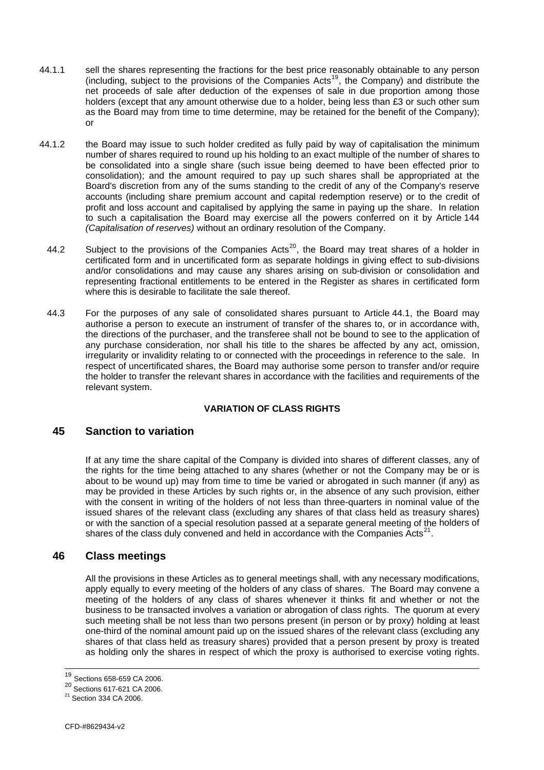44.1.1 sell the shares representing the fractions for the best price reasonably obtainable to any person (including, subject to the provisions of the Companies Acts[19], the Company) and distribute the net proceeds of sale after deduction of the expenses of sale in due proportion among those holders (except that any amount otherwise due to a holder, being less than £3 or such other sum as the Board may from time to time determine, may be retained for the benefit of the Company); or

44.1.2 the Board may issue to such holder credited as fully paid by way of capitalisation the minimum number of shares required to round up his holding to an exact multiple of the number of shares to be consolidated into a single share (such issue being deemed to have been effected prior to consolidation); and the amount required to pay up such shares shall be appropriated at the Board's discretion from any of the sums standing to the credit of any of the Company's reserve accounts (including share premium account and capital redemption reserve) or to the credit of profit and loss account and capitalised by applying the same in paying up the share. In relation to such a capitalisation the Board may exercise all the powers conferred on it by Article 144 *(Capitalisation of reserves)* without an ordinary resolution of the Company.

44.2 Subject to the provisions of the Companies Acts[20], the Board may treat shares of a holder in certificated form and in uncertificated form as separate holdings in giving effect to sub-divisions and/or consolidations and may cause any shares arising on sub-division or consolidation and representing fractional entitlements to be entered in the Register as shares in certificated form where this is desirable to facilitate the sale thereof.

44.3 For the purposes of any sale of consolidated shares pursuant to Article 44.1, the Board may authorise a person to execute an instrument of transfer of the shares to, or in accordance with, the directions of the purchaser, and the transferee shall not be bound to see to the application of any purchase consideration, nor shall his title to the shares be affected by any act, omission, irregularity or invalidity relating to or connected with the proceedings in reference to the sale. In respect of uncertificated shares, the Board may authorise some person to transfer and/or require the holder to transfer the relevant shares in accordance with the facilities and requirements of the relevant system.

**VARIATION OF CLASS RIGHTS**

## 45 Sanction to variation

If at any time the share capital of the Company is divided into shares of different classes, any of the rights for the time being attached to any shares (whether or not the Company may be or is about to be wound up) may from time to time be varied or abrogated in such manner (if any) as may be provided in these Articles by such rights or, in the absence of any such provision, either with the consent in writing of the holders of not less than three-quarters in nominal value of the issued shares of the relevant class (excluding any shares of that class held as treasury shares) or with the sanction of a special resolution passed at a separate general meeting of the holders of shares of the class duly convened and held in accordance with the Companies Acts[21].

## 46 Class meetings

All the provisions in these Articles as to general meetings shall, with any necessary modifications, apply equally to every meeting of the holders of any class of shares. The Board may convene a meeting of the holders of any class of shares whenever it thinks fit and whether or not the business to be transacted involves a variation or abrogation of class rights. The quorum at every such meeting shall be not less than two persons present (in person or by proxy) holding at least one-third of the nominal amount paid up on the issued shares of the relevant class (excluding any shares of that class held as treasury shares) provided that a person present by proxy is treated as holding only the shares in respect of which the proxy is authorised to exercise voting rights.

---

[19] Sections 658-659 CA 2006.

[20] Sections 617-621 CA 2006.

[21] Section 334 CA 2006.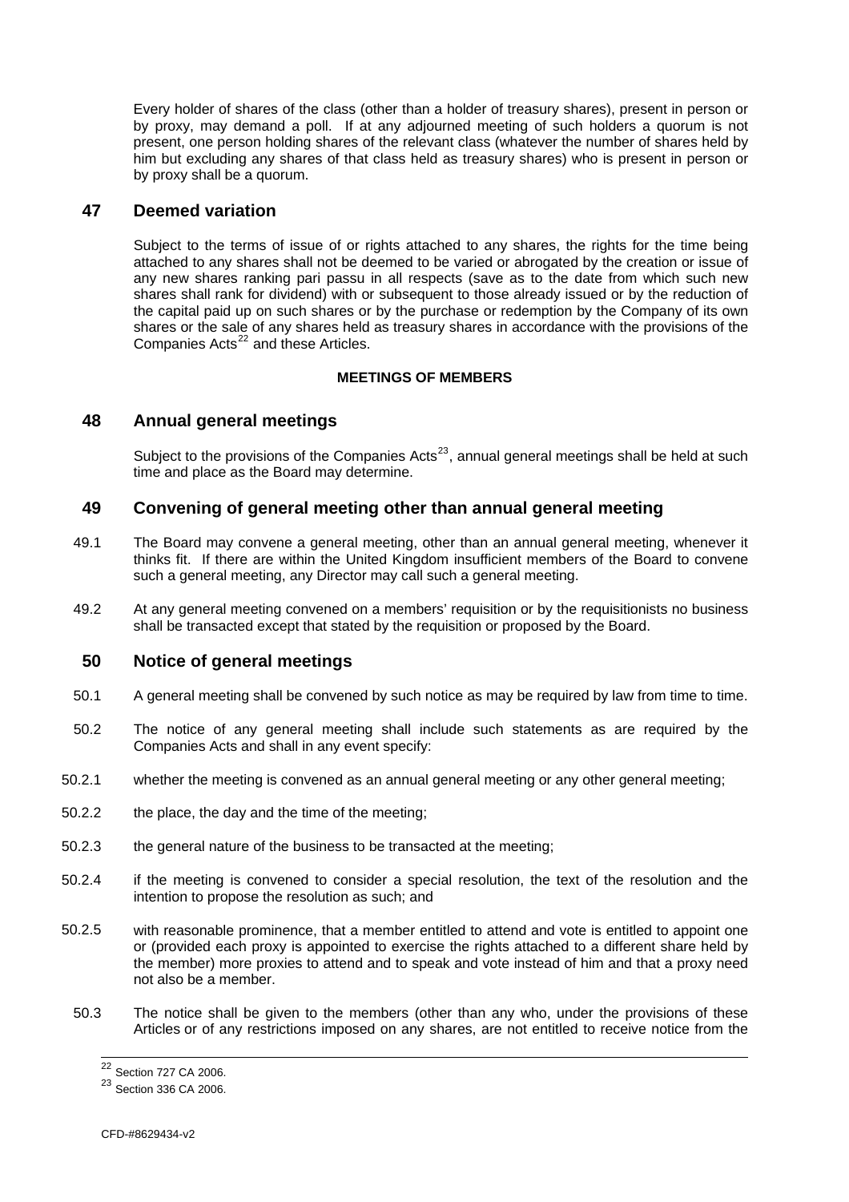Every holder of shares of the class (other than a holder of treasury shares), present in person or by proxy, may demand a poll. If at any adjourned meeting of such holders a quorum is not present, one person holding shares of the relevant class (whatever the number of shares held by him but excluding any shares of that class held as treasury shares) who is present in person or by proxy shall be a quorum.

## 47 Deemed variation

Subject to the terms of issue of or rights attached to any shares, the rights for the time being attached to any shares shall not be deemed to be varied or abrogated by the creation or issue of any new shares ranking pari passu in all respects (save as to the date from which such new shares shall rank for dividend) with or subsequent to those already issued or by the reduction of the capital paid up on such shares or by the purchase or redemption by the Company of its own shares or the sale of any shares held as treasury shares in accordance with the provisions of the Companies Acts[22] and these Articles.

**MEETINGS OF MEMBERS**

## 48 Annual general meetings

Subject to the provisions of the Companies Acts[23], annual general meetings shall be held at such time and place as the Board may determine.

## 49 Convening of general meeting other than annual general meeting

49.1 The Board may convene a general meeting, other than an annual general meeting, whenever it thinks fit. If there are within the United Kingdom insufficient members of the Board to convene such a general meeting, any Director may call such a general meeting.

49.2 At any general meeting convened on a members' requisition or by the requisitionists no business shall be transacted except that stated by the requisition or proposed by the Board.

## 50 Notice of general meetings

50.1 A general meeting shall be convened by such notice as may be required by law from time to time.

50.2 The notice of any general meeting shall include such statements as are required by the Companies Acts and shall in any event specify:

50.2.1 whether the meeting is convened as an annual general meeting or any other general meeting;

50.2.2 the place, the day and the time of the meeting;

50.2.3 the general nature of the business to be transacted at the meeting;

50.2.4 if the meeting is convened to consider a special resolution, the text of the resolution and the intention to propose the resolution as such; and

50.2.5 with reasonable prominence, that a member entitled to attend and vote is entitled to appoint one or (provided each proxy is appointed to exercise the rights attached to a different share held by the member) more proxies to attend and to speak and vote instead of him and that a proxy need not also be a member.

50.3 The notice shall be given to the members (other than any who, under the provisions of these Articles or of any restrictions imposed on any shares, are not entitled to receive notice from the

[22] Section 727 CA 2006.

[23] Section 336 CA 2006.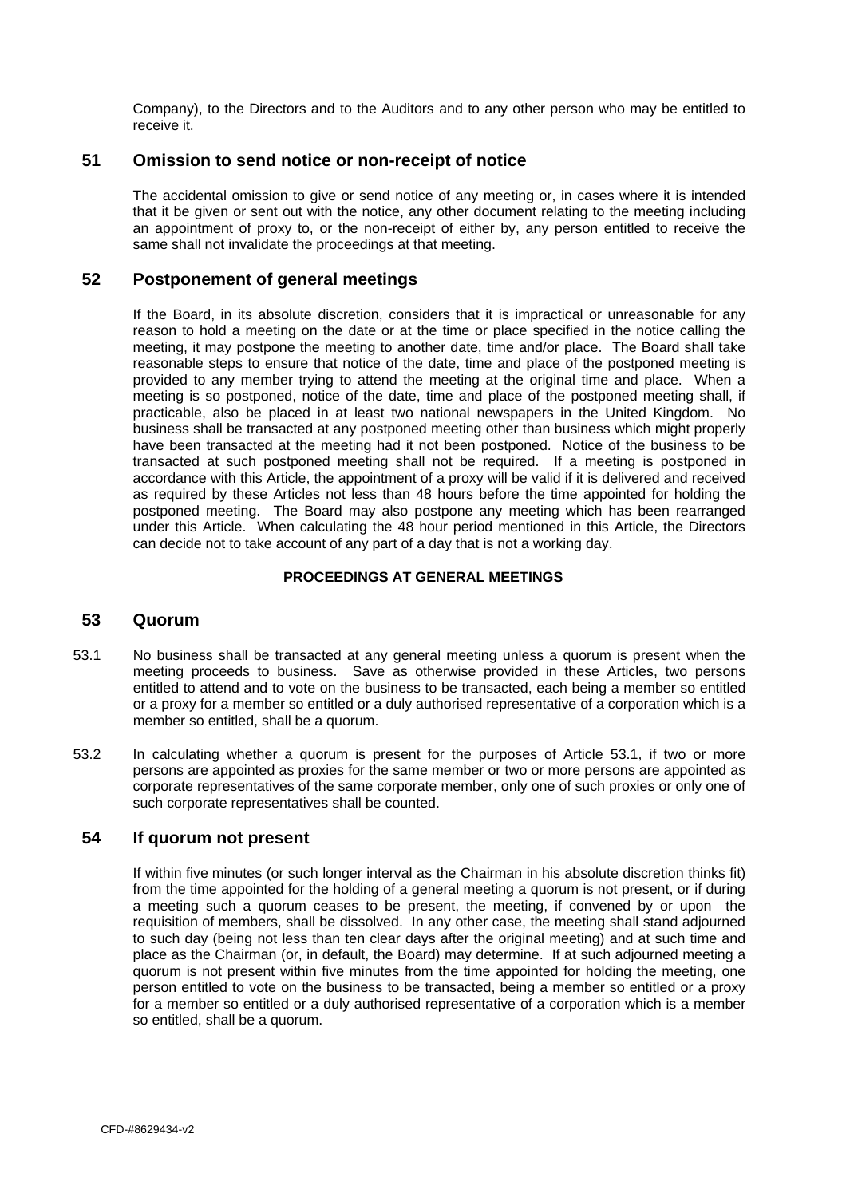Company), to the Directors and to the Auditors and to any other person who may be entitled to receive it.

## 51 Omission to send notice or non-receipt of notice

The accidental omission to give or send notice of any meeting or, in cases where it is intended that it be given or sent out with the notice, any other document relating to the meeting including an appointment of proxy to, or the non-receipt of either by, any person entitled to receive the same shall not invalidate the proceedings at that meeting.

## 52 Postponement of general meetings

If the Board, in its absolute discretion, considers that it is impractical or unreasonable for any reason to hold a meeting on the date or at the time or place specified in the notice calling the meeting, it may postpone the meeting to another date, time and/or place. The Board shall take reasonable steps to ensure that notice of the date, time and place of the postponed meeting is provided to any member trying to attend the meeting at the original time and place. When a meeting is so postponed, notice of the date, time and place of the postponed meeting shall, if practicable, also be placed in at least two national newspapers in the United Kingdom. No business shall be transacted at any postponed meeting other than business which might properly have been transacted at the meeting had it not been postponed. Notice of the business to be transacted at such postponed meeting shall not be required. If a meeting is postponed in accordance with this Article, the appointment of a proxy will be valid if it is delivered and received as required by these Articles not less than 48 hours before the time appointed for holding the postponed meeting. The Board may also postpone any meeting which has been rearranged under this Article. When calculating the 48 hour period mentioned in this Article, the Directors can decide not to take account of any part of a day that is not a working day.

**PROCEEDINGS AT GENERAL MEETINGS**

## 53 Quorum

53.1 No business shall be transacted at any general meeting unless a quorum is present when the meeting proceeds to business. Save as otherwise provided in these Articles, two persons entitled to attend and to vote on the business to be transacted, each being a member so entitled or a proxy for a member so entitled or a duly authorised representative of a corporation which is a member so entitled, shall be a quorum.

53.2 In calculating whether a quorum is present for the purposes of Article 53.1, if two or more persons are appointed as proxies for the same member or two or more persons are appointed as corporate representatives of the same corporate member, only one of such proxies or only one of such corporate representatives shall be counted.

## 54 If quorum not present

If within five minutes (or such longer interval as the Chairman in his absolute discretion thinks fit) from the time appointed for the holding of a general meeting a quorum is not present, or if during a meeting such a quorum ceases to be present, the meeting, if convened by or upon the requisition of members, shall be dissolved. In any other case, the meeting shall stand adjourned to such day (being not less than ten clear days after the original meeting) and at such time and place as the Chairman (or, in default, the Board) may determine. If at such adjourned meeting a quorum is not present within five minutes from the time appointed for holding the meeting, one person entitled to vote on the business to be transacted, being a member so entitled or a proxy for a member so entitled or a duly authorised representative of a corporation which is a member so entitled, shall be a quorum.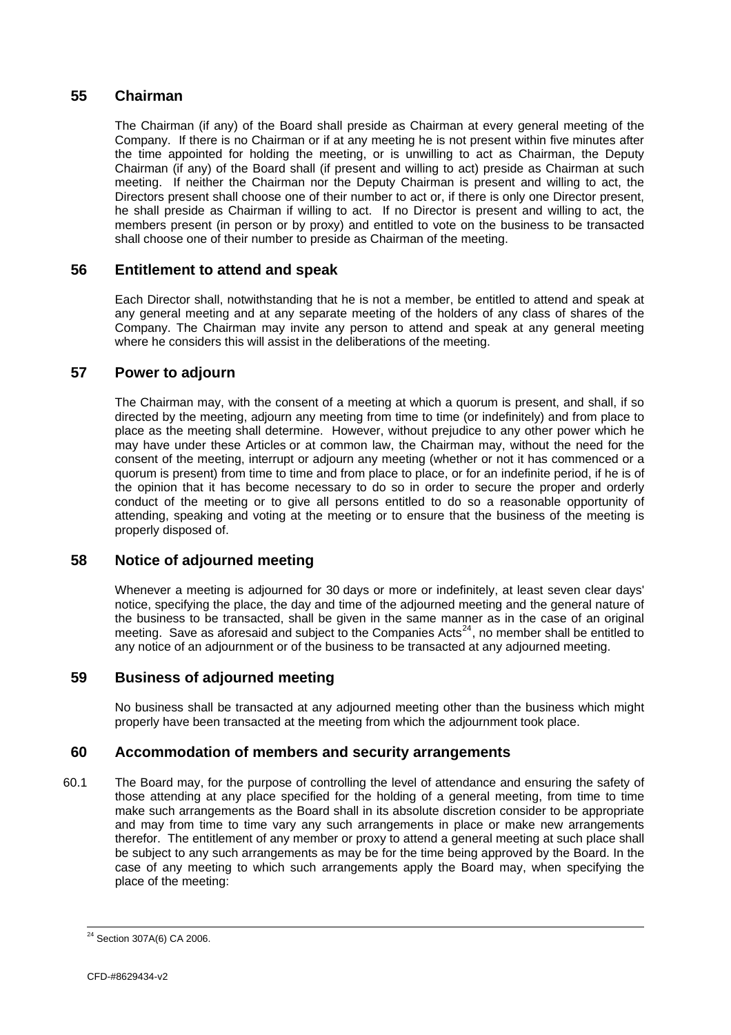## 55 Chairman

The Chairman (if any) of the Board shall preside as Chairman at every general meeting of the Company. If there is no Chairman or if at any meeting he is not present within five minutes after the time appointed for holding the meeting, or is unwilling to act as Chairman, the Deputy Chairman (if any) of the Board shall (if present and willing to act) preside as Chairman at such meeting. If neither the Chairman nor the Deputy Chairman is present and willing to act, the Directors present shall choose one of their number to act or, if there is only one Director present, he shall preside as Chairman if willing to act. If no Director is present and willing to act, the members present (in person or by proxy) and entitled to vote on the business to be transacted shall choose one of their number to preside as Chairman of the meeting.

## 56 Entitlement to attend and speak

Each Director shall, notwithstanding that he is not a member, be entitled to attend and speak at any general meeting and at any separate meeting of the holders of any class of shares of the Company. The Chairman may invite any person to attend and speak at any general meeting where he considers this will assist in the deliberations of the meeting.

## 57 Power to adjourn

The Chairman may, with the consent of a meeting at which a quorum is present, and shall, if so directed by the meeting, adjourn any meeting from time to time (or indefinitely) and from place to place as the meeting shall determine. However, without prejudice to any other power which he may have under these Articles or at common law, the Chairman may, without the need for the consent of the meeting, interrupt or adjourn any meeting (whether or not it has commenced or a quorum is present) from time to time and from place to place, or for an indefinite period, if he is of the opinion that it has become necessary to do so in order to secure the proper and orderly conduct of the meeting or to give all persons entitled to do so a reasonable opportunity of attending, speaking and voting at the meeting or to ensure that the business of the meeting is properly disposed of.

## 58 Notice of adjourned meeting

Whenever a meeting is adjourned for 30 days or more or indefinitely, at least seven clear days' notice, specifying the place, the day and time of the adjourned meeting and the general nature of the business to be transacted, shall be given in the same manner as in the case of an original meeting. Save as aforesaid and subject to the Companies Acts[24], no member shall be entitled to any notice of an adjournment or of the business to be transacted at any adjourned meeting.

## 59 Business of adjourned meeting

No business shall be transacted at any adjourned meeting other than the business which might properly have been transacted at the meeting from which the adjournment took place.

## 60 Accommodation of members and security arrangements

60.1 The Board may, for the purpose of controlling the level of attendance and ensuring the safety of those attending at any place specified for the holding of a general meeting, from time to time make such arrangements as the Board shall in its absolute discretion consider to be appropriate and may from time to time vary any such arrangements in place or make new arrangements therefor. The entitlement of any member or proxy to attend a general meeting at such place shall be subject to any such arrangements as may be for the time being approved by the Board. In the case of any meeting to which such arrangements apply the Board may, when specifying the place of the meeting:

---

[24] Section 307A(6) CA 2006.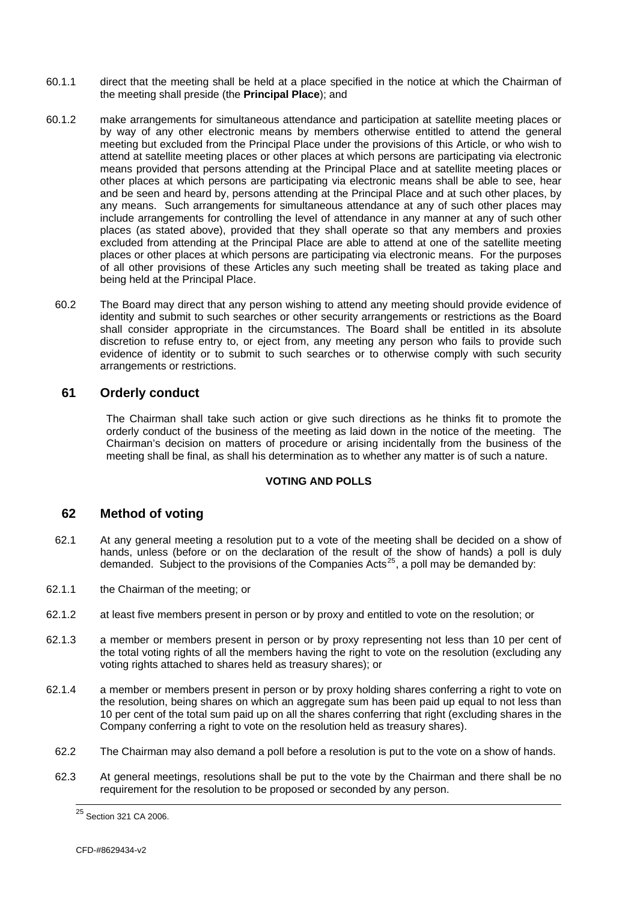60.1.1 direct that the meeting shall be held at a place specified in the notice at which the Chairman of the meeting shall preside (the **Principal Place**); and

60.1.2 make arrangements for simultaneous attendance and participation at satellite meeting places or by way of any other electronic means by members otherwise entitled to attend the general meeting but excluded from the Principal Place under the provisions of this Article, or who wish to attend at satellite meeting places or other places at which persons are participating via electronic means provided that persons attending at the Principal Place and at satellite meeting places or other places at which persons are participating via electronic means shall be able to see, hear and be seen and heard by, persons attending at the Principal Place and at such other places, by any means. Such arrangements for simultaneous attendance at any of such other places may include arrangements for controlling the level of attendance in any manner at any of such other places (as stated above), provided that they shall operate so that any members and proxies excluded from attending at the Principal Place are able to attend at one of the satellite meeting places or other places at which persons are participating via electronic means. For the purposes of all other provisions of these Articles any such meeting shall be treated as taking place and being held at the Principal Place.

60.2 The Board may direct that any person wishing to attend any meeting should provide evidence of identity and submit to such searches or other security arrangements or restrictions as the Board shall consider appropriate in the circumstances. The Board shall be entitled in its absolute discretion to refuse entry to, or eject from, any meeting any person who fails to provide such evidence of identity or to submit to such searches or to otherwise comply with such security arrangements or restrictions.

## 61 Orderly conduct

The Chairman shall take such action or give such directions as he thinks fit to promote the orderly conduct of the business of the meeting as laid down in the notice of the meeting. The Chairman's decision on matters of procedure or arising incidentally from the business of the meeting shall be final, as shall his determination as to whether any matter is of such a nature.

**VOTING AND POLLS**

## 62 Method of voting

62.1 At any general meeting a resolution put to a vote of the meeting shall be decided on a show of hands, unless (before or on the declaration of the result of the show of hands) a poll is duly demanded. Subject to the provisions of the Companies Acts[25], a poll may be demanded by:

62.1.1 the Chairman of the meeting; or

62.1.2 at least five members present in person or by proxy and entitled to vote on the resolution; or

62.1.3 a member or members present in person or by proxy representing not less than 10 per cent of the total voting rights of all the members having the right to vote on the resolution (excluding any voting rights attached to shares held as treasury shares); or

62.1.4 a member or members present in person or by proxy holding shares conferring a right to vote on the resolution, being shares on which an aggregate sum has been paid up equal to not less than 10 per cent of the total sum paid up on all the shares conferring that right (excluding shares in the Company conferring a right to vote on the resolution held as treasury shares).

62.2 The Chairman may also demand a poll before a resolution is put to the vote on a show of hands.

62.3 At general meetings, resolutions shall be put to the vote by the Chairman and there shall be no requirement for the resolution to be proposed or seconded by any person.

[25] Section 321 CA 2006.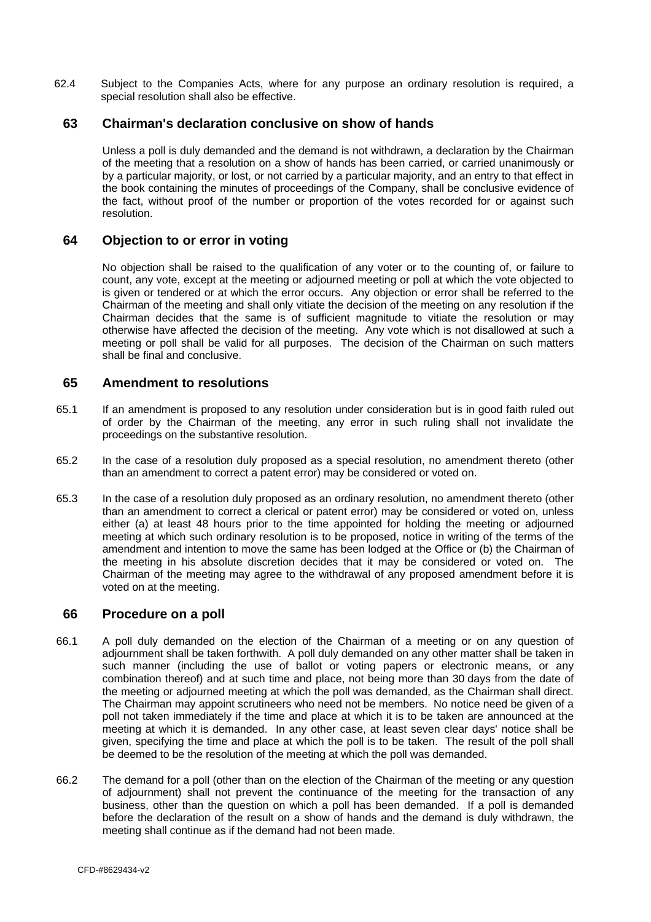62.4 Subject to the Companies Acts, where for any purpose an ordinary resolution is required, a special resolution shall also be effective.

## 63 Chairman's declaration conclusive on show of hands

Unless a poll is duly demanded and the demand is not withdrawn, a declaration by the Chairman of the meeting that a resolution on a show of hands has been carried, or carried unanimously or by a particular majority, or lost, or not carried by a particular majority, and an entry to that effect in the book containing the minutes of proceedings of the Company, shall be conclusive evidence of the fact, without proof of the number or proportion of the votes recorded for or against such resolution.

## 64 Objection to or error in voting

No objection shall be raised to the qualification of any voter or to the counting of, or failure to count, any vote, except at the meeting or adjourned meeting or poll at which the vote objected to is given or tendered or at which the error occurs. Any objection or error shall be referred to the Chairman of the meeting and shall only vitiate the decision of the meeting on any resolution if the Chairman decides that the same is of sufficient magnitude to vitiate the resolution or may otherwise have affected the decision of the meeting. Any vote which is not disallowed at such a meeting or poll shall be valid for all purposes. The decision of the Chairman on such matters shall be final and conclusive.

## 65 Amendment to resolutions

65.1 If an amendment is proposed to any resolution under consideration but is in good faith ruled out of order by the Chairman of the meeting, any error in such ruling shall not invalidate the proceedings on the substantive resolution.

65.2 In the case of a resolution duly proposed as a special resolution, no amendment thereto (other than an amendment to correct a patent error) may be considered or voted on.

65.3 In the case of a resolution duly proposed as an ordinary resolution, no amendment thereto (other than an amendment to correct a clerical or patent error) may be considered or voted on, unless either (a) at least 48 hours prior to the time appointed for holding the meeting or adjourned meeting at which such ordinary resolution is to be proposed, notice in writing of the terms of the amendment and intention to move the same has been lodged at the Office or (b) the Chairman of the meeting in his absolute discretion decides that it may be considered or voted on. The Chairman of the meeting may agree to the withdrawal of any proposed amendment before it is voted on at the meeting.

## 66 Procedure on a poll

66.1 A poll duly demanded on the election of the Chairman of a meeting or on any question of adjournment shall be taken forthwith. A poll duly demanded on any other matter shall be taken in such manner (including the use of ballot or voting papers or electronic means, or any combination thereof) and at such time and place, not being more than 30 days from the date of the meeting or adjourned meeting at which the poll was demanded, as the Chairman shall direct. The Chairman may appoint scrutineers who need not be members. No notice need be given of a poll not taken immediately if the time and place at which it is to be taken are announced at the meeting at which it is demanded. In any other case, at least seven clear days' notice shall be given, specifying the time and place at which the poll is to be taken. The result of the poll shall be deemed to be the resolution of the meeting at which the poll was demanded.

66.2 The demand for a poll (other than on the election of the Chairman of the meeting or any question of adjournment) shall not prevent the continuance of the meeting for the transaction of any business, other than the question on which a poll has been demanded. If a poll is demanded before the declaration of the result on a show of hands and the demand is duly withdrawn, the meeting shall continue as if the demand had not been made.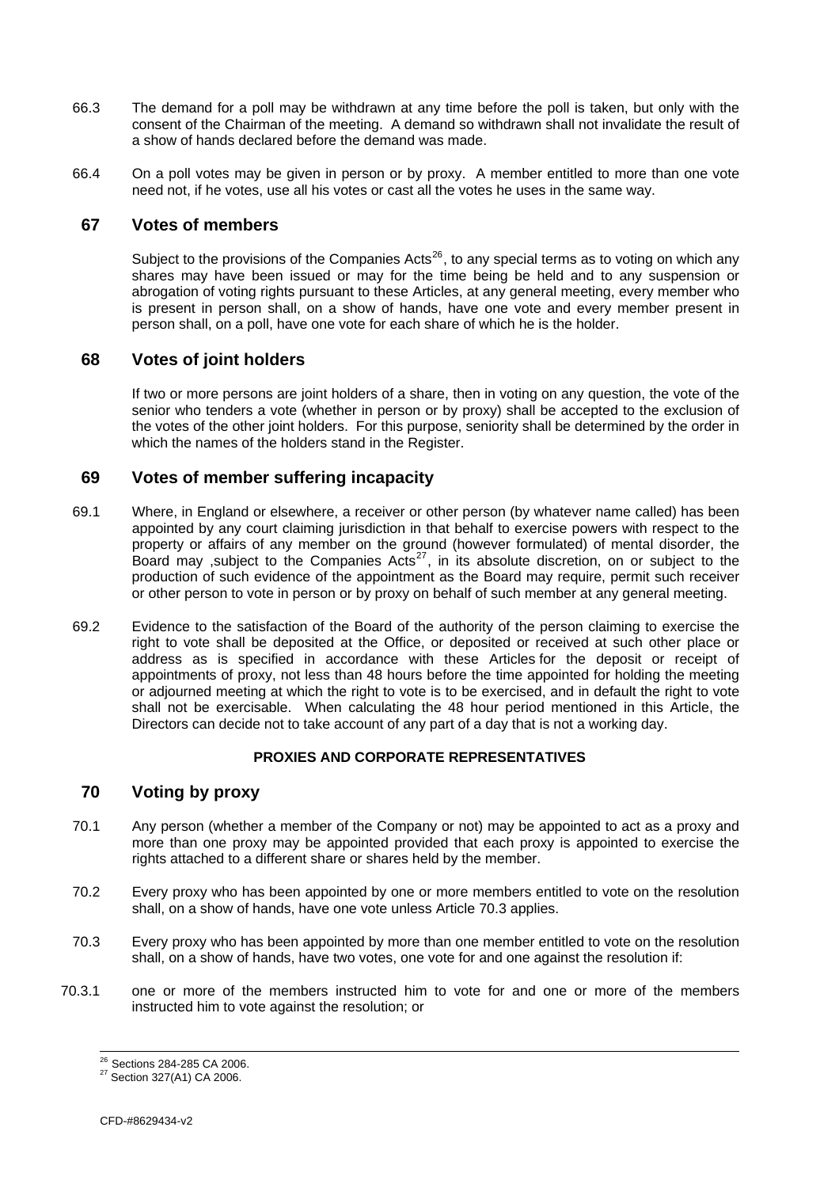66.3 The demand for a poll may be withdrawn at any time before the poll is taken, but only with the consent of the Chairman of the meeting. A demand so withdrawn shall not invalidate the result of a show of hands declared before the demand was made.

66.4 On a poll votes may be given in person or by proxy. A member entitled to more than one vote need not, if he votes, use all his votes or cast all the votes he uses in the same way.

## 67 Votes of members

Subject to the provisions of the Companies Acts[26], to any special terms as to voting on which any shares may have been issued or may for the time being be held and to any suspension or abrogation of voting rights pursuant to these Articles, at any general meeting, every member who is present in person shall, on a show of hands, have one vote and every member present in person shall, on a poll, have one vote for each share of which he is the holder.

## 68 Votes of joint holders

If two or more persons are joint holders of a share, then in voting on any question, the vote of the senior who tenders a vote (whether in person or by proxy) shall be accepted to the exclusion of the votes of the other joint holders. For this purpose, seniority shall be determined by the order in which the names of the holders stand in the Register.

## 69 Votes of member suffering incapacity

69.1 Where, in England or elsewhere, a receiver or other person (by whatever name called) has been appointed by any court claiming jurisdiction in that behalf to exercise powers with respect to the property or affairs of any member on the ground (however formulated) of mental disorder, the Board may ,subject to the Companies Acts[27], in its absolute discretion, on or subject to the production of such evidence of the appointment as the Board may require, permit such receiver or other person to vote in person or by proxy on behalf of such member at any general meeting.

69.2 Evidence to the satisfaction of the Board of the authority of the person claiming to exercise the right to vote shall be deposited at the Office, or deposited or received at such other place or address as is specified in accordance with these Articles for the deposit or receipt of appointments of proxy, not less than 48 hours before the time appointed for holding the meeting or adjourned meeting at which the right to vote is to be exercised, and in default the right to vote shall not be exercisable. When calculating the 48 hour period mentioned in this Article, the Directors can decide not to take account of any part of a day that is not a working day.

**PROXIES AND CORPORATE REPRESENTATIVES**

## 70 Voting by proxy

70.1 Any person (whether a member of the Company or not) may be appointed to act as a proxy and more than one proxy may be appointed provided that each proxy is appointed to exercise the rights attached to a different share or shares held by the member.

70.2 Every proxy who has been appointed by one or more members entitled to vote on the resolution shall, on a show of hands, have one vote unless Article 70.3 applies.

70.3 Every proxy who has been appointed by more than one member entitled to vote on the resolution shall, on a show of hands, have two votes, one vote for and one against the resolution if:

70.3.1 one or more of the members instructed him to vote for and one or more of the members instructed him to vote against the resolution; or

[26] Sections 284-285 CA 2006.
[27] Section 327(A1) CA 2006.

CFD-#8629434-v2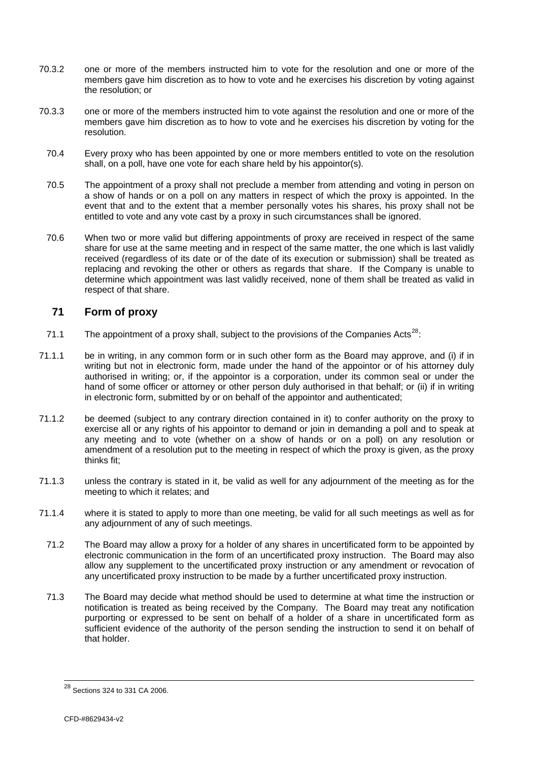70.3.2 one or more of the members instructed him to vote for the resolution and one or more of the members gave him discretion as to how to vote and he exercises his discretion by voting against the resolution; or

70.3.3 one or more of the members instructed him to vote against the resolution and one or more of the members gave him discretion as to how to vote and he exercises his discretion by voting for the resolution.

70.4 Every proxy who has been appointed by one or more members entitled to vote on the resolution shall, on a poll, have one vote for each share held by his appointor(s).

70.5 The appointment of a proxy shall not preclude a member from attending and voting in person on a show of hands or on a poll on any matters in respect of which the proxy is appointed. In the event that and to the extent that a member personally votes his shares, his proxy shall not be entitled to vote and any vote cast by a proxy in such circumstances shall be ignored.

70.6 When two or more valid but differing appointments of proxy are received in respect of the same share for use at the same meeting and in respect of the same matter, the one which is last validly received (regardless of its date or of the date of its execution or submission) shall be treated as replacing and revoking the other or others as regards that share. If the Company is unable to determine which appointment was last validly received, none of them shall be treated as valid in respect of that share.

## 71 Form of proxy

71.1 The appointment of a proxy shall, subject to the provisions of the Companies Acts[28]:

71.1.1 be in writing, in any common form or in such other form as the Board may approve, and (i) if in writing but not in electronic form, made under the hand of the appointor or of his attorney duly authorised in writing; or, if the appointor is a corporation, under its common seal or under the hand of some officer or attorney or other person duly authorised in that behalf; or (ii) if in writing in electronic form, submitted by or on behalf of the appointor and authenticated;

71.1.2 be deemed (subject to any contrary direction contained in it) to confer authority on the proxy to exercise all or any rights of his appointor to demand or join in demanding a poll and to speak at any meeting and to vote (whether on a show of hands or on a poll) on any resolution or amendment of a resolution put to the meeting in respect of which the proxy is given, as the proxy thinks fit;

71.1.3 unless the contrary is stated in it, be valid as well for any adjournment of the meeting as for the meeting to which it relates; and

71.1.4 where it is stated to apply to more than one meeting, be valid for all such meetings as well as for any adjournment of any of such meetings.

71.2 The Board may allow a proxy for a holder of any shares in uncertificated form to be appointed by electronic communication in the form of an uncertificated proxy instruction. The Board may also allow any supplement to the uncertificated proxy instruction or any amendment or revocation of any uncertificated proxy instruction to be made by a further uncertificated proxy instruction.

71.3 The Board may decide what method should be used to determine at what time the instruction or notification is treated as being received by the Company. The Board may treat any notification purporting or expressed to be sent on behalf of a holder of a share in uncertificated form as sufficient evidence of the authority of the person sending the instruction to send it on behalf of that holder.

---

[28] Sections 324 to 331 CA 2006.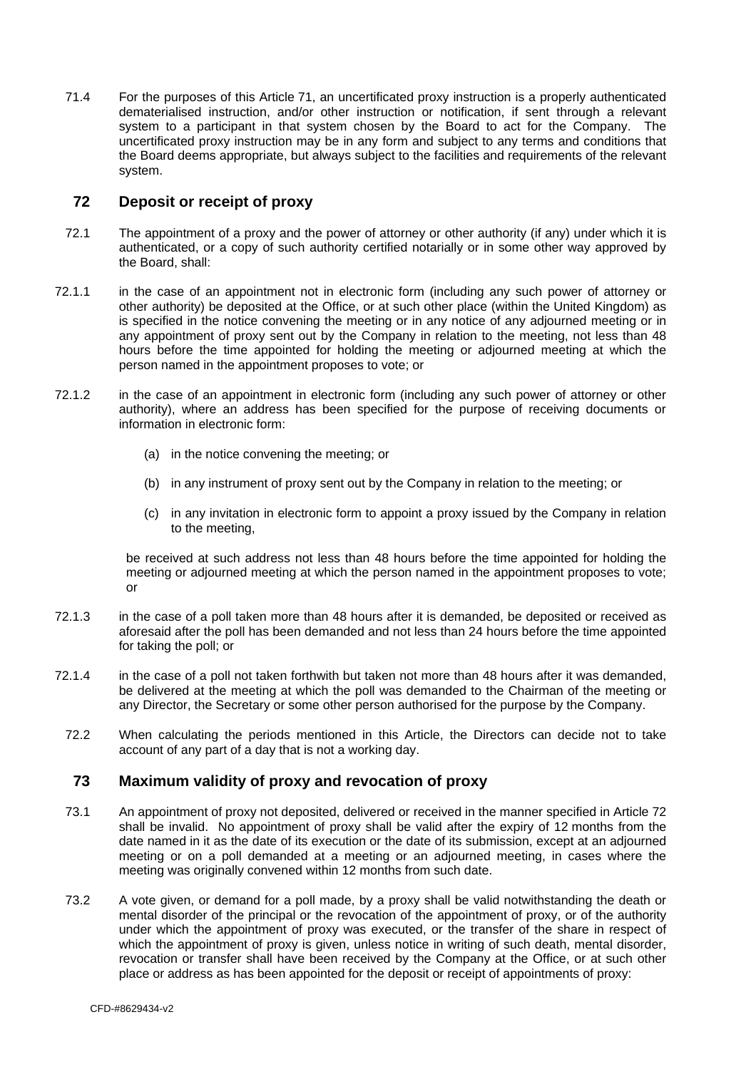71.4 For the purposes of this Article 71, an uncertificated proxy instruction is a properly authenticated dematerialised instruction, and/or other instruction or notification, if sent through a relevant system to a participant in that system chosen by the Board to act for the Company. The uncertificated proxy instruction may be in any form and subject to any terms and conditions that the Board deems appropriate, but always subject to the facilities and requirements of the relevant system.

## 72 Deposit or receipt of proxy

72.1 The appointment of a proxy and the power of attorney or other authority (if any) under which it is authenticated, or a copy of such authority certified notarially or in some other way approved by the Board, shall:

72.1.1 in the case of an appointment not in electronic form (including any such power of attorney or other authority) be deposited at the Office, or at such other place (within the United Kingdom) as is specified in the notice convening the meeting or in any notice of any adjourned meeting or in any appointment of proxy sent out by the Company in relation to the meeting, not less than 48 hours before the time appointed for holding the meeting or adjourned meeting at which the person named in the appointment proposes to vote; or

72.1.2 in the case of an appointment in electronic form (including any such power of attorney or other authority), where an address has been specified for the purpose of receiving documents or information in electronic form:

(a) in the notice convening the meeting; or

(b) in any instrument of proxy sent out by the Company in relation to the meeting; or

(c) in any invitation in electronic form to appoint a proxy issued by the Company in relation to the meeting,

be received at such address not less than 48 hours before the time appointed for holding the meeting or adjourned meeting at which the person named in the appointment proposes to vote; or

72.1.3 in the case of a poll taken more than 48 hours after it is demanded, be deposited or received as aforesaid after the poll has been demanded and not less than 24 hours before the time appointed for taking the poll; or

72.1.4 in the case of a poll not taken forthwith but taken not more than 48 hours after it was demanded, be delivered at the meeting at which the poll was demanded to the Chairman of the meeting or any Director, the Secretary or some other person authorised for the purpose by the Company.

72.2 When calculating the periods mentioned in this Article, the Directors can decide not to take account of any part of a day that is not a working day.

## 73 Maximum validity of proxy and revocation of proxy

73.1 An appointment of proxy not deposited, delivered or received in the manner specified in Article 72 shall be invalid. No appointment of proxy shall be valid after the expiry of 12 months from the date named in it as the date of its execution or the date of its submission, except at an adjourned meeting or on a poll demanded at a meeting or an adjourned meeting, in cases where the meeting was originally convened within 12 months from such date.

73.2 A vote given, or demand for a poll made, by a proxy shall be valid notwithstanding the death or mental disorder of the principal or the revocation of the appointment of proxy, or of the authority under which the appointment of proxy was executed, or the transfer of the share in respect of which the appointment of proxy is given, unless notice in writing of such death, mental disorder, revocation or transfer shall have been received by the Company at the Office, or at such other place or address as has been appointed for the deposit or receipt of appointments of proxy:

CFD-#8629434-v2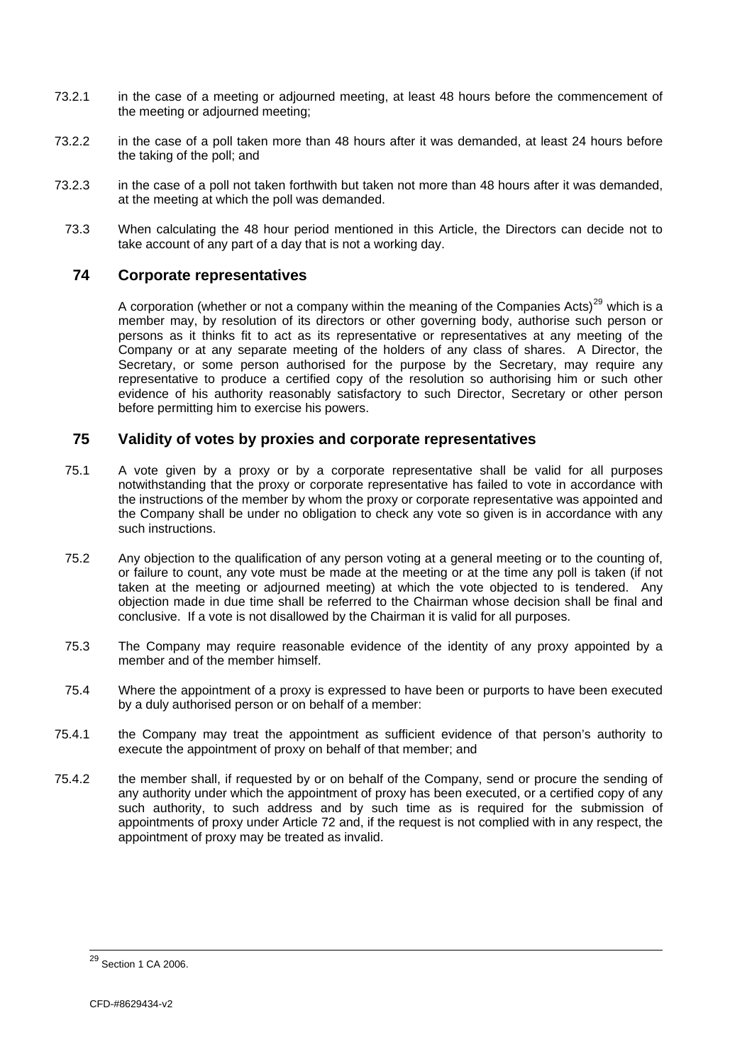73.2.1 in the case of a meeting or adjourned meeting, at least 48 hours before the commencement of the meeting or adjourned meeting;

73.2.2 in the case of a poll taken more than 48 hours after it was demanded, at least 24 hours before the taking of the poll; and

73.2.3 in the case of a poll not taken forthwith but taken not more than 48 hours after it was demanded, at the meeting at which the poll was demanded.

73.3 When calculating the 48 hour period mentioned in this Article, the Directors can decide not to take account of any part of a day that is not a working day.

## 74 Corporate representatives

A corporation (whether or not a company within the meaning of the Companies Acts)[29] which is a member may, by resolution of its directors or other governing body, authorise such person or persons as it thinks fit to act as its representative or representatives at any meeting of the Company or at any separate meeting of the holders of any class of shares. A Director, the Secretary, or some person authorised for the purpose by the Secretary, may require any representative to produce a certified copy of the resolution so authorising him or such other evidence of his authority reasonably satisfactory to such Director, Secretary or other person before permitting him to exercise his powers.

## 75 Validity of votes by proxies and corporate representatives

75.1 A vote given by a proxy or by a corporate representative shall be valid for all purposes notwithstanding that the proxy or corporate representative has failed to vote in accordance with the instructions of the member by whom the proxy or corporate representative was appointed and the Company shall be under no obligation to check any vote so given is in accordance with any such instructions.

75.2 Any objection to the qualification of any person voting at a general meeting or to the counting of, or failure to count, any vote must be made at the meeting or at the time any poll is taken (if not taken at the meeting or adjourned meeting) at which the vote objected to is tendered. Any objection made in due time shall be referred to the Chairman whose decision shall be final and conclusive. If a vote is not disallowed by the Chairman it is valid for all purposes.

75.3 The Company may require reasonable evidence of the identity of any proxy appointed by a member and of the member himself.

75.4 Where the appointment of a proxy is expressed to have been or purports to have been executed by a duly authorised person or on behalf of a member:

75.4.1 the Company may treat the appointment as sufficient evidence of that person's authority to execute the appointment of proxy on behalf of that member; and

75.4.2 the member shall, if requested by or on behalf of the Company, send or procure the sending of any authority under which the appointment of proxy has been executed, or a certified copy of any such authority, to such address and by such time as is required for the submission of appointments of proxy under Article 72 and, if the request is not complied with in any respect, the appointment of proxy may be treated as invalid.

---

[29] Section 1 CA 2006.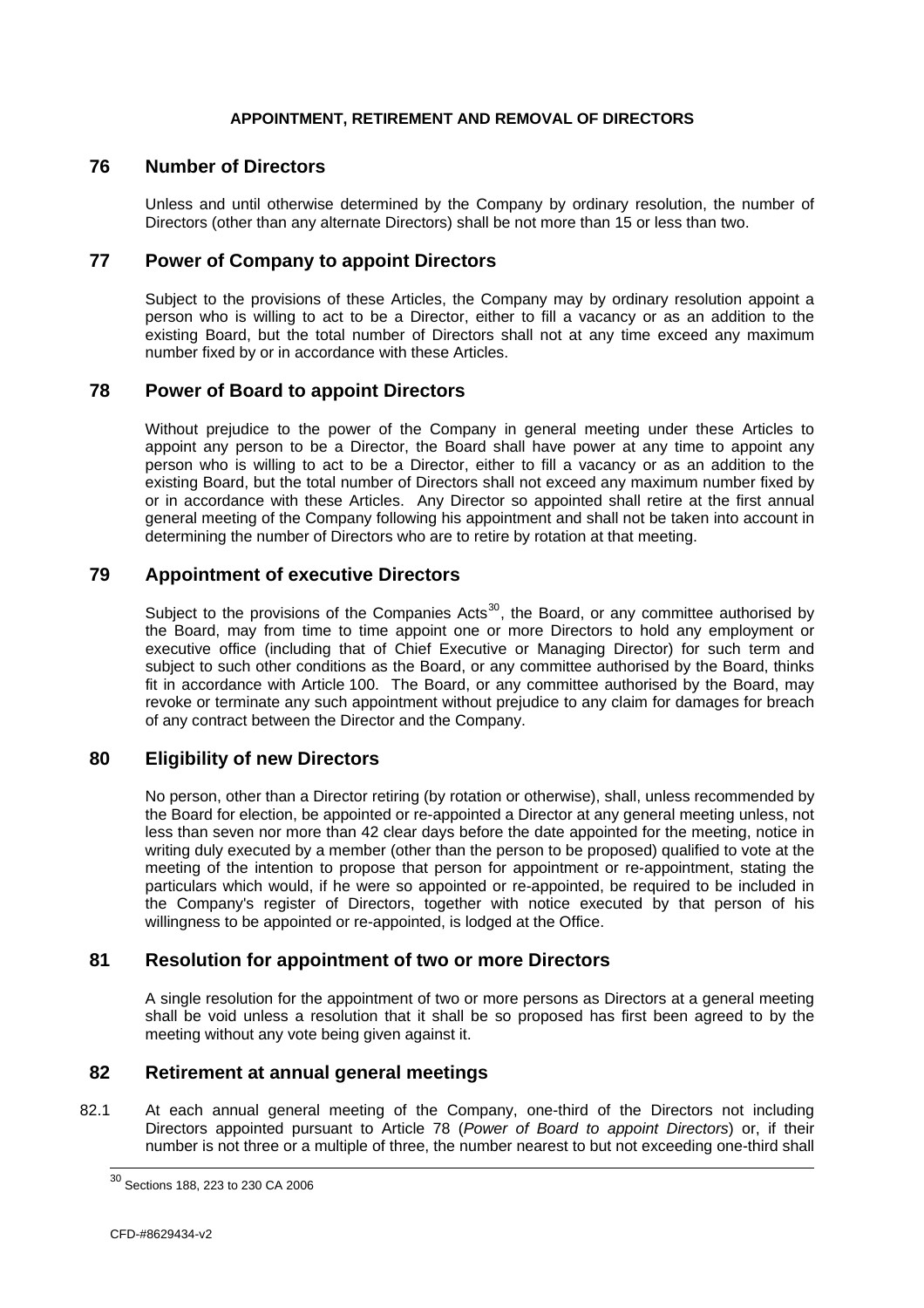**APPOINTMENT, RETIREMENT AND REMOVAL OF DIRECTORS**

## 76 Number of Directors

Unless and until otherwise determined by the Company by ordinary resolution, the number of Directors (other than any alternate Directors) shall be not more than 15 or less than two.

## 77 Power of Company to appoint Directors

Subject to the provisions of these Articles, the Company may by ordinary resolution appoint a person who is willing to act to be a Director, either to fill a vacancy or as an addition to the existing Board, but the total number of Directors shall not at any time exceed any maximum number fixed by or in accordance with these Articles.

## 78 Power of Board to appoint Directors

Without prejudice to the power of the Company in general meeting under these Articles to appoint any person to be a Director, the Board shall have power at any time to appoint any person who is willing to act to be a Director, either to fill a vacancy or as an addition to the existing Board, but the total number of Directors shall not exceed any maximum number fixed by or in accordance with these Articles. Any Director so appointed shall retire at the first annual general meeting of the Company following his appointment and shall not be taken into account in determining the number of Directors who are to retire by rotation at that meeting.

## 79 Appointment of executive Directors

Subject to the provisions of the Companies Acts[30], the Board, or any committee authorised by the Board, may from time to time appoint one or more Directors to hold any employment or executive office (including that of Chief Executive or Managing Director) for such term and subject to such other conditions as the Board, or any committee authorised by the Board, thinks fit in accordance with Article 100. The Board, or any committee authorised by the Board, may revoke or terminate any such appointment without prejudice to any claim for damages for breach of any contract between the Director and the Company.

## 80 Eligibility of new Directors

No person, other than a Director retiring (by rotation or otherwise), shall, unless recommended by the Board for election, be appointed or re-appointed a Director at any general meeting unless, not less than seven nor more than 42 clear days before the date appointed for the meeting, notice in writing duly executed by a member (other than the person to be proposed) qualified to vote at the meeting of the intention to propose that person for appointment or re-appointment, stating the particulars which would, if he were so appointed or re-appointed, be required to be included in the Company's register of Directors, together with notice executed by that person of his willingness to be appointed or re-appointed, is lodged at the Office.

## 81 Resolution for appointment of two or more Directors

A single resolution for the appointment of two or more persons as Directors at a general meeting shall be void unless a resolution that it shall be so proposed has first been agreed to by the meeting without any vote being given against it.

## 82 Retirement at annual general meetings

82.1 At each annual general meeting of the Company, one-third of the Directors not including Directors appointed pursuant to Article 78 (*Power of Board to appoint Directors*) or, if their number is not three or a multiple of three, the number nearest to but not exceeding one-third shall

---

[30] Sections 188, 223 to 230 CA 2006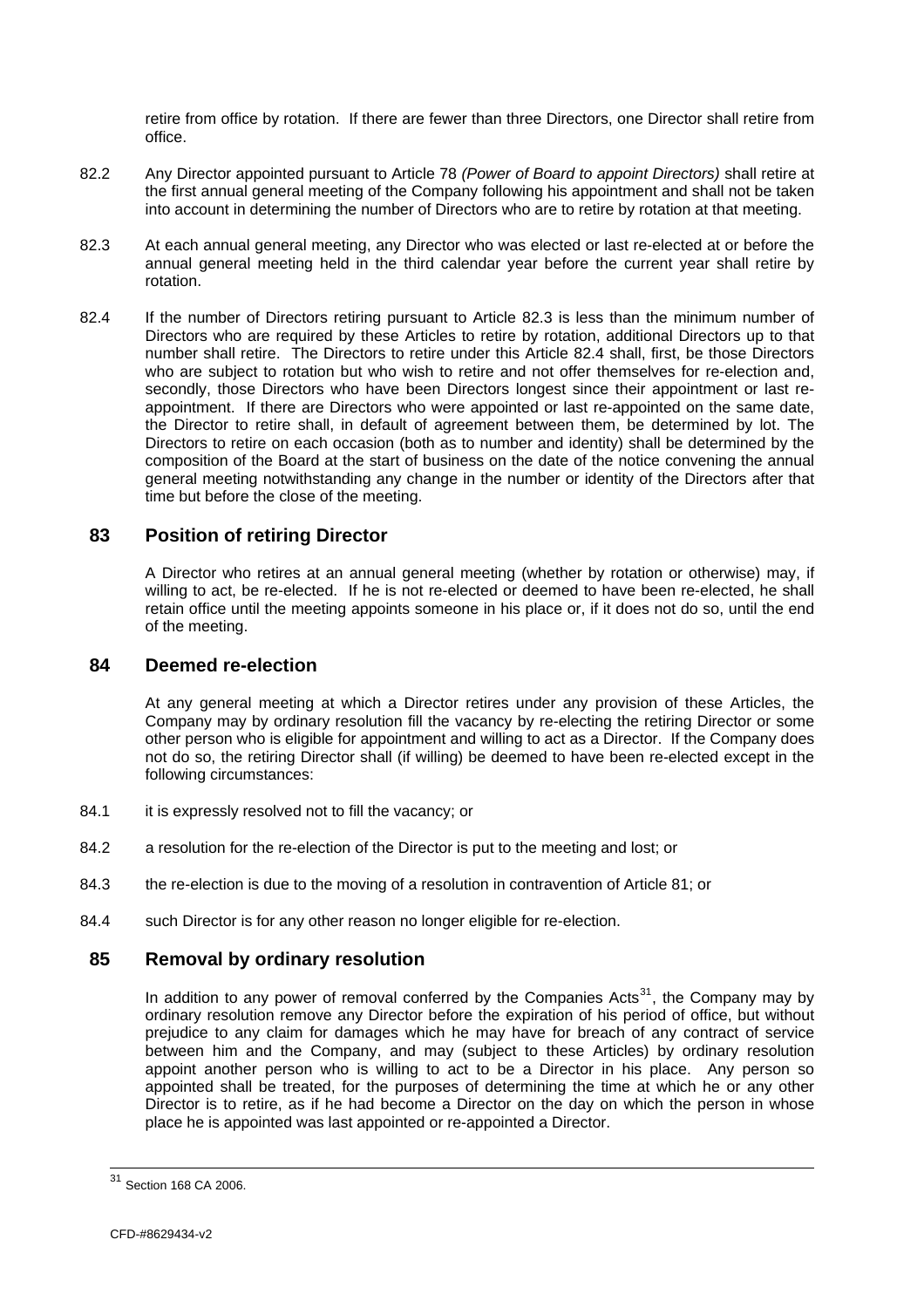retire from office by rotation. If there are fewer than three Directors, one Director shall retire from office.

82.2 Any Director appointed pursuant to Article 78 *(Power of Board to appoint Directors)* shall retire at the first annual general meeting of the Company following his appointment and shall not be taken into account in determining the number of Directors who are to retire by rotation at that meeting.

82.3 At each annual general meeting, any Director who was elected or last re-elected at or before the annual general meeting held in the third calendar year before the current year shall retire by rotation.

82.4 If the number of Directors retiring pursuant to Article 82.3 is less than the minimum number of Directors who are required by these Articles to retire by rotation, additional Directors up to that number shall retire. The Directors to retire under this Article 82.4 shall, first, be those Directors who are subject to rotation but who wish to retire and not offer themselves for re-election and, secondly, those Directors who have been Directors longest since their appointment or last re-appointment. If there are Directors who were appointed or last re-appointed on the same date, the Director to retire shall, in default of agreement between them, be determined by lot. The Directors to retire on each occasion (both as to number and identity) shall be determined by the composition of the Board at the start of business on the date of the notice convening the annual general meeting notwithstanding any change in the number or identity of the Directors after that time but before the close of the meeting.

## 83 Position of retiring Director

A Director who retires at an annual general meeting (whether by rotation or otherwise) may, if willing to act, be re-elected. If he is not re-elected or deemed to have been re-elected, he shall retain office until the meeting appoints someone in his place or, if it does not do so, until the end of the meeting.

## 84 Deemed re-election

At any general meeting at which a Director retires under any provision of these Articles, the Company may by ordinary resolution fill the vacancy by re-electing the retiring Director or some other person who is eligible for appointment and willing to act as a Director. If the Company does not do so, the retiring Director shall (if willing) be deemed to have been re-elected except in the following circumstances:

84.1 it is expressly resolved not to fill the vacancy; or

84.2 a resolution for the re-election of the Director is put to the meeting and lost; or

84.3 the re-election is due to the moving of a resolution in contravention of Article 81; or

84.4 such Director is for any other reason no longer eligible for re-election.

## 85 Removal by ordinary resolution

In addition to any power of removal conferred by the Companies Acts[31], the Company may by ordinary resolution remove any Director before the expiration of his period of office, but without prejudice to any claim for damages which he may have for breach of any contract of service between him and the Company, and may (subject to these Articles) by ordinary resolution appoint another person who is willing to act to be a Director in his place. Any person so appointed shall be treated, for the purposes of determining the time at which he or any other Director is to retire, as if he had become a Director on the day on which the person in whose place he is appointed was last appointed or re-appointed a Director.

---

[31] Section 168 CA 2006.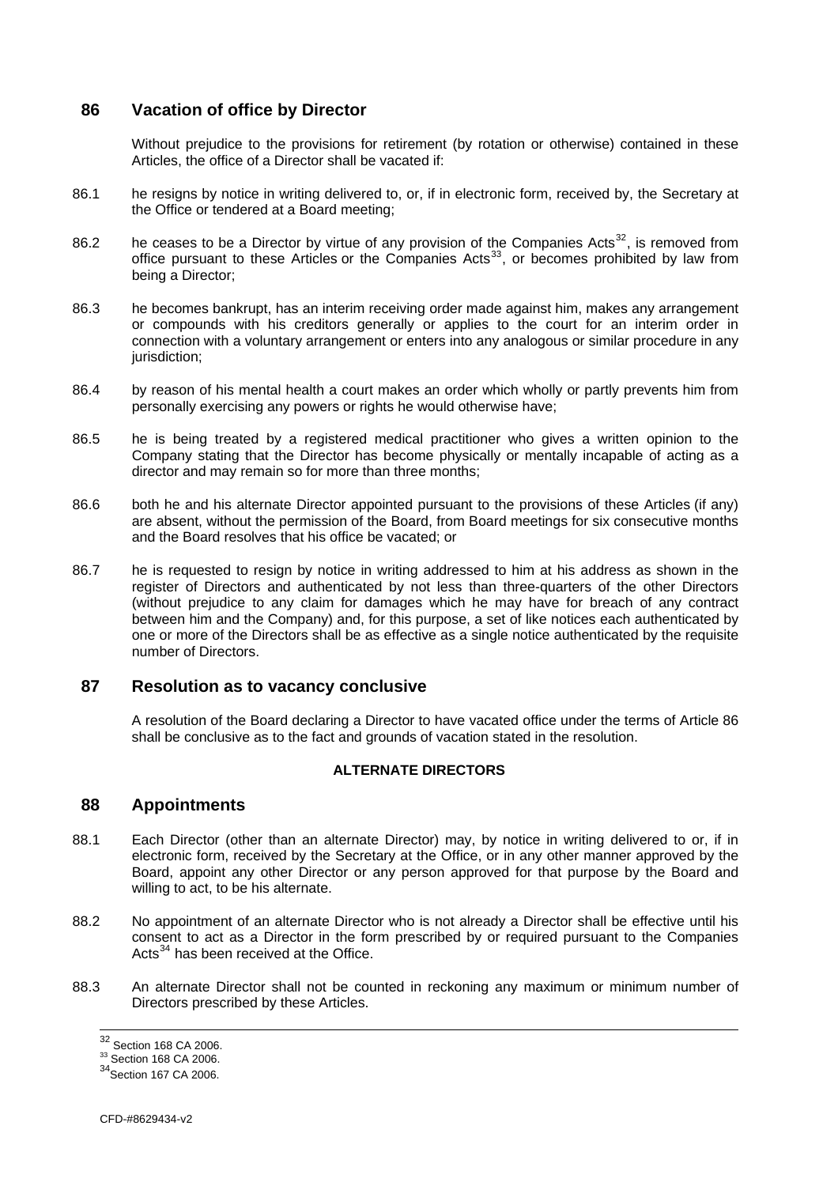## 86 Vacation of office by Director

Without prejudice to the provisions for retirement (by rotation or otherwise) contained in these Articles, the office of a Director shall be vacated if:

86.1 he resigns by notice in writing delivered to, or, if in electronic form, received by, the Secretary at the Office or tendered at a Board meeting;

86.2 he ceases to be a Director by virtue of any provision of the Companies Acts[32], is removed from office pursuant to these Articles or the Companies Acts[33], or becomes prohibited by law from being a Director;

86.3 he becomes bankrupt, has an interim receiving order made against him, makes any arrangement or compounds with his creditors generally or applies to the court for an interim order in connection with a voluntary arrangement or enters into any analogous or similar procedure in any jurisdiction;

86.4 by reason of his mental health a court makes an order which wholly or partly prevents him from personally exercising any powers or rights he would otherwise have;

86.5 he is being treated by a registered medical practitioner who gives a written opinion to the Company stating that the Director has become physically or mentally incapable of acting as a director and may remain so for more than three months;

86.6 both he and his alternate Director appointed pursuant to the provisions of these Articles (if any) are absent, without the permission of the Board, from Board meetings for six consecutive months and the Board resolves that his office be vacated; or

86.7 he is requested to resign by notice in writing addressed to him at his address as shown in the register of Directors and authenticated by not less than three-quarters of the other Directors (without prejudice to any claim for damages which he may have for breach of any contract between him and the Company) and, for this purpose, a set of like notices each authenticated by one or more of the Directors shall be as effective as a single notice authenticated by the requisite number of Directors.

## 87 Resolution as to vacancy conclusive

A resolution of the Board declaring a Director to have vacated office under the terms of Article 86 shall be conclusive as to the fact and grounds of vacation stated in the resolution.

**ALTERNATE DIRECTORS**

## 88 Appointments

88.1 Each Director (other than an alternate Director) may, by notice in writing delivered to or, if in electronic form, received by the Secretary at the Office, or in any other manner approved by the Board, appoint any other Director or any person approved for that purpose by the Board and willing to act, to be his alternate.

88.2 No appointment of an alternate Director who is not already a Director shall be effective until his consent to act as a Director in the form prescribed by or required pursuant to the Companies Acts[34] has been received at the Office.

88.3 An alternate Director shall not be counted in reckoning any maximum or minimum number of Directors prescribed by these Articles.

---

[32] Section 168 CA 2006.
[33] Section 168 CA 2006.
[34] Section 167 CA 2006.

CFD-#8629434-v2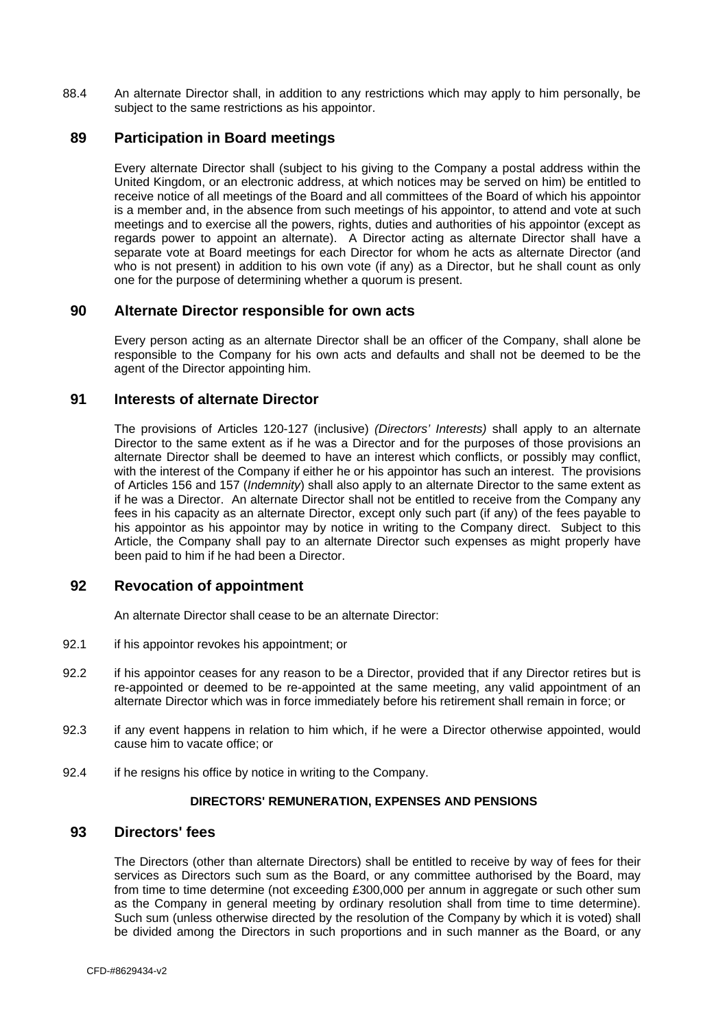88.4 An alternate Director shall, in addition to any restrictions which may apply to him personally, be subject to the same restrictions as his appointor.

## 89 Participation in Board meetings

Every alternate Director shall (subject to his giving to the Company a postal address within the United Kingdom, or an electronic address, at which notices may be served on him) be entitled to receive notice of all meetings of the Board and all committees of the Board of which his appointor is a member and, in the absence from such meetings of his appointor, to attend and vote at such meetings and to exercise all the powers, rights, duties and authorities of his appointor (except as regards power to appoint an alternate). A Director acting as alternate Director shall have a separate vote at Board meetings for each Director for whom he acts as alternate Director (and who is not present) in addition to his own vote (if any) as a Director, but he shall count as only one for the purpose of determining whether a quorum is present.

## 90 Alternate Director responsible for own acts

Every person acting as an alternate Director shall be an officer of the Company, shall alone be responsible to the Company for his own acts and defaults and shall not be deemed to be the agent of the Director appointing him.

## 91 Interests of alternate Director

The provisions of Articles 120-127 (inclusive) *(Directors' Interests)* shall apply to an alternate Director to the same extent as if he was a Director and for the purposes of those provisions an alternate Director shall be deemed to have an interest which conflicts, or possibly may conflict, with the interest of the Company if either he or his appointor has such an interest. The provisions of Articles 156 and 157 (*Indemnity*) shall also apply to an alternate Director to the same extent as if he was a Director. An alternate Director shall not be entitled to receive from the Company any fees in his capacity as an alternate Director, except only such part (if any) of the fees payable to his appointor as his appointor may by notice in writing to the Company direct. Subject to this Article, the Company shall pay to an alternate Director such expenses as might properly have been paid to him if he had been a Director.

## 92 Revocation of appointment

An alternate Director shall cease to be an alternate Director:

92.1 if his appointor revokes his appointment; or

92.2 if his appointor ceases for any reason to be a Director, provided that if any Director retires but is re-appointed or deemed to be re-appointed at the same meeting, any valid appointment of an alternate Director which was in force immediately before his retirement shall remain in force; or

92.3 if any event happens in relation to him which, if he were a Director otherwise appointed, would cause him to vacate office; or

92.4 if he resigns his office by notice in writing to the Company.

**DIRECTORS' REMUNERATION, EXPENSES AND PENSIONS**

## 93 Directors' fees

The Directors (other than alternate Directors) shall be entitled to receive by way of fees for their services as Directors such sum as the Board, or any committee authorised by the Board, may from time to time determine (not exceeding £300,000 per annum in aggregate or such other sum as the Company in general meeting by ordinary resolution shall from time to time determine). Such sum (unless otherwise directed by the resolution of the Company by which it is voted) shall be divided among the Directors in such proportions and in such manner as the Board, or any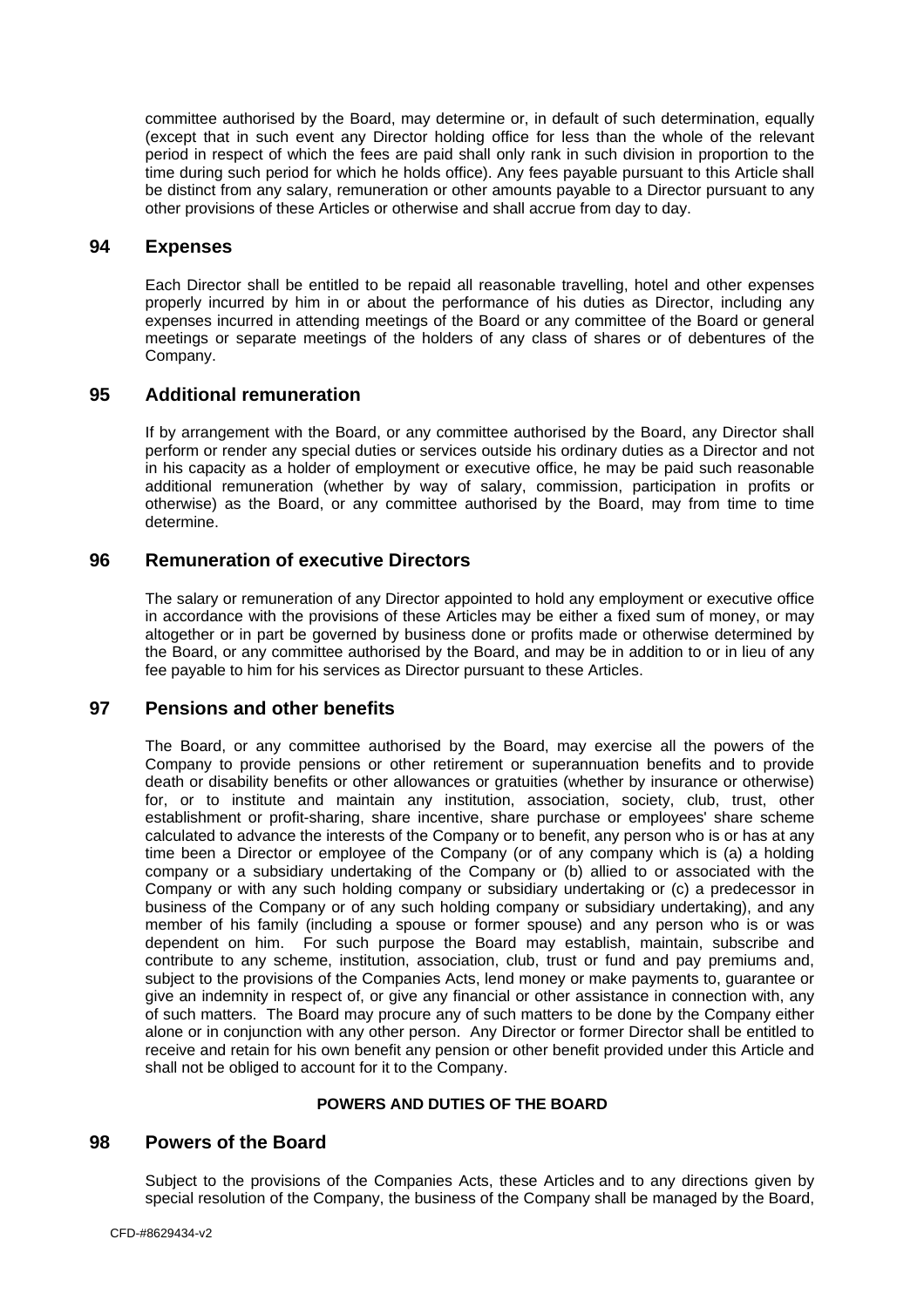committee authorised by the Board, may determine or, in default of such determination, equally (except that in such event any Director holding office for less than the whole of the relevant period in respect of which the fees are paid shall only rank in such division in proportion to the time during such period for which he holds office). Any fees payable pursuant to this Article shall be distinct from any salary, remuneration or other amounts payable to a Director pursuant to any other provisions of these Articles or otherwise and shall accrue from day to day.

## 94 Expenses

Each Director shall be entitled to be repaid all reasonable travelling, hotel and other expenses properly incurred by him in or about the performance of his duties as Director, including any expenses incurred in attending meetings of the Board or any committee of the Board or general meetings or separate meetings of the holders of any class of shares or of debentures of the Company.

## 95 Additional remuneration

If by arrangement with the Board, or any committee authorised by the Board, any Director shall perform or render any special duties or services outside his ordinary duties as a Director and not in his capacity as a holder of employment or executive office, he may be paid such reasonable additional remuneration (whether by way of salary, commission, participation in profits or otherwise) as the Board, or any committee authorised by the Board, may from time to time determine.

## 96 Remuneration of executive Directors

The salary or remuneration of any Director appointed to hold any employment or executive office in accordance with the provisions of these Articles may be either a fixed sum of money, or may altogether or in part be governed by business done or profits made or otherwise determined by the Board, or any committee authorised by the Board, and may be in addition to or in lieu of any fee payable to him for his services as Director pursuant to these Articles.

## 97 Pensions and other benefits

The Board, or any committee authorised by the Board, may exercise all the powers of the Company to provide pensions or other retirement or superannuation benefits and to provide death or disability benefits or other allowances or gratuities (whether by insurance or otherwise) for, or to institute and maintain any institution, association, society, club, trust, other establishment or profit-sharing, share incentive, share purchase or employees' share scheme calculated to advance the interests of the Company or to benefit, any person who is or has at any time been a Director or employee of the Company (or of any company which is (a) a holding company or a subsidiary undertaking of the Company or (b) allied to or associated with the Company or with any such holding company or subsidiary undertaking or (c) a predecessor in business of the Company or of any such holding company or subsidiary undertaking), and any member of his family (including a spouse or former spouse) and any person who is or was dependent on him. For such purpose the Board may establish, maintain, subscribe and contribute to any scheme, institution, association, club, trust or fund and pay premiums and, subject to the provisions of the Companies Acts, lend money or make payments to, guarantee or give an indemnity in respect of, or give any financial or other assistance in connection with, any of such matters. The Board may procure any of such matters to be done by the Company either alone or in conjunction with any other person. Any Director or former Director shall be entitled to receive and retain for his own benefit any pension or other benefit provided under this Article and shall not be obliged to account for it to the Company.

**POWERS AND DUTIES OF THE BOARD**

## 98 Powers of the Board

Subject to the provisions of the Companies Acts, these Articles and to any directions given by special resolution of the Company, the business of the Company shall be managed by the Board,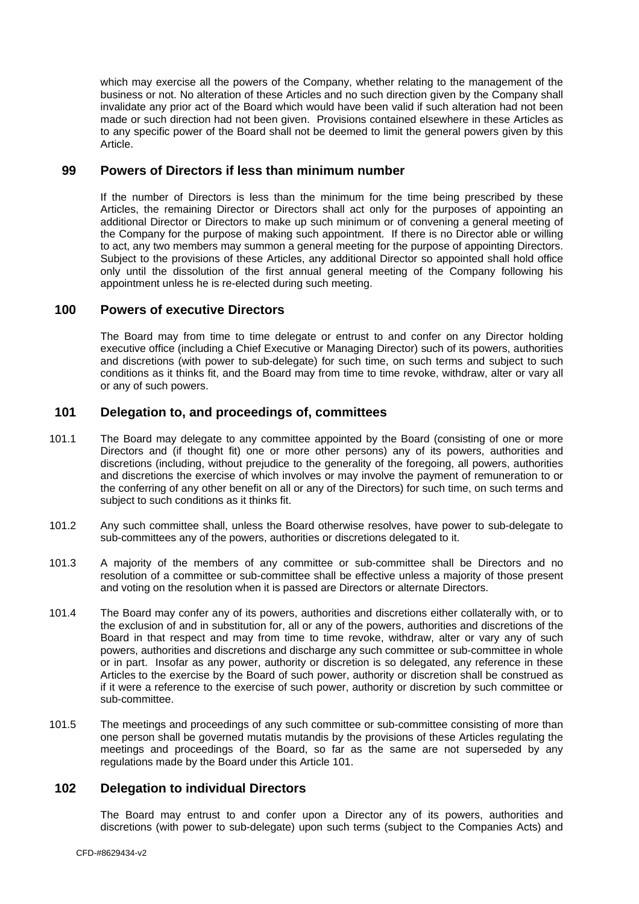which may exercise all the powers of the Company, whether relating to the management of the business or not. No alteration of these Articles and no such direction given by the Company shall invalidate any prior act of the Board which would have been valid if such alteration had not been made or such direction had not been given. Provisions contained elsewhere in these Articles as to any specific power of the Board shall not be deemed to limit the general powers given by this Article.

## 99 Powers of Directors if less than minimum number

If the number of Directors is less than the minimum for the time being prescribed by these Articles, the remaining Director or Directors shall act only for the purposes of appointing an additional Director or Directors to make up such minimum or of convening a general meeting of the Company for the purpose of making such appointment. If there is no Director able or willing to act, any two members may summon a general meeting for the purpose of appointing Directors. Subject to the provisions of these Articles, any additional Director so appointed shall hold office only until the dissolution of the first annual general meeting of the Company following his appointment unless he is re-elected during such meeting.

## 100 Powers of executive Directors

The Board may from time to time delegate or entrust to and confer on any Director holding executive office (including a Chief Executive or Managing Director) such of its powers, authorities and discretions (with power to sub-delegate) for such time, on such terms and subject to such conditions as it thinks fit, and the Board may from time to time revoke, withdraw, alter or vary all or any of such powers.

## 101 Delegation to, and proceedings of, committees

101.1 The Board may delegate to any committee appointed by the Board (consisting of one or more Directors and (if thought fit) one or more other persons) any of its powers, authorities and discretions (including, without prejudice to the generality of the foregoing, all powers, authorities and discretions the exercise of which involves or may involve the payment of remuneration to or the conferring of any other benefit on all or any of the Directors) for such time, on such terms and subject to such conditions as it thinks fit.

101.2 Any such committee shall, unless the Board otherwise resolves, have power to sub-delegate to sub-committees any of the powers, authorities or discretions delegated to it.

101.3 A majority of the members of any committee or sub-committee shall be Directors and no resolution of a committee or sub-committee shall be effective unless a majority of those present and voting on the resolution when it is passed are Directors or alternate Directors.

101.4 The Board may confer any of its powers, authorities and discretions either collaterally with, or to the exclusion of and in substitution for, all or any of the powers, authorities and discretions of the Board in that respect and may from time to time revoke, withdraw, alter or vary any of such powers, authorities and discretions and discharge any such committee or sub-committee in whole or in part. Insofar as any power, authority or discretion is so delegated, any reference in these Articles to the exercise by the Board of such power, authority or discretion shall be construed as if it were a reference to the exercise of such power, authority or discretion by such committee or sub-committee.

101.5 The meetings and proceedings of any such committee or sub-committee consisting of more than one person shall be governed mutatis mutandis by the provisions of these Articles regulating the meetings and proceedings of the Board, so far as the same are not superseded by any regulations made by the Board under this Article 101.

## 102 Delegation to individual Directors

The Board may entrust to and confer upon a Director any of its powers, authorities and discretions (with power to sub-delegate) upon such terms (subject to the Companies Acts) and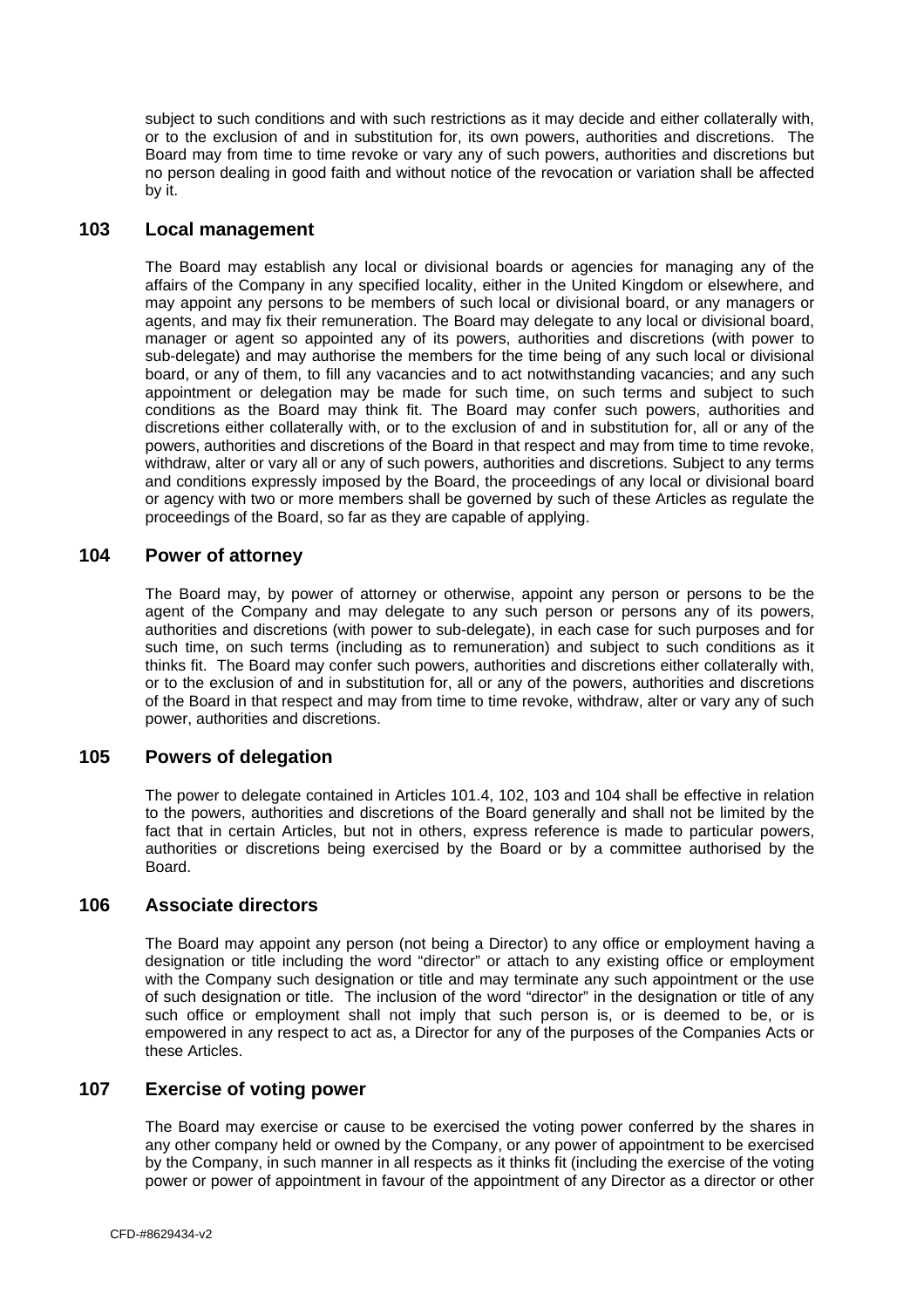subject to such conditions and with such restrictions as it may decide and either collaterally with, or to the exclusion of and in substitution for, its own powers, authorities and discretions. The Board may from time to time revoke or vary any of such powers, authorities and discretions but no person dealing in good faith and without notice of the revocation or variation shall be affected by it.

## 103 Local management

The Board may establish any local or divisional boards or agencies for managing any of the affairs of the Company in any specified locality, either in the United Kingdom or elsewhere, and may appoint any persons to be members of such local or divisional board, or any managers or agents, and may fix their remuneration. The Board may delegate to any local or divisional board, manager or agent so appointed any of its powers, authorities and discretions (with power to sub-delegate) and may authorise the members for the time being of any such local or divisional board, or any of them, to fill any vacancies and to act notwithstanding vacancies; and any such appointment or delegation may be made for such time, on such terms and subject to such conditions as the Board may think fit. The Board may confer such powers, authorities and discretions either collaterally with, or to the exclusion of and in substitution for, all or any of the powers, authorities and discretions of the Board in that respect and may from time to time revoke, withdraw, alter or vary all or any of such powers, authorities and discretions. Subject to any terms and conditions expressly imposed by the Board, the proceedings of any local or divisional board or agency with two or more members shall be governed by such of these Articles as regulate the proceedings of the Board, so far as they are capable of applying.

## 104 Power of attorney

The Board may, by power of attorney or otherwise, appoint any person or persons to be the agent of the Company and may delegate to any such person or persons any of its powers, authorities and discretions (with power to sub-delegate), in each case for such purposes and for such time, on such terms (including as to remuneration) and subject to such conditions as it thinks fit. The Board may confer such powers, authorities and discretions either collaterally with, or to the exclusion of and in substitution for, all or any of the powers, authorities and discretions of the Board in that respect and may from time to time revoke, withdraw, alter or vary any of such power, authorities and discretions.

## 105 Powers of delegation

The power to delegate contained in Articles 101.4, 102, 103 and 104 shall be effective in relation to the powers, authorities and discretions of the Board generally and shall not be limited by the fact that in certain Articles, but not in others, express reference is made to particular powers, authorities or discretions being exercised by the Board or by a committee authorised by the Board.

## 106 Associate directors

The Board may appoint any person (not being a Director) to any office or employment having a designation or title including the word "director" or attach to any existing office or employment with the Company such designation or title and may terminate any such appointment or the use of such designation or title. The inclusion of the word "director" in the designation or title of any such office or employment shall not imply that such person is, or is deemed to be, or is empowered in any respect to act as, a Director for any of the purposes of the Companies Acts or these Articles.

## 107 Exercise of voting power

The Board may exercise or cause to be exercised the voting power conferred by the shares in any other company held or owned by the Company, or any power of appointment to be exercised by the Company, in such manner in all respects as it thinks fit (including the exercise of the voting power or power of appointment in favour of the appointment of any Director as a director or other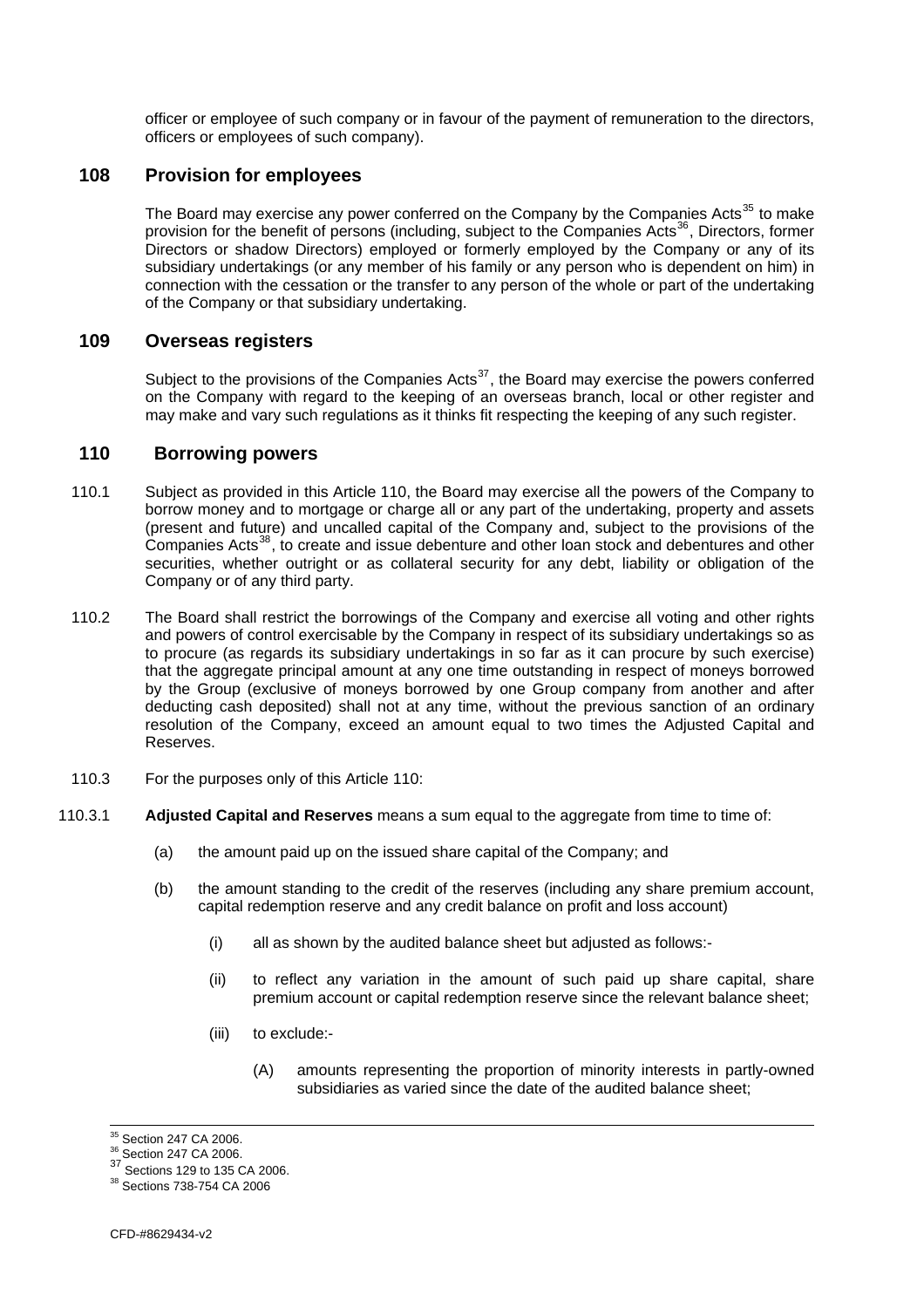officer or employee of such company or in favour of the payment of remuneration to the directors, officers or employees of such company).

## 108 Provision for employees

The Board may exercise any power conferred on the Company by the Companies Acts[35] to make provision for the benefit of persons (including, subject to the Companies Acts[36], Directors, former Directors or shadow Directors) employed or formerly employed by the Company or any of its subsidiary undertakings (or any member of his family or any person who is dependent on him) in connection with the cessation or the transfer to any person of the whole or part of the undertaking of the Company or that subsidiary undertaking.

## 109 Overseas registers

Subject to the provisions of the Companies Acts[37], the Board may exercise the powers conferred on the Company with regard to the keeping of an overseas branch, local or other register and may make and vary such regulations as it thinks fit respecting the keeping of any such register.

## 110 Borrowing powers

110.1 Subject as provided in this Article 110, the Board may exercise all the powers of the Company to borrow money and to mortgage or charge all or any part of the undertaking, property and assets (present and future) and uncalled capital of the Company and, subject to the provisions of the Companies Acts[38], to create and issue debenture and other loan stock and debentures and other securities, whether outright or as collateral security for any debt, liability or obligation of the Company or of any third party.

110.2 The Board shall restrict the borrowings of the Company and exercise all voting and other rights and powers of control exercisable by the Company in respect of its subsidiary undertakings so as to procure (as regards its subsidiary undertakings in so far as it can procure by such exercise) that the aggregate principal amount at any one time outstanding in respect of moneys borrowed by the Group (exclusive of moneys borrowed by one Group company from another and after deducting cash deposited) shall not at any time, without the previous sanction of an ordinary resolution of the Company, exceed an amount equal to two times the Adjusted Capital and Reserves.

110.3 For the purposes only of this Article 110:

110.3.1 **Adjusted Capital and Reserves** means a sum equal to the aggregate from time to time of:

(a) the amount paid up on the issued share capital of the Company; and

(b) the amount standing to the credit of the reserves (including any share premium account, capital redemption reserve and any credit balance on profit and loss account)

(i) all as shown by the audited balance sheet but adjusted as follows:-

(ii) to reflect any variation in the amount of such paid up share capital, share premium account or capital redemption reserve since the relevant balance sheet;

(iii) to exclude:-

(A) amounts representing the proportion of minority interests in partly-owned subsidiaries as varied since the date of the audited balance sheet;

---

[35] Section 247 CA 2006.
[36] Section 247 CA 2006.
[37] Sections 129 to 135 CA 2006.
[38] Sections 738-754 CA 2006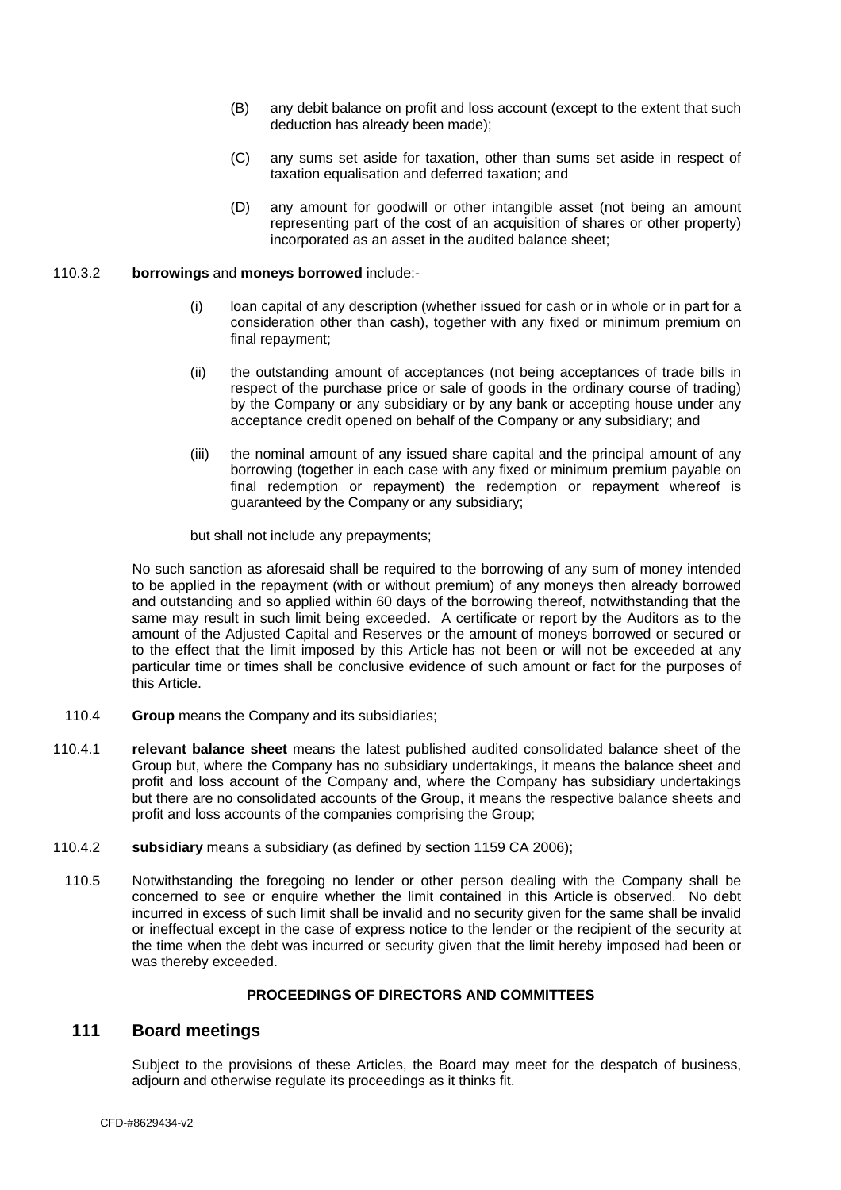(B) any debit balance on profit and loss account (except to the extent that such deduction has already been made);

(C) any sums set aside for taxation, other than sums set aside in respect of taxation equalisation and deferred taxation; and

(D) any amount for goodwill or other intangible asset (not being an amount representing part of the cost of an acquisition of shares or other property) incorporated as an asset in the audited balance sheet;

110.3.2 **borrowings** and **moneys borrowed** include:-

(i) loan capital of any description (whether issued for cash or in whole or in part for a consideration other than cash), together with any fixed or minimum premium on final repayment;

(ii) the outstanding amount of acceptances (not being acceptances of trade bills in respect of the purchase price or sale of goods in the ordinary course of trading) by the Company or any subsidiary or by any bank or accepting house under any acceptance credit opened on behalf of the Company or any subsidiary; and

(iii) the nominal amount of any issued share capital and the principal amount of any borrowing (together in each case with any fixed or minimum premium payable on final redemption or repayment) the redemption or repayment whereof is guaranteed by the Company or any subsidiary;

but shall not include any prepayments;

No such sanction as aforesaid shall be required to the borrowing of any sum of money intended to be applied in the repayment (with or without premium) of any moneys then already borrowed and outstanding and so applied within 60 days of the borrowing thereof, notwithstanding that the same may result in such limit being exceeded. A certificate or report by the Auditors as to the amount of the Adjusted Capital and Reserves or the amount of moneys borrowed or secured or to the effect that the limit imposed by this Article has not been or will not be exceeded at any particular time or times shall be conclusive evidence of such amount or fact for the purposes of this Article.

110.4 **Group** means the Company and its subsidiaries;

110.4.1 **relevant balance sheet** means the latest published audited consolidated balance sheet of the Group but, where the Company has no subsidiary undertakings, it means the balance sheet and profit and loss account of the Company and, where the Company has subsidiary undertakings but there are no consolidated accounts of the Group, it means the respective balance sheets and profit and loss accounts of the companies comprising the Group;

110.4.2 **subsidiary** means a subsidiary (as defined by section 1159 CA 2006);

110.5 Notwithstanding the foregoing no lender or other person dealing with the Company shall be concerned to see or enquire whether the limit contained in this Article is observed. No debt incurred in excess of such limit shall be invalid and no security given for the same shall be invalid or ineffectual except in the case of express notice to the lender or the recipient of the security at the time when the debt was incurred or security given that the limit hereby imposed had been or was thereby exceeded.

**PROCEEDINGS OF DIRECTORS AND COMMITTEES**

## 111 Board meetings

Subject to the provisions of these Articles, the Board may meet for the despatch of business, adjourn and otherwise regulate its proceedings as it thinks fit.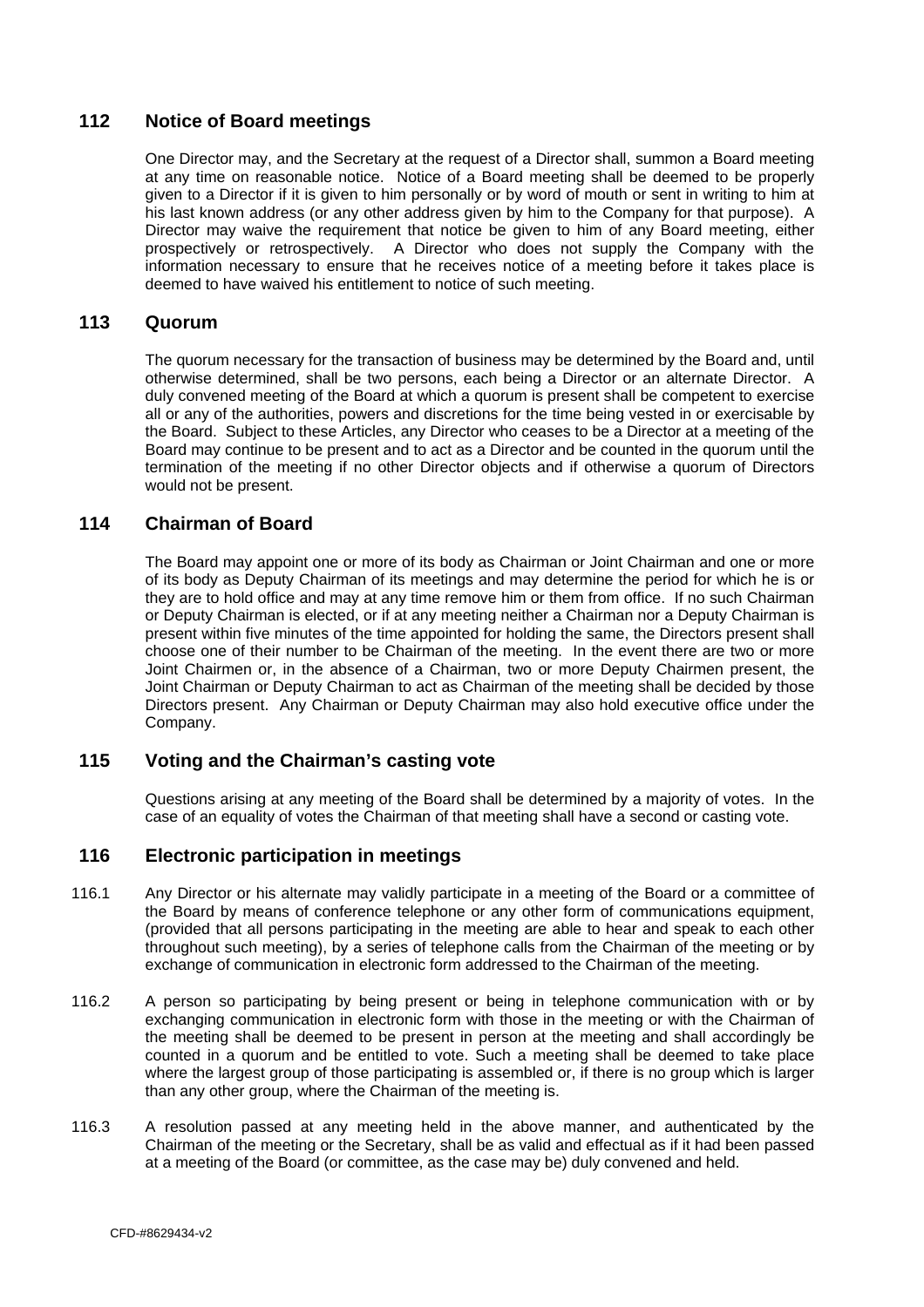## 112 Notice of Board meetings

One Director may, and the Secretary at the request of a Director shall, summon a Board meeting at any time on reasonable notice. Notice of a Board meeting shall be deemed to be properly given to a Director if it is given to him personally or by word of mouth or sent in writing to him at his last known address (or any other address given by him to the Company for that purpose). A Director may waive the requirement that notice be given to him of any Board meeting, either prospectively or retrospectively. A Director who does not supply the Company with the information necessary to ensure that he receives notice of a meeting before it takes place is deemed to have waived his entitlement to notice of such meeting.

## 113 Quorum

The quorum necessary for the transaction of business may be determined by the Board and, until otherwise determined, shall be two persons, each being a Director or an alternate Director. A duly convened meeting of the Board at which a quorum is present shall be competent to exercise all or any of the authorities, powers and discretions for the time being vested in or exercisable by the Board. Subject to these Articles, any Director who ceases to be a Director at a meeting of the Board may continue to be present and to act as a Director and be counted in the quorum until the termination of the meeting if no other Director objects and if otherwise a quorum of Directors would not be present.

## 114 Chairman of Board

The Board may appoint one or more of its body as Chairman or Joint Chairman and one or more of its body as Deputy Chairman of its meetings and may determine the period for which he is or they are to hold office and may at any time remove him or them from office. If no such Chairman or Deputy Chairman is elected, or if at any meeting neither a Chairman nor a Deputy Chairman is present within five minutes of the time appointed for holding the same, the Directors present shall choose one of their number to be Chairman of the meeting. In the event there are two or more Joint Chairmen or, in the absence of a Chairman, two or more Deputy Chairmen present, the Joint Chairman or Deputy Chairman to act as Chairman of the meeting shall be decided by those Directors present. Any Chairman or Deputy Chairman may also hold executive office under the Company.

## 115 Voting and the Chairman's casting vote

Questions arising at any meeting of the Board shall be determined by a majority of votes. In the case of an equality of votes the Chairman of that meeting shall have a second or casting vote.

## 116 Electronic participation in meetings

116.1 Any Director or his alternate may validly participate in a meeting of the Board or a committee of the Board by means of conference telephone or any other form of communications equipment, (provided that all persons participating in the meeting are able to hear and speak to each other throughout such meeting), by a series of telephone calls from the Chairman of the meeting or by exchange of communication in electronic form addressed to the Chairman of the meeting.

116.2 A person so participating by being present or being in telephone communication with or by exchanging communication in electronic form with those in the meeting or with the Chairman of the meeting shall be deemed to be present in person at the meeting and shall accordingly be counted in a quorum and be entitled to vote. Such a meeting shall be deemed to take place where the largest group of those participating is assembled or, if there is no group which is larger than any other group, where the Chairman of the meeting is.

116.3 A resolution passed at any meeting held in the above manner, and authenticated by the Chairman of the meeting or the Secretary, shall be as valid and effectual as if it had been passed at a meeting of the Board (or committee, as the case may be) duly convened and held.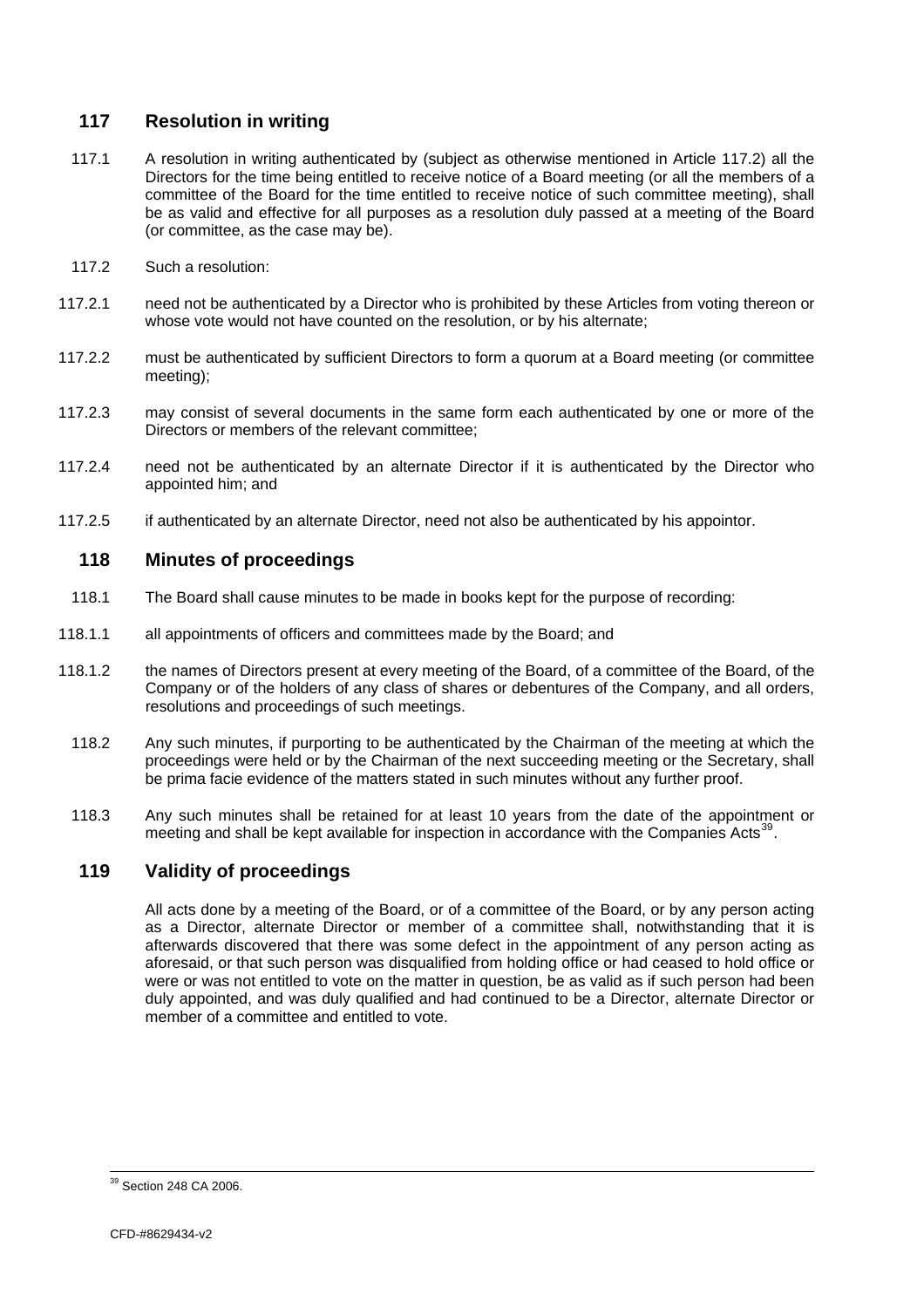## 117 Resolution in writing

117.1 A resolution in writing authenticated by (subject as otherwise mentioned in Article 117.2) all the Directors for the time being entitled to receive notice of a Board meeting (or all the members of a committee of the Board for the time entitled to receive notice of such committee meeting), shall be as valid and effective for all purposes as a resolution duly passed at a meeting of the Board (or committee, as the case may be).

117.2 Such a resolution:

117.2.1 need not be authenticated by a Director who is prohibited by these Articles from voting thereon or whose vote would not have counted on the resolution, or by his alternate;

117.2.2 must be authenticated by sufficient Directors to form a quorum at a Board meeting (or committee meeting);

117.2.3 may consist of several documents in the same form each authenticated by one or more of the Directors or members of the relevant committee;

117.2.4 need not be authenticated by an alternate Director if it is authenticated by the Director who appointed him; and

117.2.5 if authenticated by an alternate Director, need not also be authenticated by his appointor.

## 118 Minutes of proceedings

118.1 The Board shall cause minutes to be made in books kept for the purpose of recording:

118.1.1 all appointments of officers and committees made by the Board; and

118.1.2 the names of Directors present at every meeting of the Board, of a committee of the Board, of the Company or of the holders of any class of shares or debentures of the Company, and all orders, resolutions and proceedings of such meetings.

118.2 Any such minutes, if purporting to be authenticated by the Chairman of the meeting at which the proceedings were held or by the Chairman of the next succeeding meeting or the Secretary, shall be prima facie evidence of the matters stated in such minutes without any further proof.

118.3 Any such minutes shall be retained for at least 10 years from the date of the appointment or meeting and shall be kept available for inspection in accordance with the Companies Acts[39].

## 119 Validity of proceedings

All acts done by a meeting of the Board, or of a committee of the Board, or by any person acting as a Director, alternate Director or member of a committee shall, notwithstanding that it is afterwards discovered that there was some defect in the appointment of any person acting as aforesaid, or that such person was disqualified from holding office or had ceased to hold office or were or was not entitled to vote on the matter in question, be as valid as if such person had been duly appointed, and was duly qualified and had continued to be a Director, alternate Director or member of a committee and entitled to vote.

---

[39] Section 248 CA 2006.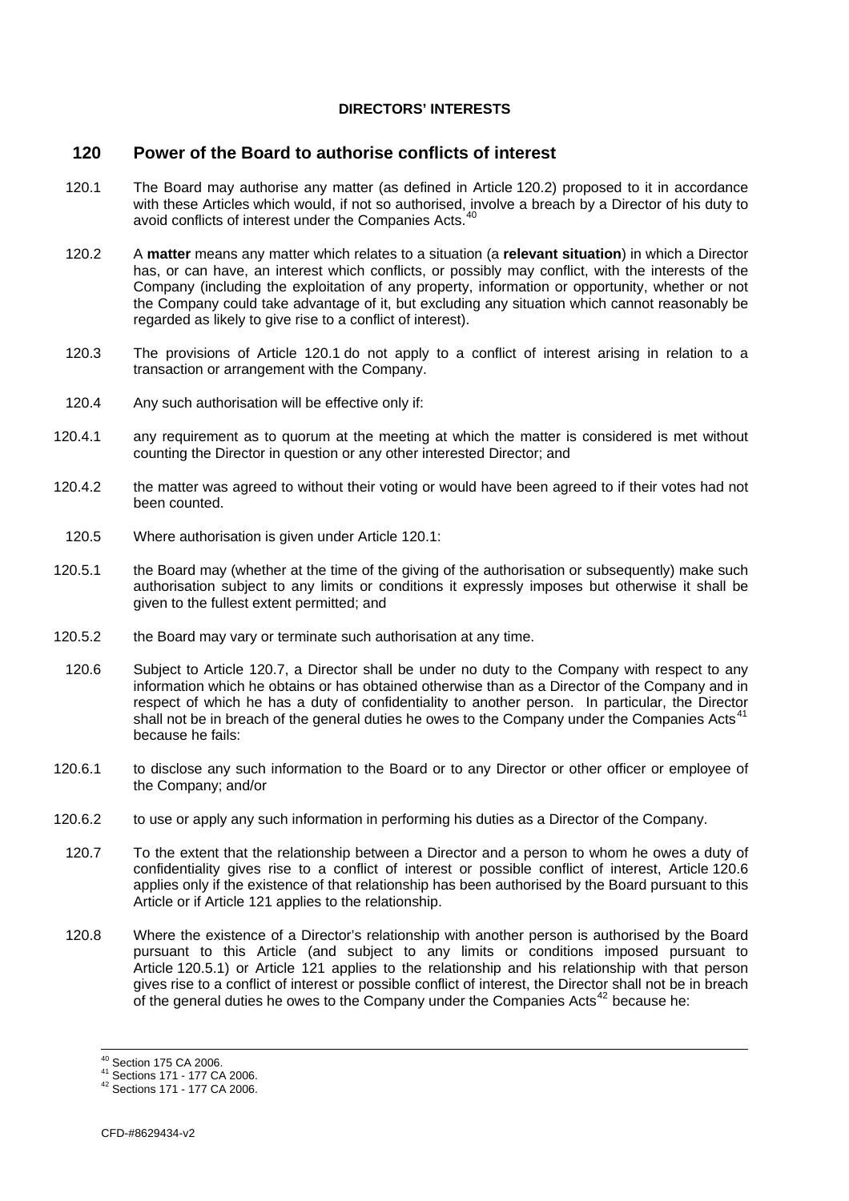**DIRECTORS' INTERESTS**

## 120 Power of the Board to authorise conflicts of interest

120.1 The Board may authorise any matter (as defined in Article 120.2) proposed to it in accordance with these Articles which would, if not so authorised, involve a breach by a Director of his duty to avoid conflicts of interest under the Companies Acts.[40]

120.2 A **matter** means any matter which relates to a situation (a **relevant situation**) in which a Director has, or can have, an interest which conflicts, or possibly may conflict, with the interests of the Company (including the exploitation of any property, information or opportunity, whether or not the Company could take advantage of it, but excluding any situation which cannot reasonably be regarded as likely to give rise to a conflict of interest).

120.3 The provisions of Article 120.1 do not apply to a conflict of interest arising in relation to a transaction or arrangement with the Company.

120.4 Any such authorisation will be effective only if:

120.4.1 any requirement as to quorum at the meeting at which the matter is considered is met without counting the Director in question or any other interested Director; and

120.4.2 the matter was agreed to without their voting or would have been agreed to if their votes had not been counted.

120.5 Where authorisation is given under Article 120.1:

120.5.1 the Board may (whether at the time of the giving of the authorisation or subsequently) make such authorisation subject to any limits or conditions it expressly imposes but otherwise it shall be given to the fullest extent permitted; and

120.5.2 the Board may vary or terminate such authorisation at any time.

120.6 Subject to Article 120.7, a Director shall be under no duty to the Company with respect to any information which he obtains or has obtained otherwise than as a Director of the Company and in respect of which he has a duty of confidentiality to another person. In particular, the Director shall not be in breach of the general duties he owes to the Company under the Companies Acts[41] because he fails:

120.6.1 to disclose any such information to the Board or to any Director or other officer or employee of the Company; and/or

120.6.2 to use or apply any such information in performing his duties as a Director of the Company.

120.7 To the extent that the relationship between a Director and a person to whom he owes a duty of confidentiality gives rise to a conflict of interest or possible conflict of interest, Article 120.6 applies only if the existence of that relationship has been authorised by the Board pursuant to this Article or if Article 121 applies to the relationship.

120.8 Where the existence of a Director's relationship with another person is authorised by the Board pursuant to this Article (and subject to any limits or conditions imposed pursuant to Article 120.5.1) or Article 121 applies to the relationship and his relationship with that person gives rise to a conflict of interest or possible conflict of interest, the Director shall not be in breach of the general duties he owes to the Company under the Companies Acts[42] because he:

---

[40] Section 175 CA 2006.
[41] Sections 171 - 177 CA 2006.
[42] Sections 171 - 177 CA 2006.

CFD-#8629434-v2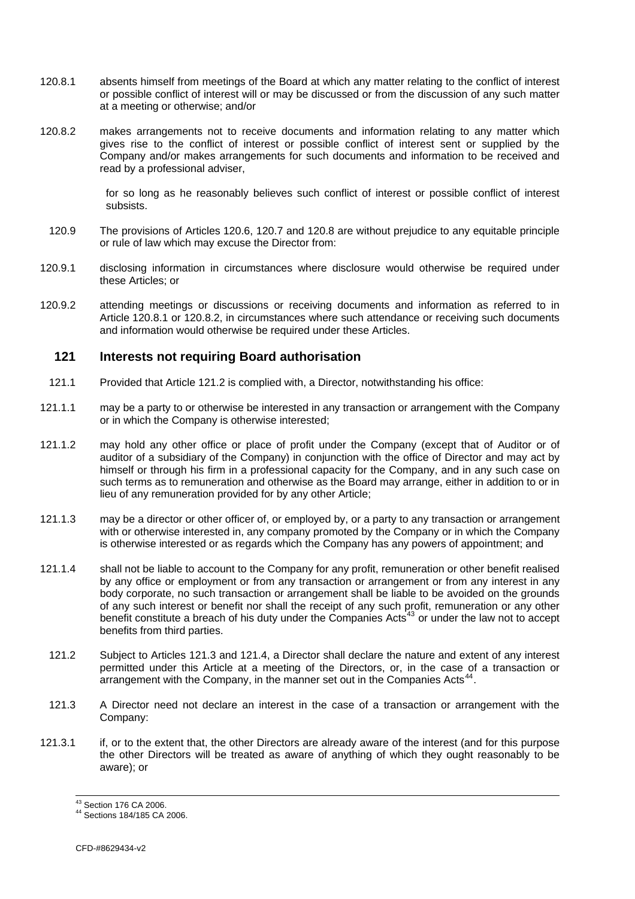120.8.1 absents himself from meetings of the Board at which any matter relating to the conflict of interest or possible conflict of interest will or may be discussed or from the discussion of any such matter at a meeting or otherwise; and/or

120.8.2 makes arrangements not to receive documents and information relating to any matter which gives rise to the conflict of interest or possible conflict of interest sent or supplied by the Company and/or makes arrangements for such documents and information to be received and read by a professional adviser,

for so long as he reasonably believes such conflict of interest or possible conflict of interest subsists.

120.9 The provisions of Articles 120.6, 120.7 and 120.8 are without prejudice to any equitable principle or rule of law which may excuse the Director from:

120.9.1 disclosing information in circumstances where disclosure would otherwise be required under these Articles; or

120.9.2 attending meetings or discussions or receiving documents and information as referred to in Article 120.8.1 or 120.8.2, in circumstances where such attendance or receiving such documents and information would otherwise be required under these Articles.

## 121 Interests not requiring Board authorisation

121.1 Provided that Article 121.2 is complied with, a Director, notwithstanding his office:

121.1.1 may be a party to or otherwise be interested in any transaction or arrangement with the Company or in which the Company is otherwise interested;

121.1.2 may hold any other office or place of profit under the Company (except that of Auditor or of auditor of a subsidiary of the Company) in conjunction with the office of Director and may act by himself or through his firm in a professional capacity for the Company, and in any such case on such terms as to remuneration and otherwise as the Board may arrange, either in addition to or in lieu of any remuneration provided for by any other Article;

121.1.3 may be a director or other officer of, or employed by, or a party to any transaction or arrangement with or otherwise interested in, any company promoted by the Company or in which the Company is otherwise interested or as regards which the Company has any powers of appointment; and

121.1.4 shall not be liable to account to the Company for any profit, remuneration or other benefit realised by any office or employment or from any transaction or arrangement or from any interest in any body corporate, no such transaction or arrangement shall be liable to be avoided on the grounds of any such interest or benefit nor shall the receipt of any such profit, remuneration or any other benefit constitute a breach of his duty under the Companies Acts[43] or under the law not to accept benefits from third parties.

121.2 Subject to Articles 121.3 and 121.4, a Director shall declare the nature and extent of any interest permitted under this Article at a meeting of the Directors, or, in the case of a transaction or arrangement with the Company, in the manner set out in the Companies Acts[44].

121.3 A Director need not declare an interest in the case of a transaction or arrangement with the Company:

121.3.1 if, or to the extent that, the other Directors are already aware of the interest (and for this purpose the other Directors will be treated as aware of anything of which they ought reasonably to be aware); or

---

[43] Section 176 CA 2006.

[44] Sections 184/185 CA 2006.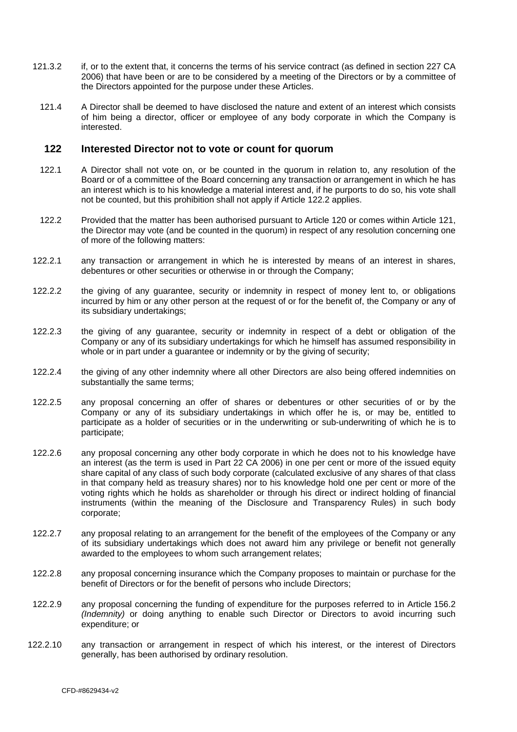121.3.2 if, or to the extent that, it concerns the terms of his service contract (as defined in section 227 CA 2006) that have been or are to be considered by a meeting of the Directors or by a committee of the Directors appointed for the purpose under these Articles.

121.4 A Director shall be deemed to have disclosed the nature and extent of an interest which consists of him being a director, officer or employee of any body corporate in which the Company is interested.

## 122 Interested Director not to vote or count for quorum

122.1 A Director shall not vote on, or be counted in the quorum in relation to, any resolution of the Board or of a committee of the Board concerning any transaction or arrangement in which he has an interest which is to his knowledge a material interest and, if he purports to do so, his vote shall not be counted, but this prohibition shall not apply if Article 122.2 applies.

122.2 Provided that the matter has been authorised pursuant to Article 120 or comes within Article 121, the Director may vote (and be counted in the quorum) in respect of any resolution concerning one of more of the following matters:

122.2.1 any transaction or arrangement in which he is interested by means of an interest in shares, debentures or other securities or otherwise in or through the Company;

122.2.2 the giving of any guarantee, security or indemnity in respect of money lent to, or obligations incurred by him or any other person at the request of or for the benefit of, the Company or any of its subsidiary undertakings;

122.2.3 the giving of any guarantee, security or indemnity in respect of a debt or obligation of the Company or any of its subsidiary undertakings for which he himself has assumed responsibility in whole or in part under a guarantee or indemnity or by the giving of security;

122.2.4 the giving of any other indemnity where all other Directors are also being offered indemnities on substantially the same terms;

122.2.5 any proposal concerning an offer of shares or debentures or other securities of or by the Company or any of its subsidiary undertakings in which offer he is, or may be, entitled to participate as a holder of securities or in the underwriting or sub-underwriting of which he is to participate;

122.2.6 any proposal concerning any other body corporate in which he does not to his knowledge have an interest (as the term is used in Part 22 CA 2006) in one per cent or more of the issued equity share capital of any class of such body corporate (calculated exclusive of any shares of that class in that company held as treasury shares) nor to his knowledge hold one per cent or more of the voting rights which he holds as shareholder or through his direct or indirect holding of financial instruments (within the meaning of the Disclosure and Transparency Rules) in such body corporate;

122.2.7 any proposal relating to an arrangement for the benefit of the employees of the Company or any of its subsidiary undertakings which does not award him any privilege or benefit not generally awarded to the employees to whom such arrangement relates;

122.2.8 any proposal concerning insurance which the Company proposes to maintain or purchase for the benefit of Directors or for the benefit of persons who include Directors;

122.2.9 any proposal concerning the funding of expenditure for the purposes referred to in Article 156.2 *(Indemnity)* or doing anything to enable such Director or Directors to avoid incurring such expenditure; or

122.2.10 any transaction or arrangement in respect of which his interest, or the interest of Directors generally, has been authorised by ordinary resolution.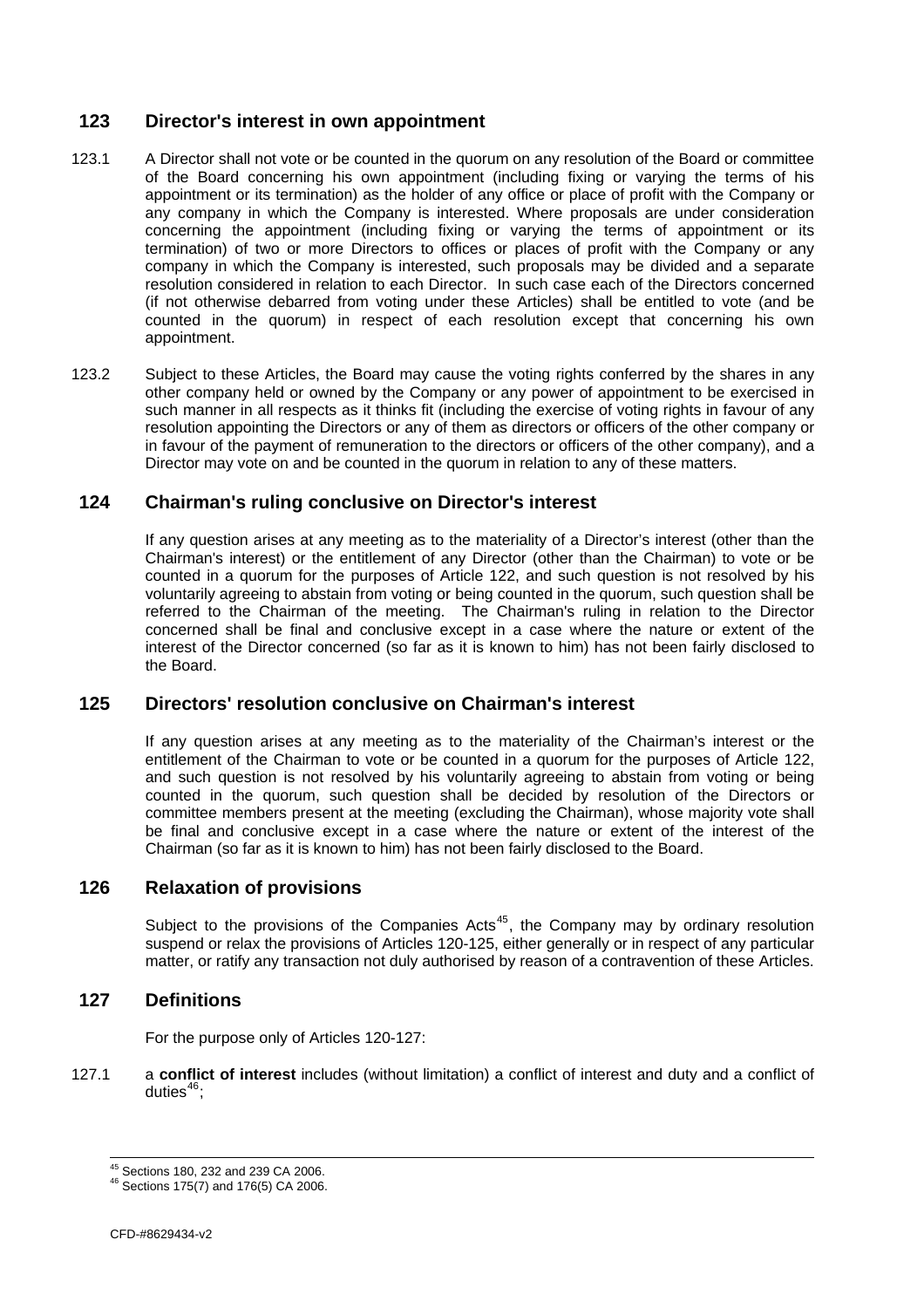## 123 Director's interest in own appointment

123.1 A Director shall not vote or be counted in the quorum on any resolution of the Board or committee of the Board concerning his own appointment (including fixing or varying the terms of his appointment or its termination) as the holder of any office or place of profit with the Company or any company in which the Company is interested. Where proposals are under consideration concerning the appointment (including fixing or varying the terms of appointment or its termination) of two or more Directors to offices or places of profit with the Company or any company in which the Company is interested, such proposals may be divided and a separate resolution considered in relation to each Director. In such case each of the Directors concerned (if not otherwise debarred from voting under these Articles) shall be entitled to vote (and be counted in the quorum) in respect of each resolution except that concerning his own appointment.

123.2 Subject to these Articles, the Board may cause the voting rights conferred by the shares in any other company held or owned by the Company or any power of appointment to be exercised in such manner in all respects as it thinks fit (including the exercise of voting rights in favour of any resolution appointing the Directors or any of them as directors or officers of the other company or in favour of the payment of remuneration to the directors or officers of the other company), and a Director may vote on and be counted in the quorum in relation to any of these matters.

## 124 Chairman's ruling conclusive on Director's interest

If any question arises at any meeting as to the materiality of a Director's interest (other than the Chairman's interest) or the entitlement of any Director (other than the Chairman) to vote or be counted in a quorum for the purposes of Article 122, and such question is not resolved by his voluntarily agreeing to abstain from voting or being counted in the quorum, such question shall be referred to the Chairman of the meeting. The Chairman's ruling in relation to the Director concerned shall be final and conclusive except in a case where the nature or extent of the interest of the Director concerned (so far as it is known to him) has not been fairly disclosed to the Board.

## 125 Directors' resolution conclusive on Chairman's interest

If any question arises at any meeting as to the materiality of the Chairman's interest or the entitlement of the Chairman to vote or be counted in a quorum for the purposes of Article 122, and such question is not resolved by his voluntarily agreeing to abstain from voting or being counted in the quorum, such question shall be decided by resolution of the Directors or committee members present at the meeting (excluding the Chairman), whose majority vote shall be final and conclusive except in a case where the nature or extent of the interest of the Chairman (so far as it is known to him) has not been fairly disclosed to the Board.

## 126 Relaxation of provisions

Subject to the provisions of the Companies Acts[45], the Company may by ordinary resolution suspend or relax the provisions of Articles 120-125, either generally or in respect of any particular matter, or ratify any transaction not duly authorised by reason of a contravention of these Articles.

## 127 Definitions

For the purpose only of Articles 120-127:

127.1 a **conflict of interest** includes (without limitation) a conflict of interest and duty and a conflict of duties[46];

---

[45] Sections 180, 232 and 239 CA 2006.

[46] Sections 175(7) and 176(5) CA 2006.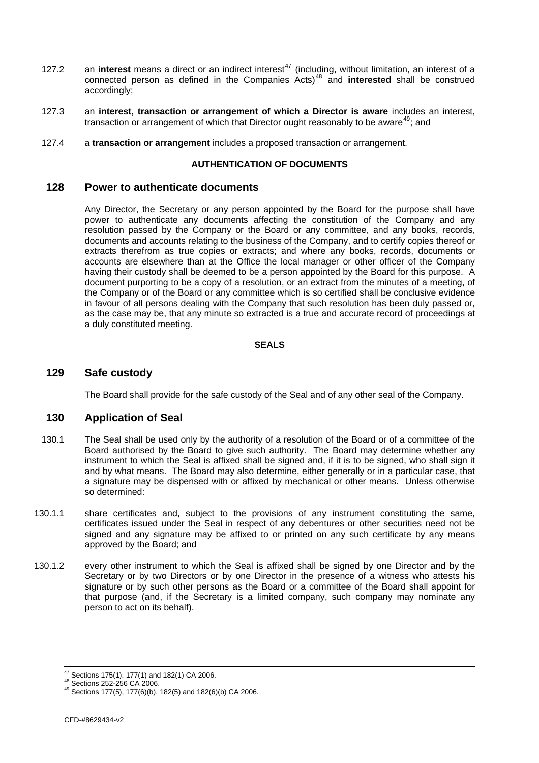127.2 an **interest** means a direct or an indirect interest[47] (including, without limitation, an interest of a connected person as defined in the Companies Acts)[48] and **interested** shall be construed accordingly;

127.3 an **interest, transaction or arrangement of which a Director is aware** includes an interest, transaction or arrangement of which that Director ought reasonably to be aware[49]; and

127.4 a **transaction or arrangement** includes a proposed transaction or arrangement.

**AUTHENTICATION OF DOCUMENTS**

## 128 Power to authenticate documents

Any Director, the Secretary or any person appointed by the Board for the purpose shall have power to authenticate any documents affecting the constitution of the Company and any resolution passed by the Company or the Board or any committee, and any books, records, documents and accounts relating to the business of the Company, and to certify copies thereof or extracts therefrom as true copies or extracts; and where any books, records, documents or accounts are elsewhere than at the Office the local manager or other officer of the Company having their custody shall be deemed to be a person appointed by the Board for this purpose. A document purporting to be a copy of a resolution, or an extract from the minutes of a meeting, of the Company or of the Board or any committee which is so certified shall be conclusive evidence in favour of all persons dealing with the Company that such resolution has been duly passed or, as the case may be, that any minute so extracted is a true and accurate record of proceedings at a duly constituted meeting.

**SEALS**

## 129 Safe custody

The Board shall provide for the safe custody of the Seal and of any other seal of the Company.

## 130 Application of Seal

130.1 The Seal shall be used only by the authority of a resolution of the Board or of a committee of the Board authorised by the Board to give such authority. The Board may determine whether any instrument to which the Seal is affixed shall be signed and, if it is to be signed, who shall sign it and by what means. The Board may also determine, either generally or in a particular case, that a signature may be dispensed with or affixed by mechanical or other means. Unless otherwise so determined:

130.1.1 share certificates and, subject to the provisions of any instrument constituting the same, certificates issued under the Seal in respect of any debentures or other securities need not be signed and any signature may be affixed to or printed on any such certificate by any means approved by the Board; and

130.1.2 every other instrument to which the Seal is affixed shall be signed by one Director and by the Secretary or by two Directors or by one Director in the presence of a witness who attests his signature or by such other persons as the Board or a committee of the Board shall appoint for that purpose (and, if the Secretary is a limited company, such company may nominate any person to act on its behalf).

---

[47] Sections 175(1), 177(1) and 182(1) CA 2006.
[48] Sections 252-256 CA 2006.
[49] Sections 177(5), 177(6)(b), 182(5) and 182(6)(b) CA 2006.

CFD-#8629434-v2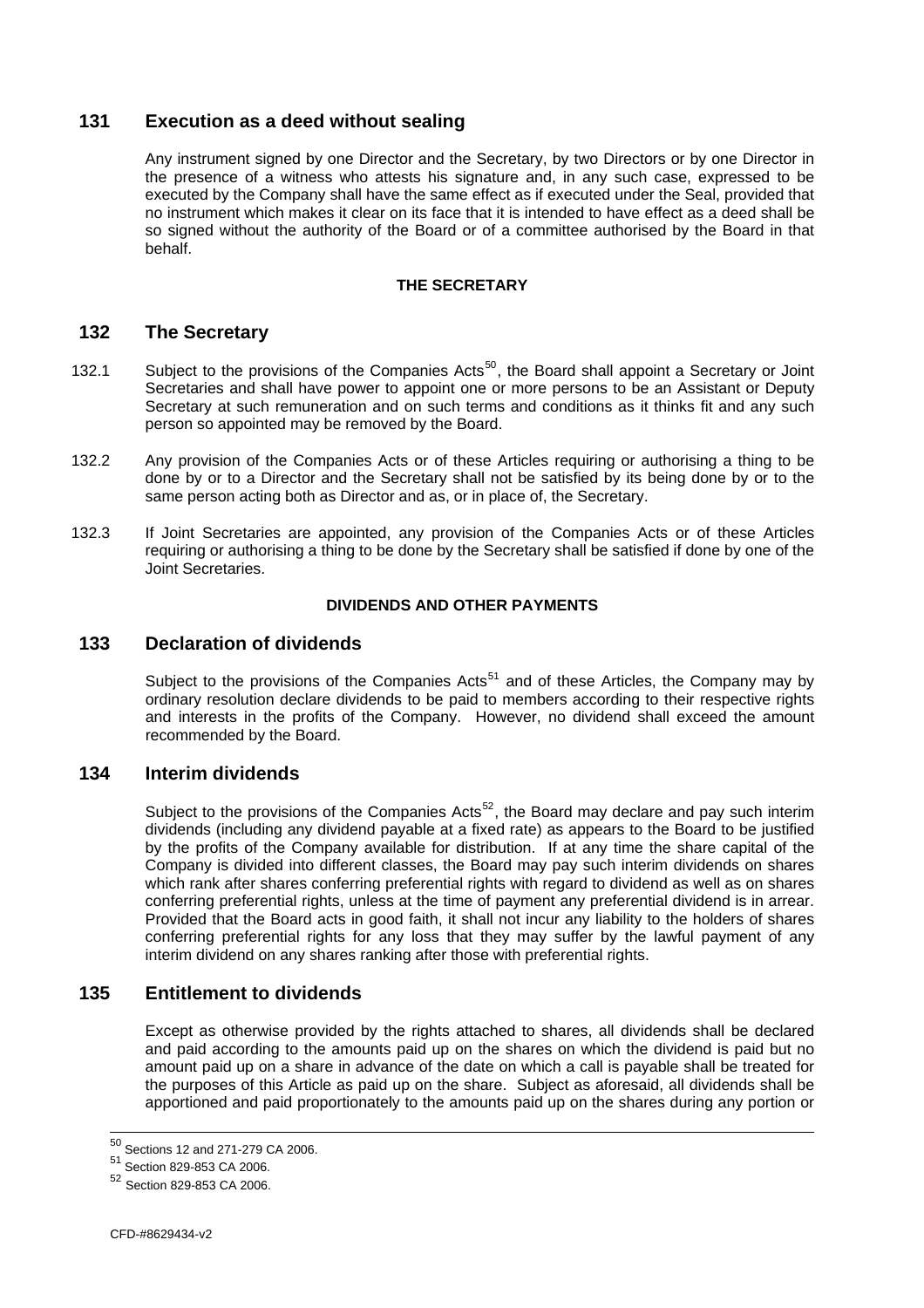## 131 Execution as a deed without sealing

Any instrument signed by one Director and the Secretary, by two Directors or by one Director in the presence of a witness who attests his signature and, in any such case, expressed to be executed by the Company shall have the same effect as if executed under the Seal, provided that no instrument which makes it clear on its face that it is intended to have effect as a deed shall be so signed without the authority of the Board or of a committee authorised by the Board in that behalf.

**THE SECRETARY**

## 132 The Secretary

132.1 Subject to the provisions of the Companies Acts[50], the Board shall appoint a Secretary or Joint Secretaries and shall have power to appoint one or more persons to be an Assistant or Deputy Secretary at such remuneration and on such terms and conditions as it thinks fit and any such person so appointed may be removed by the Board.

132.2 Any provision of the Companies Acts or of these Articles requiring or authorising a thing to be done by or to a Director and the Secretary shall not be satisfied by its being done by or to the same person acting both as Director and as, or in place of, the Secretary.

132.3 If Joint Secretaries are appointed, any provision of the Companies Acts or of these Articles requiring or authorising a thing to be done by the Secretary shall be satisfied if done by one of the Joint Secretaries.

**DIVIDENDS AND OTHER PAYMENTS**

## 133 Declaration of dividends

Subject to the provisions of the Companies Acts[51] and of these Articles, the Company may by ordinary resolution declare dividends to be paid to members according to their respective rights and interests in the profits of the Company. However, no dividend shall exceed the amount recommended by the Board.

## 134 Interim dividends

Subject to the provisions of the Companies Acts[52], the Board may declare and pay such interim dividends (including any dividend payable at a fixed rate) as appears to the Board to be justified by the profits of the Company available for distribution. If at any time the share capital of the Company is divided into different classes, the Board may pay such interim dividends on shares which rank after shares conferring preferential rights with regard to dividend as well as on shares conferring preferential rights, unless at the time of payment any preferential dividend is in arrear. Provided that the Board acts in good faith, it shall not incur any liability to the holders of shares conferring preferential rights for any loss that they may suffer by the lawful payment of any interim dividend on any shares ranking after those with preferential rights.

## 135 Entitlement to dividends

Except as otherwise provided by the rights attached to shares, all dividends shall be declared and paid according to the amounts paid up on the shares on which the dividend is paid but no amount paid up on a share in advance of the date on which a call is payable shall be treated for the purposes of this Article as paid up on the share. Subject as aforesaid, all dividends shall be apportioned and paid proportionately to the amounts paid up on the shares during any portion or

---

[50] Sections 12 and 271-279 CA 2006.

[51] Section 829-853 CA 2006.

[52] Section 829-853 CA 2006.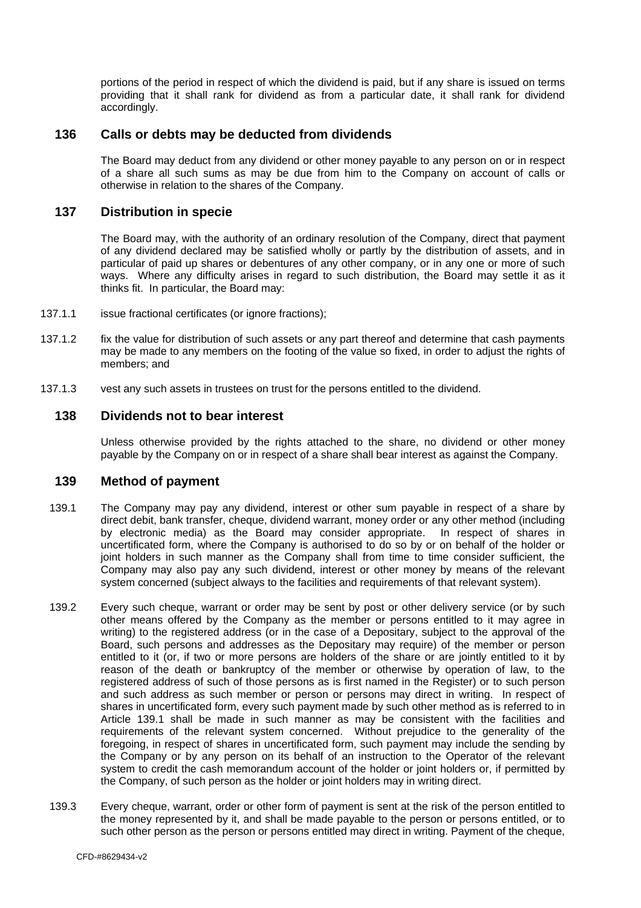portions of the period in respect of which the dividend is paid, but if any share is issued on terms providing that it shall rank for dividend as from a particular date, it shall rank for dividend accordingly.

## 136 Calls or debts may be deducted from dividends

The Board may deduct from any dividend or other money payable to any person on or in respect of a share all such sums as may be due from him to the Company on account of calls or otherwise in relation to the shares of the Company.

## 137 Distribution in specie

The Board may, with the authority of an ordinary resolution of the Company, direct that payment of any dividend declared may be satisfied wholly or partly by the distribution of assets, and in particular of paid up shares or debentures of any other company, or in any one or more of such ways. Where any difficulty arises in regard to such distribution, the Board may settle it as it thinks fit. In particular, the Board may:

137.1.1 issue fractional certificates (or ignore fractions);

137.1.2 fix the value for distribution of such assets or any part thereof and determine that cash payments may be made to any members on the footing of the value so fixed, in order to adjust the rights of members; and

137.1.3 vest any such assets in trustees on trust for the persons entitled to the dividend.

## 138 Dividends not to bear interest

Unless otherwise provided by the rights attached to the share, no dividend or other money payable by the Company on or in respect of a share shall bear interest as against the Company.

## 139 Method of payment

139.1 The Company may pay any dividend, interest or other sum payable in respect of a share by direct debit, bank transfer, cheque, dividend warrant, money order or any other method (including by electronic media) as the Board may consider appropriate. In respect of shares in uncertificated form, where the Company is authorised to do so by or on behalf of the holder or joint holders in such manner as the Company shall from time to time consider sufficient, the Company may also pay any such dividend, interest or other money by means of the relevant system concerned (subject always to the facilities and requirements of that relevant system).

139.2 Every such cheque, warrant or order may be sent by post or other delivery service (or by such other means offered by the Company as the member or persons entitled to it may agree in writing) to the registered address (or in the case of a Depositary, subject to the approval of the Board, such persons and addresses as the Depositary may require) of the member or person entitled to it (or, if two or more persons are holders of the share or are jointly entitled to it by reason of the death or bankruptcy of the member or otherwise by operation of law, to the registered address of such of those persons as is first named in the Register) or to such person and such address as such member or person or persons may direct in writing. In respect of shares in uncertificated form, every such payment made by such other method as is referred to in Article 139.1 shall be made in such manner as may be consistent with the facilities and requirements of the relevant system concerned. Without prejudice to the generality of the foregoing, in respect of shares in uncertificated form, such payment may include the sending by the Company or by any person on its behalf of an instruction to the Operator of the relevant system to credit the cash memorandum account of the holder or joint holders or, if permitted by the Company, of such person as the holder or joint holders may in writing direct.

139.3 Every cheque, warrant, order or other form of payment is sent at the risk of the person entitled to the money represented by it, and shall be made payable to the person or persons entitled, or to such other person as the person or persons entitled may direct in writing. Payment of the cheque,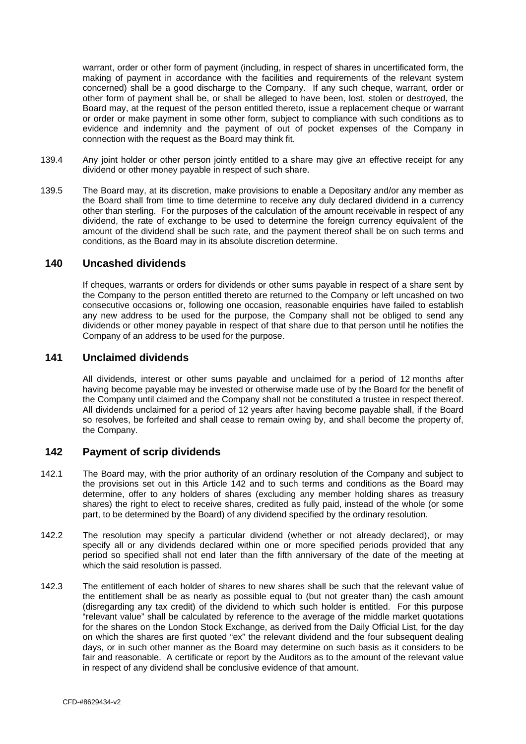warrant, order or other form of payment (including, in respect of shares in uncertificated form, the making of payment in accordance with the facilities and requirements of the relevant system concerned) shall be a good discharge to the Company. If any such cheque, warrant, order or other form of payment shall be, or shall be alleged to have been, lost, stolen or destroyed, the Board may, at the request of the person entitled thereto, issue a replacement cheque or warrant or order or make payment in some other form, subject to compliance with such conditions as to evidence and indemnity and the payment of out of pocket expenses of the Company in connection with the request as the Board may think fit.

139.4 Any joint holder or other person jointly entitled to a share may give an effective receipt for any dividend or other money payable in respect of such share.

139.5 The Board may, at its discretion, make provisions to enable a Depositary and/or any member as the Board shall from time to time determine to receive any duly declared dividend in a currency other than sterling. For the purposes of the calculation of the amount receivable in respect of any dividend, the rate of exchange to be used to determine the foreign currency equivalent of the amount of the dividend shall be such rate, and the payment thereof shall be on such terms and conditions, as the Board may in its absolute discretion determine.

## 140 Uncashed dividends

If cheques, warrants or orders for dividends or other sums payable in respect of a share sent by the Company to the person entitled thereto are returned to the Company or left uncashed on two consecutive occasions or, following one occasion, reasonable enquiries have failed to establish any new address to be used for the purpose, the Company shall not be obliged to send any dividends or other money payable in respect of that share due to that person until he notifies the Company of an address to be used for the purpose.

## 141 Unclaimed dividends

All dividends, interest or other sums payable and unclaimed for a period of 12 months after having become payable may be invested or otherwise made use of by the Board for the benefit of the Company until claimed and the Company shall not be constituted a trustee in respect thereof. All dividends unclaimed for a period of 12 years after having become payable shall, if the Board so resolves, be forfeited and shall cease to remain owing by, and shall become the property of, the Company.

## 142 Payment of scrip dividends

142.1 The Board may, with the prior authority of an ordinary resolution of the Company and subject to the provisions set out in this Article 142 and to such terms and conditions as the Board may determine, offer to any holders of shares (excluding any member holding shares as treasury shares) the right to elect to receive shares, credited as fully paid, instead of the whole (or some part, to be determined by the Board) of any dividend specified by the ordinary resolution.

142.2 The resolution may specify a particular dividend (whether or not already declared), or may specify all or any dividends declared within one or more specified periods provided that any period so specified shall not end later than the fifth anniversary of the date of the meeting at which the said resolution is passed.

142.3 The entitlement of each holder of shares to new shares shall be such that the relevant value of the entitlement shall be as nearly as possible equal to (but not greater than) the cash amount (disregarding any tax credit) of the dividend to which such holder is entitled. For this purpose "relevant value" shall be calculated by reference to the average of the middle market quotations for the shares on the London Stock Exchange, as derived from the Daily Official List, for the day on which the shares are first quoted "ex" the relevant dividend and the four subsequent dealing days, or in such other manner as the Board may determine on such basis as it considers to be fair and reasonable. A certificate or report by the Auditors as to the amount of the relevant value in respect of any dividend shall be conclusive evidence of that amount.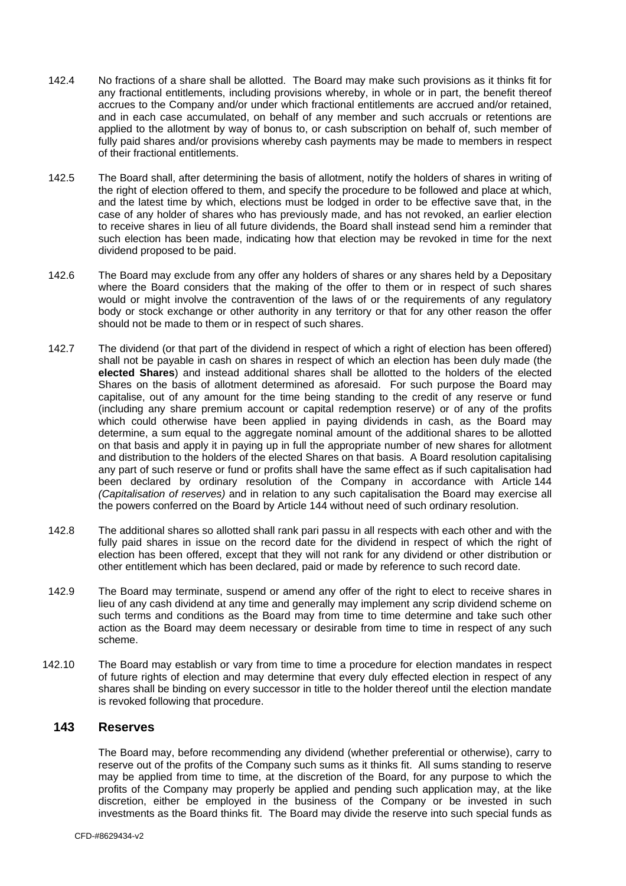142.4 No fractions of a share shall be allotted. The Board may make such provisions as it thinks fit for any fractional entitlements, including provisions whereby, in whole or in part, the benefit thereof accrues to the Company and/or under which fractional entitlements are accrued and/or retained, and in each case accumulated, on behalf of any member and such accruals or retentions are applied to the allotment by way of bonus to, or cash subscription on behalf of, such member of fully paid shares and/or provisions whereby cash payments may be made to members in respect of their fractional entitlements.

142.5 The Board shall, after determining the basis of allotment, notify the holders of shares in writing of the right of election offered to them, and specify the procedure to be followed and place at which, and the latest time by which, elections must be lodged in order to be effective save that, in the case of any holder of shares who has previously made, and has not revoked, an earlier election to receive shares in lieu of all future dividends, the Board shall instead send him a reminder that such election has been made, indicating how that election may be revoked in time for the next dividend proposed to be paid.

142.6 The Board may exclude from any offer any holders of shares or any shares held by a Depositary where the Board considers that the making of the offer to them or in respect of such shares would or might involve the contravention of the laws of or the requirements of any regulatory body or stock exchange or other authority in any territory or that for any other reason the offer should not be made to them or in respect of such shares.

142.7 The dividend (or that part of the dividend in respect of which a right of election has been offered) shall not be payable in cash on shares in respect of which an election has been duly made (the **elected Shares**) and instead additional shares shall be allotted to the holders of the elected Shares on the basis of allotment determined as aforesaid. For such purpose the Board may capitalise, out of any amount for the time being standing to the credit of any reserve or fund (including any share premium account or capital redemption reserve) or of any of the profits which could otherwise have been applied in paying dividends in cash, as the Board may determine, a sum equal to the aggregate nominal amount of the additional shares to be allotted on that basis and apply it in paying up in full the appropriate number of new shares for allotment and distribution to the holders of the elected Shares on that basis. A Board resolution capitalising any part of such reserve or fund or profits shall have the same effect as if such capitalisation had been declared by ordinary resolution of the Company in accordance with Article 144 *(Capitalisation of reserves)* and in relation to any such capitalisation the Board may exercise all the powers conferred on the Board by Article 144 without need of such ordinary resolution.

142.8 The additional shares so allotted shall rank pari passu in all respects with each other and with the fully paid shares in issue on the record date for the dividend in respect of which the right of election has been offered, except that they will not rank for any dividend or other distribution or other entitlement which has been declared, paid or made by reference to such record date.

142.9 The Board may terminate, suspend or amend any offer of the right to elect to receive shares in lieu of any cash dividend at any time and generally may implement any scrip dividend scheme on such terms and conditions as the Board may from time to time determine and take such other action as the Board may deem necessary or desirable from time to time in respect of any such scheme.

142.10 The Board may establish or vary from time to time a procedure for election mandates in respect of future rights of election and may determine that every duly effected election in respect of any shares shall be binding on every successor in title to the holder thereof until the election mandate is revoked following that procedure.

## 143 Reserves

The Board may, before recommending any dividend (whether preferential or otherwise), carry to reserve out of the profits of the Company such sums as it thinks fit. All sums standing to reserve may be applied from time to time, at the discretion of the Board, for any purpose to which the profits of the Company may properly be applied and pending such application may, at the like discretion, either be employed in the business of the Company or be invested in such investments as the Board thinks fit. The Board may divide the reserve into such special funds as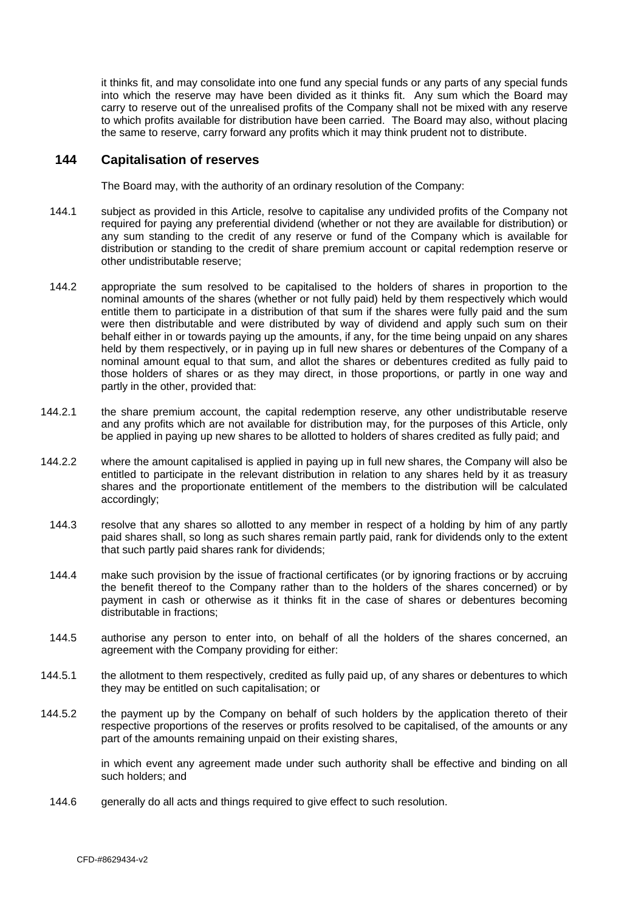it thinks fit, and may consolidate into one fund any special funds or any parts of any special funds into which the reserve may have been divided as it thinks fit. Any sum which the Board may carry to reserve out of the unrealised profits of the Company shall not be mixed with any reserve to which profits available for distribution have been carried. The Board may also, without placing the same to reserve, carry forward any profits which it may think prudent not to distribute.

## 144 Capitalisation of reserves

The Board may, with the authority of an ordinary resolution of the Company:

144.1 subject as provided in this Article, resolve to capitalise any undivided profits of the Company not required for paying any preferential dividend (whether or not they are available for distribution) or any sum standing to the credit of any reserve or fund of the Company which is available for distribution or standing to the credit of share premium account or capital redemption reserve or other undistributable reserve;

144.2 appropriate the sum resolved to be capitalised to the holders of shares in proportion to the nominal amounts of the shares (whether or not fully paid) held by them respectively which would entitle them to participate in a distribution of that sum if the shares were fully paid and the sum were then distributable and were distributed by way of dividend and apply such sum on their behalf either in or towards paying up the amounts, if any, for the time being unpaid on any shares held by them respectively, or in paying up in full new shares or debentures of the Company of a nominal amount equal to that sum, and allot the shares or debentures credited as fully paid to those holders of shares or as they may direct, in those proportions, or partly in one way and partly in the other, provided that:

144.2.1 the share premium account, the capital redemption reserve, any other undistributable reserve and any profits which are not available for distribution may, for the purposes of this Article, only be applied in paying up new shares to be allotted to holders of shares credited as fully paid; and

144.2.2 where the amount capitalised is applied in paying up in full new shares, the Company will also be entitled to participate in the relevant distribution in relation to any shares held by it as treasury shares and the proportionate entitlement of the members to the distribution will be calculated accordingly;

144.3 resolve that any shares so allotted to any member in respect of a holding by him of any partly paid shares shall, so long as such shares remain partly paid, rank for dividends only to the extent that such partly paid shares rank for dividends;

144.4 make such provision by the issue of fractional certificates (or by ignoring fractions or by accruing the benefit thereof to the Company rather than to the holders of the shares concerned) or by payment in cash or otherwise as it thinks fit in the case of shares or debentures becoming distributable in fractions;

144.5 authorise any person to enter into, on behalf of all the holders of the shares concerned, an agreement with the Company providing for either:

144.5.1 the allotment to them respectively, credited as fully paid up, of any shares or debentures to which they may be entitled on such capitalisation; or

144.5.2 the payment up by the Company on behalf of such holders by the application thereto of their respective proportions of the reserves or profits resolved to be capitalised, of the amounts or any part of the amounts remaining unpaid on their existing shares,

in which event any agreement made under such authority shall be effective and binding on all such holders; and

144.6 generally do all acts and things required to give effect to such resolution.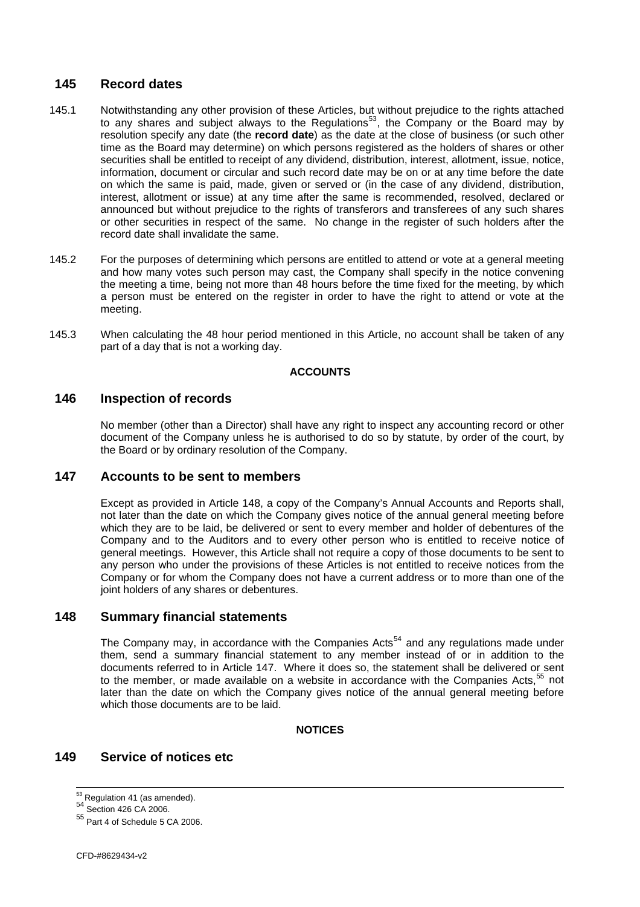## 145 Record dates

145.1 Notwithstanding any other provision of these Articles, but without prejudice to the rights attached to any shares and subject always to the Regulations[53], the Company or the Board may by resolution specify any date (the **record date**) as the date at the close of business (or such other time as the Board may determine) on which persons registered as the holders of shares or other securities shall be entitled to receipt of any dividend, distribution, interest, allotment, issue, notice, information, document or circular and such record date may be on or at any time before the date on which the same is paid, made, given or served or (in the case of any dividend, distribution, interest, allotment or issue) at any time after the same is recommended, resolved, declared or announced but without prejudice to the rights of transferors and transferees of any such shares or other securities in respect of the same. No change in the register of such holders after the record date shall invalidate the same.

145.2 For the purposes of determining which persons are entitled to attend or vote at a general meeting and how many votes such person may cast, the Company shall specify in the notice convening the meeting a time, being not more than 48 hours before the time fixed for the meeting, by which a person must be entered on the register in order to have the right to attend or vote at the meeting.

145.3 When calculating the 48 hour period mentioned in this Article, no account shall be taken of any part of a day that is not a working day.

**ACCOUNTS**

## 146 Inspection of records

No member (other than a Director) shall have any right to inspect any accounting record or other document of the Company unless he is authorised to do so by statute, by order of the court, by the Board or by ordinary resolution of the Company.

## 147 Accounts to be sent to members

Except as provided in Article 148, a copy of the Company's Annual Accounts and Reports shall, not later than the date on which the Company gives notice of the annual general meeting before which they are to be laid, be delivered or sent to every member and holder of debentures of the Company and to the Auditors and to every other person who is entitled to receive notice of general meetings. However, this Article shall not require a copy of those documents to be sent to any person who under the provisions of these Articles is not entitled to receive notices from the Company or for whom the Company does not have a current address or to more than one of the joint holders of any shares or debentures.

## 148 Summary financial statements

The Company may, in accordance with the Companies Acts[54] and any regulations made under them, send a summary financial statement to any member instead of or in addition to the documents referred to in Article 147. Where it does so, the statement shall be delivered or sent to the member, or made available on a website in accordance with the Companies Acts,[55] not later than the date on which the Company gives notice of the annual general meeting before which those documents are to be laid.

**NOTICES**

## 149 Service of notices etc

---

[53] Regulation 41 (as amended).

[54] Section 426 CA 2006.

[55] Part 4 of Schedule 5 CA 2006.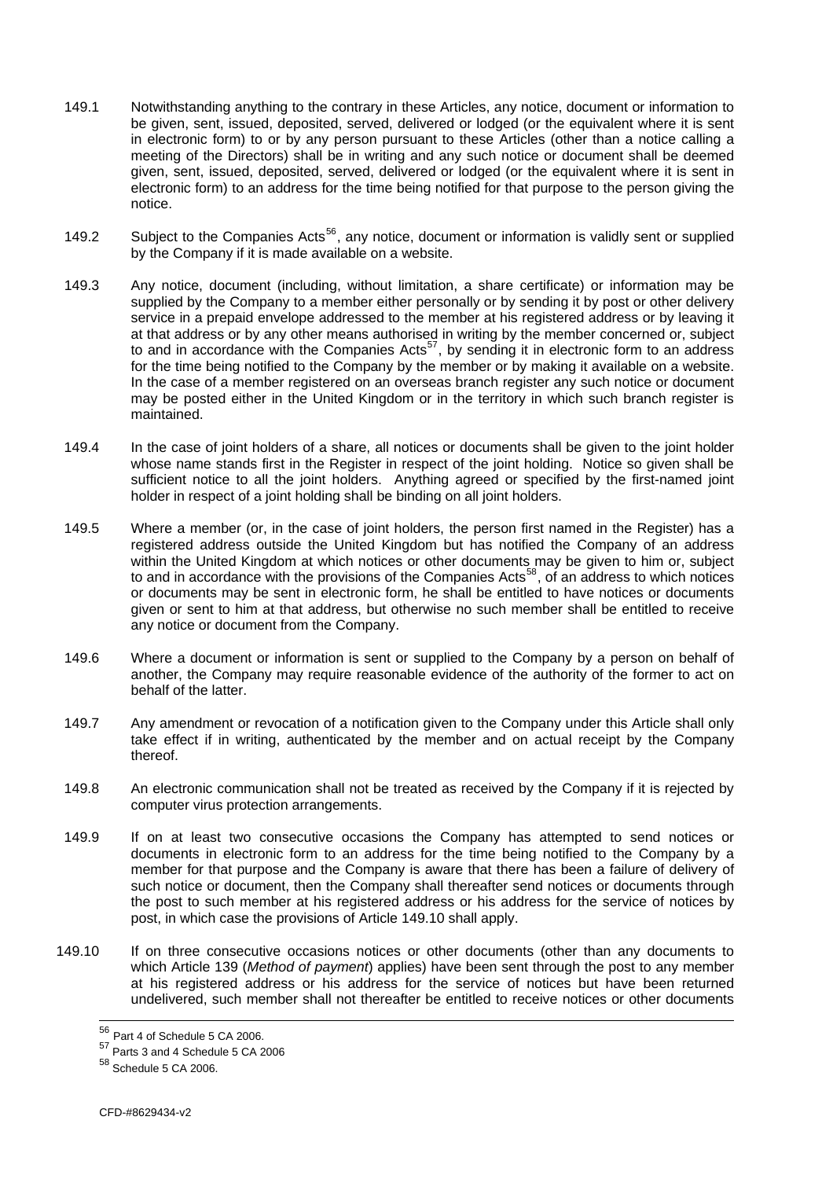149.1 Notwithstanding anything to the contrary in these Articles, any notice, document or information to be given, sent, issued, deposited, served, delivered or lodged (or the equivalent where it is sent in electronic form) to or by any person pursuant to these Articles (other than a notice calling a meeting of the Directors) shall be in writing and any such notice or document shall be deemed given, sent, issued, deposited, served, delivered or lodged (or the equivalent where it is sent in electronic form) to an address for the time being notified for that purpose to the person giving the notice.

149.2 Subject to the Companies Acts[56], any notice, document or information is validly sent or supplied by the Company if it is made available on a website.

149.3 Any notice, document (including, without limitation, a share certificate) or information may be supplied by the Company to a member either personally or by sending it by post or other delivery service in a prepaid envelope addressed to the member at his registered address or by leaving it at that address or by any other means authorised in writing by the member concerned or, subject to and in accordance with the Companies Acts[57], by sending it in electronic form to an address for the time being notified to the Company by the member or by making it available on a website. In the case of a member registered on an overseas branch register any such notice or document may be posted either in the United Kingdom or in the territory in which such branch register is maintained.

149.4 In the case of joint holders of a share, all notices or documents shall be given to the joint holder whose name stands first in the Register in respect of the joint holding. Notice so given shall be sufficient notice to all the joint holders. Anything agreed or specified by the first-named joint holder in respect of a joint holding shall be binding on all joint holders.

149.5 Where a member (or, in the case of joint holders, the person first named in the Register) has a registered address outside the United Kingdom but has notified the Company of an address within the United Kingdom at which notices or other documents may be given to him or, subject to and in accordance with the provisions of the Companies Acts[58], of an address to which notices or documents may be sent in electronic form, he shall be entitled to have notices or documents given or sent to him at that address, but otherwise no such member shall be entitled to receive any notice or document from the Company.

149.6 Where a document or information is sent or supplied to the Company by a person on behalf of another, the Company may require reasonable evidence of the authority of the former to act on behalf of the latter.

149.7 Any amendment or revocation of a notification given to the Company under this Article shall only take effect if in writing, authenticated by the member and on actual receipt by the Company thereof.

149.8 An electronic communication shall not be treated as received by the Company if it is rejected by computer virus protection arrangements.

149.9 If on at least two consecutive occasions the Company has attempted to send notices or documents in electronic form to an address for the time being notified to the Company by a member for that purpose and the Company is aware that there has been a failure of delivery of such notice or document, then the Company shall thereafter send notices or documents through the post to such member at his registered address or his address for the service of notices by post, in which case the provisions of Article 149.10 shall apply.

149.10 If on three consecutive occasions notices or other documents (other than any documents to which Article 139 (*Method of payment*) applies) have been sent through the post to any member at his registered address or his address for the service of notices but have been returned undelivered, such member shall not thereafter be entitled to receive notices or other documents

---

[56] Part 4 of Schedule 5 CA 2006.

[57] Parts 3 and 4 Schedule 5 CA 2006

[58] Schedule 5 CA 2006.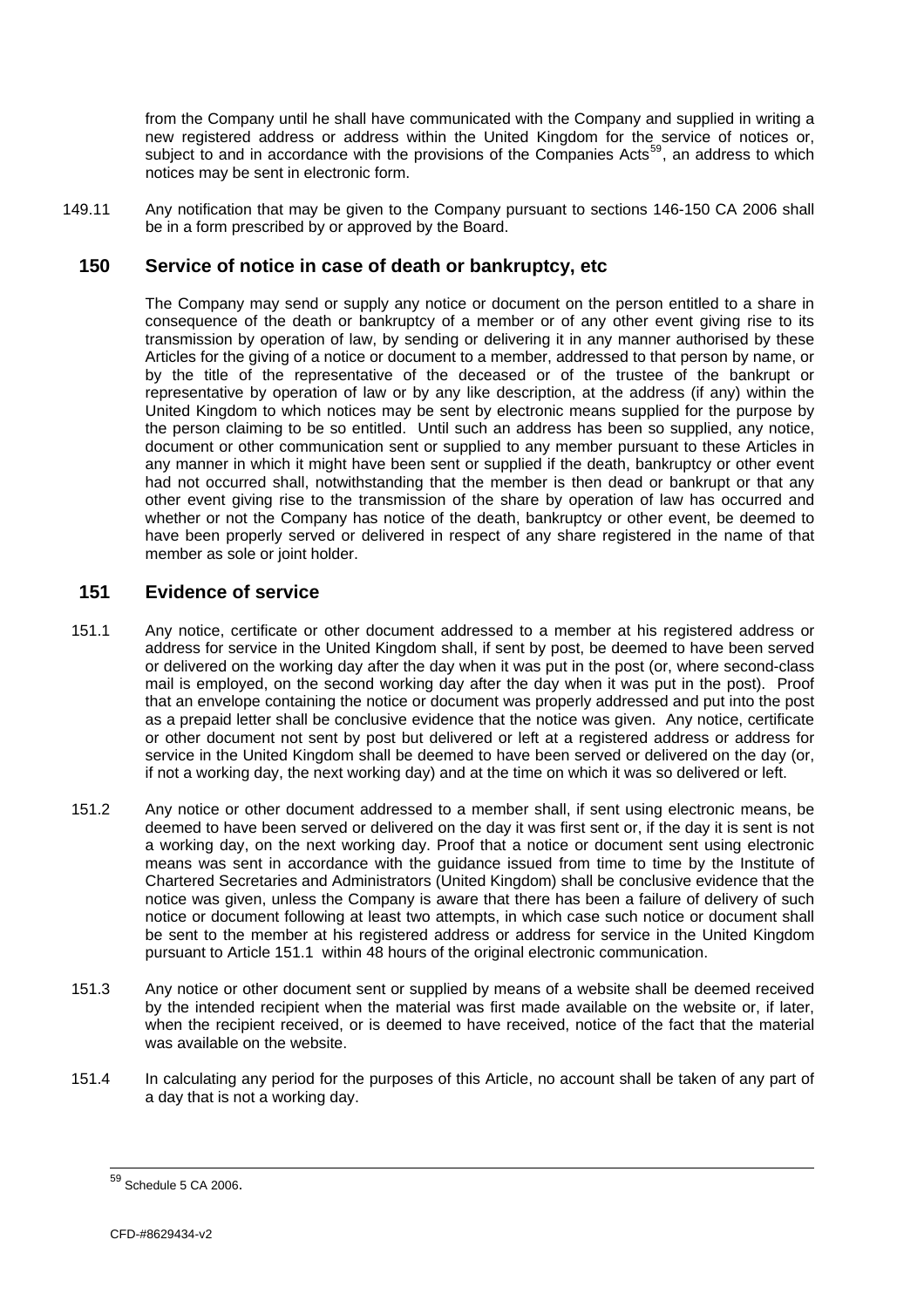from the Company until he shall have communicated with the Company and supplied in writing a new registered address or address within the United Kingdom for the service of notices or, subject to and in accordance with the provisions of the Companies Acts[59], an address to which notices may be sent in electronic form.

149.11 Any notification that may be given to the Company pursuant to sections 146-150 CA 2006 shall be in a form prescribed by or approved by the Board.

## 150 Service of notice in case of death or bankruptcy, etc

The Company may send or supply any notice or document on the person entitled to a share in consequence of the death or bankruptcy of a member or of any other event giving rise to its transmission by operation of law, by sending or delivering it in any manner authorised by these Articles for the giving of a notice or document to a member, addressed to that person by name, or by the title of the representative of the deceased or of the trustee of the bankrupt or representative by operation of law or by any like description, at the address (if any) within the United Kingdom to which notices may be sent by electronic means supplied for the purpose by the person claiming to be so entitled. Until such an address has been so supplied, any notice, document or other communication sent or supplied to any member pursuant to these Articles in any manner in which it might have been sent or supplied if the death, bankruptcy or other event had not occurred shall, notwithstanding that the member is then dead or bankrupt or that any other event giving rise to the transmission of the share by operation of law has occurred and whether or not the Company has notice of the death, bankruptcy or other event, be deemed to have been properly served or delivered in respect of any share registered in the name of that member as sole or joint holder.

## 151 Evidence of service

151.1 Any notice, certificate or other document addressed to a member at his registered address or address for service in the United Kingdom shall, if sent by post, be deemed to have been served or delivered on the working day after the day when it was put in the post (or, where second-class mail is employed, on the second working day after the day when it was put in the post). Proof that an envelope containing the notice or document was properly addressed and put into the post as a prepaid letter shall be conclusive evidence that the notice was given. Any notice, certificate or other document not sent by post but delivered or left at a registered address or address for service in the United Kingdom shall be deemed to have been served or delivered on the day (or, if not a working day, the next working day) and at the time on which it was so delivered or left.

151.2 Any notice or other document addressed to a member shall, if sent using electronic means, be deemed to have been served or delivered on the day it was first sent or, if the day it is sent is not a working day, on the next working day. Proof that a notice or document sent using electronic means was sent in accordance with the guidance issued from time to time by the Institute of Chartered Secretaries and Administrators (United Kingdom) shall be conclusive evidence that the notice was given, unless the Company is aware that there has been a failure of delivery of such notice or document following at least two attempts, in which case such notice or document shall be sent to the member at his registered address or address for service in the United Kingdom pursuant to Article 151.1 within 48 hours of the original electronic communication.

151.3 Any notice or other document sent or supplied by means of a website shall be deemed received by the intended recipient when the material was first made available on the website or, if later, when the recipient received, or is deemed to have received, notice of the fact that the material was available on the website.

151.4 In calculating any period for the purposes of this Article, no account shall be taken of any part of a day that is not a working day.

---

[59] Schedule 5 CA 2006.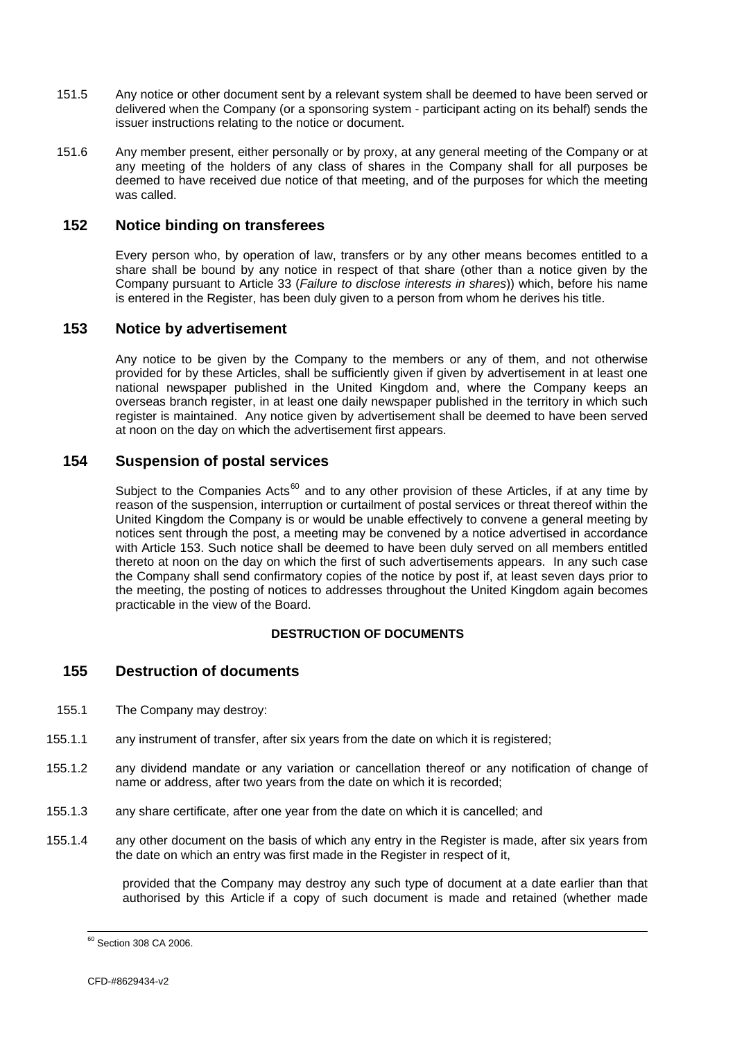151.5 Any notice or other document sent by a relevant system shall be deemed to have been served or delivered when the Company (or a sponsoring system - participant acting on its behalf) sends the issuer instructions relating to the notice or document.

151.6 Any member present, either personally or by proxy, at any general meeting of the Company or at any meeting of the holders of any class of shares in the Company shall for all purposes be deemed to have received due notice of that meeting, and of the purposes for which the meeting was called.

## 152 Notice binding on transferees

Every person who, by operation of law, transfers or by any other means becomes entitled to a share shall be bound by any notice in respect of that share (other than a notice given by the Company pursuant to Article 33 (*Failure to disclose interests in shares*)) which, before his name is entered in the Register, has been duly given to a person from whom he derives his title.

## 153 Notice by advertisement

Any notice to be given by the Company to the members or any of them, and not otherwise provided for by these Articles, shall be sufficiently given if given by advertisement in at least one national newspaper published in the United Kingdom and, where the Company keeps an overseas branch register, in at least one daily newspaper published in the territory in which such register is maintained. Any notice given by advertisement shall be deemed to have been served at noon on the day on which the advertisement first appears.

## 154 Suspension of postal services

Subject to the Companies Acts[60] and to any other provision of these Articles, if at any time by reason of the suspension, interruption or curtailment of postal services or threat thereof within the United Kingdom the Company is or would be unable effectively to convene a general meeting by notices sent through the post, a meeting may be convened by a notice advertised in accordance with Article 153. Such notice shall be deemed to have been duly served on all members entitled thereto at noon on the day on which the first of such advertisements appears. In any such case the Company shall send confirmatory copies of the notice by post if, at least seven days prior to the meeting, the posting of notices to addresses throughout the United Kingdom again becomes practicable in the view of the Board.

**DESTRUCTION OF DOCUMENTS**

## 155 Destruction of documents

155.1 The Company may destroy:

155.1.1 any instrument of transfer, after six years from the date on which it is registered;

155.1.2 any dividend mandate or any variation or cancellation thereof or any notification of change of name or address, after two years from the date on which it is recorded;

155.1.3 any share certificate, after one year from the date on which it is cancelled; and

155.1.4 any other document on the basis of which any entry in the Register is made, after six years from the date on which an entry was first made in the Register in respect of it,

provided that the Company may destroy any such type of document at a date earlier than that authorised by this Article if a copy of such document is made and retained (whether made

[60] Section 308 CA 2006.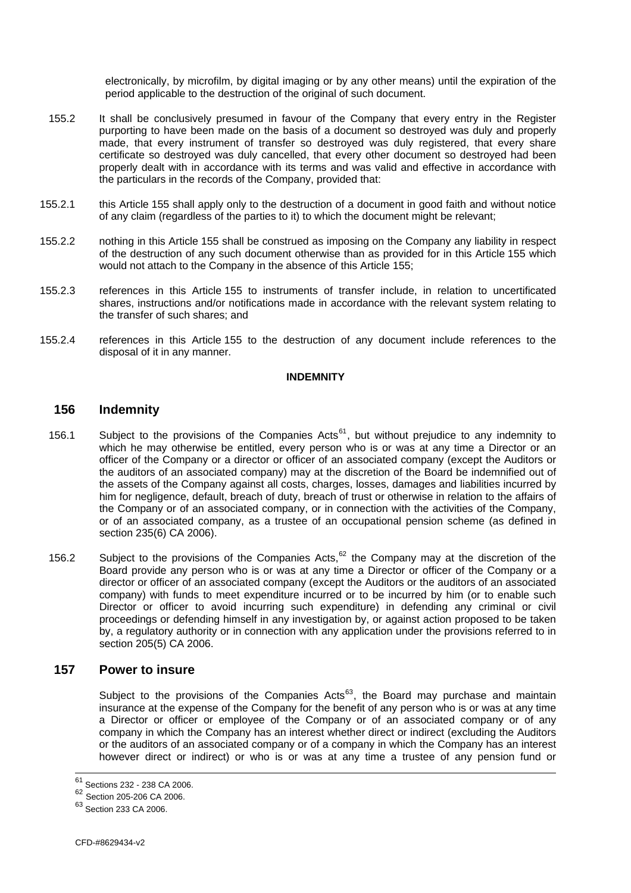electronically, by microfilm, by digital imaging or by any other means) until the expiration of the period applicable to the destruction of the original of such document.

155.2 It shall be conclusively presumed in favour of the Company that every entry in the Register purporting to have been made on the basis of a document so destroyed was duly and properly made, that every instrument of transfer so destroyed was duly registered, that every share certificate so destroyed was duly cancelled, that every other document so destroyed had been properly dealt with in accordance with its terms and was valid and effective in accordance with the particulars in the records of the Company, provided that:

155.2.1 this Article 155 shall apply only to the destruction of a document in good faith and without notice of any claim (regardless of the parties to it) to which the document might be relevant;

155.2.2 nothing in this Article 155 shall be construed as imposing on the Company any liability in respect of the destruction of any such document otherwise than as provided for in this Article 155 which would not attach to the Company in the absence of this Article 155;

155.2.3 references in this Article 155 to instruments of transfer include, in relation to uncertificated shares, instructions and/or notifications made in accordance with the relevant system relating to the transfer of such shares; and

155.2.4 references in this Article 155 to the destruction of any document include references to the disposal of it in any manner.

**INDEMNITY**

## 156 Indemnity

156.1 Subject to the provisions of the Companies Acts[61], but without prejudice to any indemnity to which he may otherwise be entitled, every person who is or was at any time a Director or an officer of the Company or a director or officer of an associated company (except the Auditors or the auditors of an associated company) may at the discretion of the Board be indemnified out of the assets of the Company against all costs, charges, losses, damages and liabilities incurred by him for negligence, default, breach of duty, breach of trust or otherwise in relation to the affairs of the Company or of an associated company, or in connection with the activities of the Company, or of an associated company, as a trustee of an occupational pension scheme (as defined in section 235(6) CA 2006).

156.2 Subject to the provisions of the Companies Acts,[62] the Company may at the discretion of the Board provide any person who is or was at any time a Director or officer of the Company or a director or officer of an associated company (except the Auditors or the auditors of an associated company) with funds to meet expenditure incurred or to be incurred by him (or to enable such Director or officer to avoid incurring such expenditure) in defending any criminal or civil proceedings or defending himself in any investigation by, or against action proposed to be taken by, a regulatory authority or in connection with any application under the provisions referred to in section 205(5) CA 2006.

## 157 Power to insure

Subject to the provisions of the Companies Acts[63], the Board may purchase and maintain insurance at the expense of the Company for the benefit of any person who is or was at any time a Director or officer or employee of the Company or of an associated company or of any company in which the Company has an interest whether direct or indirect (excluding the Auditors or the auditors of an associated company or of a company in which the Company has an interest however direct or indirect) or who is or was at any time a trustee of any pension fund or

---

[61] Sections 232 - 238 CA 2006.

[62] Section 205-206 CA 2006.

[63] Section 233 CA 2006.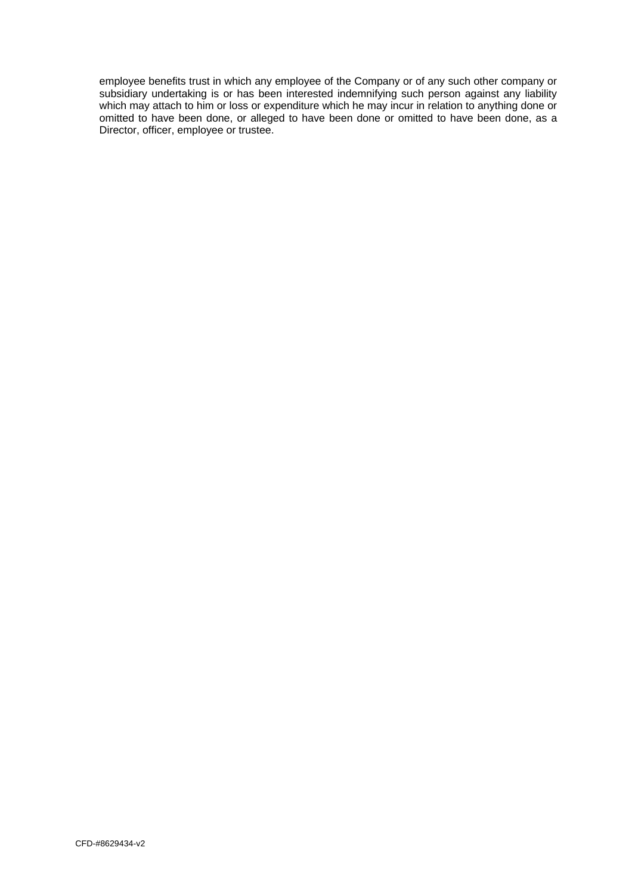employee benefits trust in which any employee of the Company or of any such other company or subsidiary undertaking is or has been interested indemnifying such person against any liability which may attach to him or loss or expenditure which he may incur in relation to anything done or omitted to have been done, or alleged to have been done or omitted to have been done, as a Director, officer, employee or trustee.

CFD-#8629434-v2